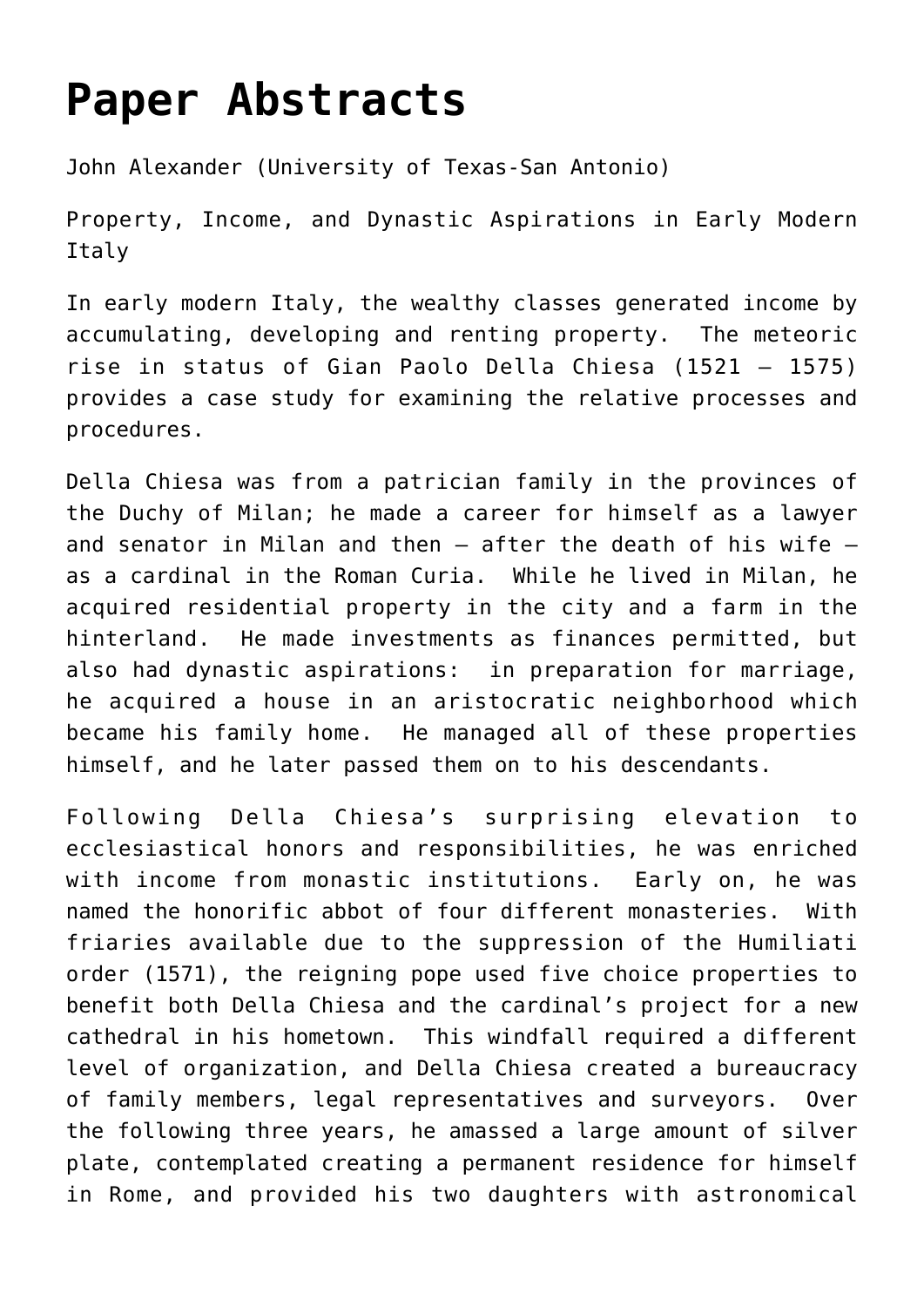# Paper Abstracts

John Alexander (University of Texas-San Antonio)

Property, Income, and Dynastic Aspirations in Early Modern Italy

In early modern Italy, the wealthy classes generated income by accumulating, developing and renting property. The meteoric rise in status of Gian Paolo Della Chiesa (1521 – 1575) provides a case study for examining the relative processes and procedures.

Della Chiesa was from a patrician family in the provinces of the Duchy of Milan; he made a career for himself as a lawyer and senator in Milan and then – after the death of his wife – as a cardinal in the Roman Curia. While he lived in Milan, he acquired residential property in the city and a farm in the hinterland. He made investments as finances permitted, but also had dynastic aspirations: in preparation for marriage, he acquired a house in an aristocratic neighborhood which became his family home. He managed all of these properties himself, and he later passed them on to his descendants.

Following Della Chiesa's surprising elevation to ecclesiastical honors and responsibilities, he was enriched with income from monastic institutions. Early on, he was named the honorific abbot of four different monasteries. With friaries available due to the suppression of the Humiliati order (1571), the reigning pope used five choice properties to benefit both Della Chiesa and the cardinal's project for a new cathedral in his hometown. This windfall required a different level of organization, and Della Chiesa created a bureaucracy of family members, legal representatives and surveyors. Over the following three years, he amassed a large amount of silver plate, contemplated creating a permanent residence for himself in Rome, and provided his two daughters with astronomical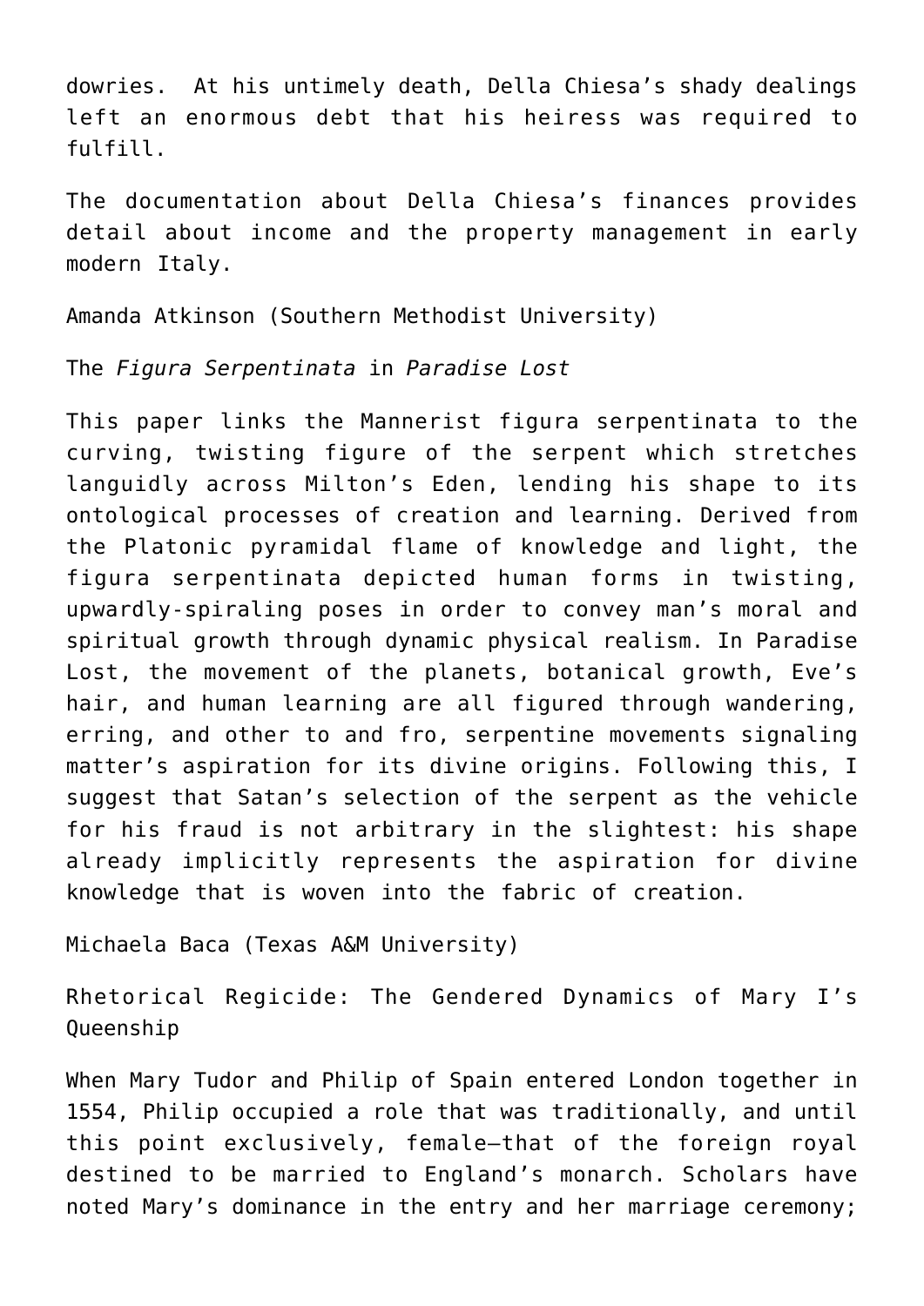dowries. At his untimely death, Della Chiesa's shady dealings left an enormous debt that his heiress was required to fulfill.

The documentation about Della Chiesa's finances provides detail about income and the property management in early modern Italy.

Amanda Atkinson (Southern Methodist University)

The *Figura Serpentinata* in *Paradise Lost*

This paper links the Mannerist figura serpentinata to the curving, twisting figure of the serpent which stretches languidly across Milton's Eden, lending his shape to its ontological processes of creation and learning. Derived from the Platonic pyramidal flame of knowledge and light, the figura serpentinata depicted human forms in twisting, upwardly-spiraling poses in order to convey man's moral and spiritual growth through dynamic physical realism. In Paradise Lost, the movement of the planets, botanical growth, Eve's hair, and human learning are all figured through wandering, erring, and other to and fro, serpentine movements signaling matter's aspiration for its divine origins. Following this, I suggest that Satan's selection of the serpent as the vehicle for his fraud is not arbitrary in the slightest: his shape already implicitly represents the aspiration for divine knowledge that is woven into the fabric of creation.

Michaela Baca (Texas A&M University)

Rhetorical Regicide: The Gendered Dynamics of Mary I's Queenship

When Mary Tudor and Philip of Spain entered London together in 1554, Philip occupied a role that was traditionally, and until this point exclusively, female—that of the foreign royal destined to be married to England's monarch. Scholars have noted Mary's dominance in the entry and her marriage ceremony;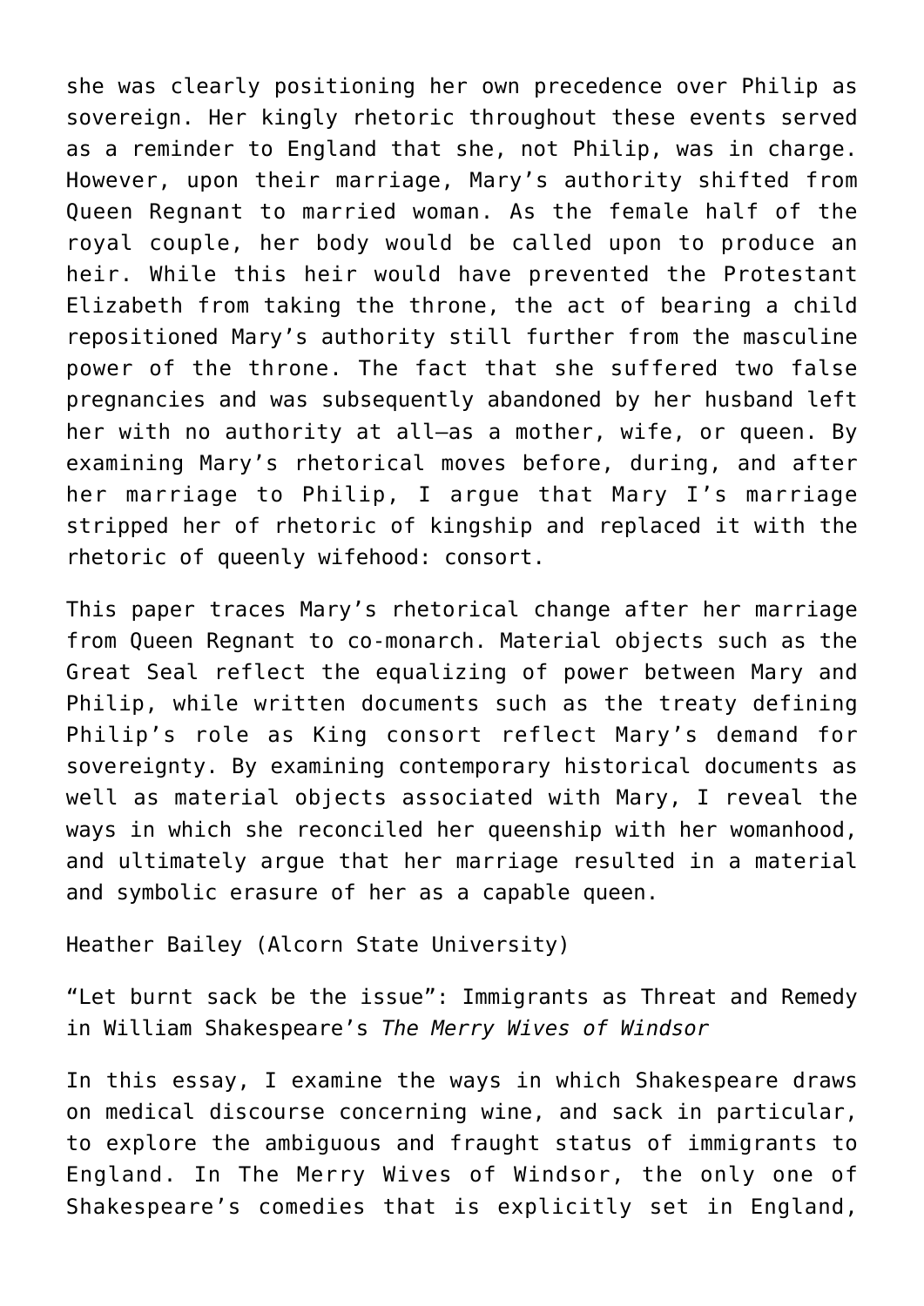she was clearly positioning her own precedence over Philip as sovereign. Her kingly rhetoric throughout these events served as a reminder to England that she, not Philip, was in charge. However, upon their marriage, Mary's authority shifted from Queen Regnant to married woman. As the female half of the royal couple, her body would be called upon to produce an heir. While this heir would have prevented the Protestant Elizabeth from taking the throne, the act of bearing a child repositioned Mary's authority still further from the masculine power of the throne. The fact that she suffered two false pregnancies and was subsequently abandoned by her husband left her with no authority at all—as a mother, wife, or queen. By examining Mary's rhetorical moves before, during, and after her marriage to Philip, I argue that Mary I's marriage stripped her of rhetoric of kingship and replaced it with the rhetoric of queenly wifehood: consort.

This paper traces Mary's rhetorical change after her marriage from Queen Regnant to co-monarch. Material objects such as the Great Seal reflect the equalizing of power between Mary and Philip, while written documents such as the treaty defining Philip's role as King consort reflect Mary's demand for sovereignty. By examining contemporary historical documents as well as material objects associated with Mary, I reveal the ways in which she reconciled her queenship with her womanhood, and ultimately argue that her marriage resulted in a material and symbolic erasure of her as a capable queen.

Heather Bailey (Alcorn State University)

"Let burnt sack be the issue": Immigrants as Threat and Remedy in William Shakespeare's *The Merry Wives of Windsor*

In this essay, I examine the ways in which Shakespeare draws on medical discourse concerning wine, and sack in particular, to explore the ambiguous and fraught status of immigrants to England. In The Merry Wives of Windsor, the only one of Shakespeare's comedies that is explicitly set in England,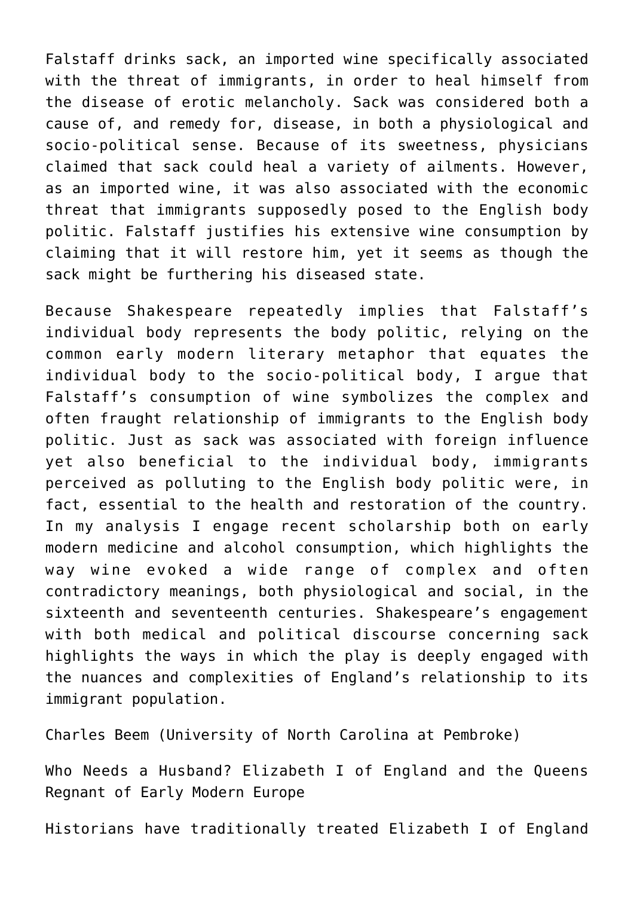Falstaff drinks sack, an imported wine specifically associated with the threat of immigrants, in order to heal himself from the disease of erotic melancholy. Sack was considered both a cause of, and remedy for, disease, in both a physiological and socio-political sense. Because of its sweetness, physicians claimed that sack could heal a variety of ailments. However, as an imported wine, it was also associated with the economic threat that immigrants supposedly posed to the English body politic. Falstaff justifies his extensive wine consumption by claiming that it will restore him, yet it seems as though the sack might be furthering his diseased state.

Because Shakespeare repeatedly implies that Falstaff's individual body represents the body politic, relying on the common early modern literary metaphor that equates the individual body to the socio-political body, I argue that Falstaff's consumption of wine symbolizes the complex and often fraught relationship of immigrants to the English body politic. Just as sack was associated with foreign influence yet also beneficial to the individual body, immigrants perceived as polluting to the English body politic were, in fact, essential to the health and restoration of the country. In my analysis I engage recent scholarship both on early modern medicine and alcohol consumption, which highlights the way wine evoked a wide range of complex and often contradictory meanings, both physiological and social, in the sixteenth and seventeenth centuries. Shakespeare's engagement with both medical and political discourse concerning sack highlights the ways in which the play is deeply engaged with the nuances and complexities of England's relationship to its immigrant population.

Charles Beem (University of North Carolina at Pembroke)

Who Needs a Husband? Elizabeth I of England and the Queens Regnant of Early Modern Europe

Historians have traditionally treated Elizabeth I of England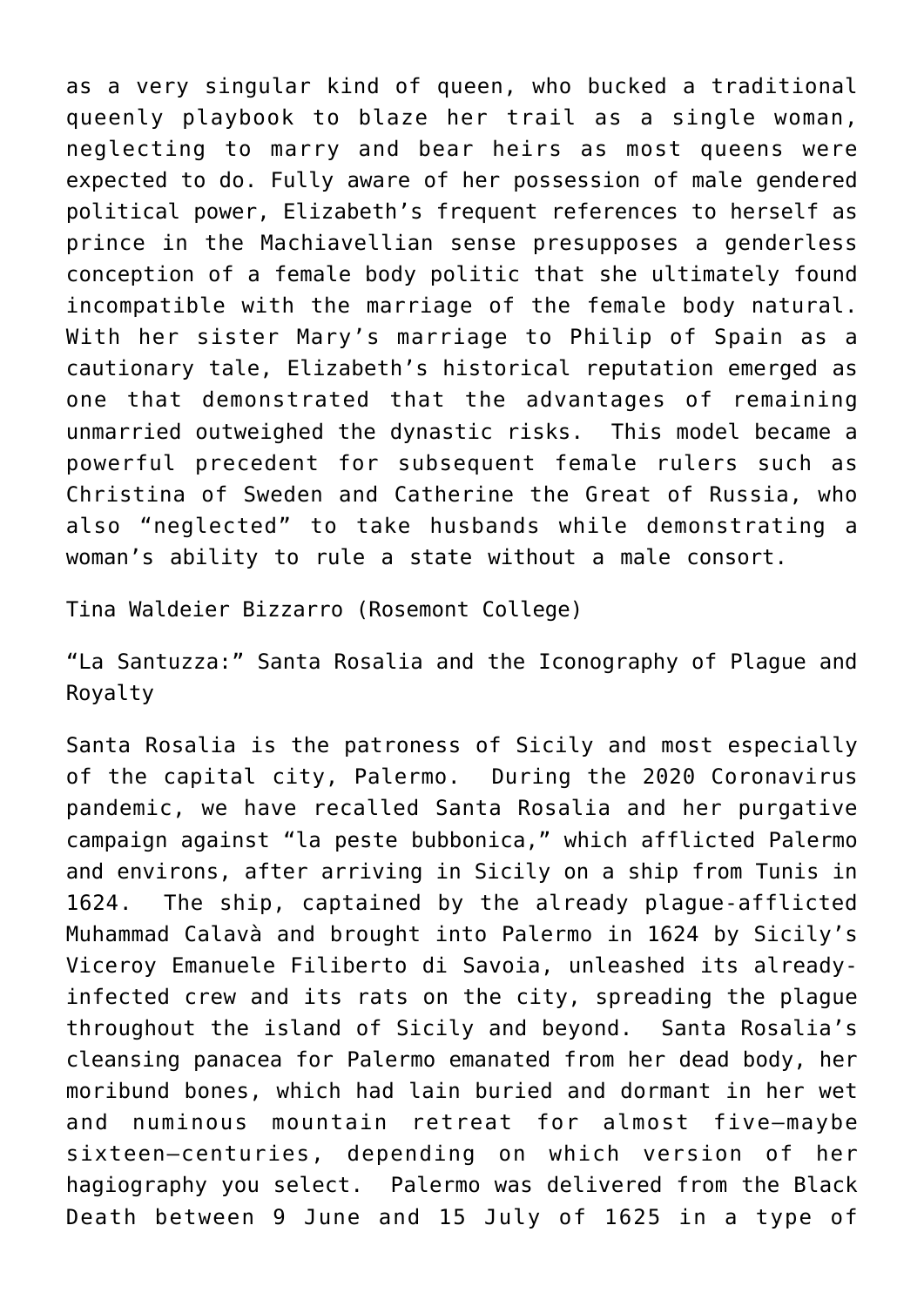as a very singular kind of queen, who bucked a traditional queenly playbook to blaze her trail as a single woman, neglecting to marry and bear heirs as most queens were expected to do. Fully aware of her possession of male gendered political power, Elizabeth's frequent references to herself as prince in the Machiavellian sense presupposes a genderless conception of a female body politic that she ultimately found incompatible with the marriage of the female body natural. With her sister Mary's marriage to Philip of Spain as a cautionary tale, Elizabeth's historical reputation emerged as one that demonstrated that the advantages of remaining unmarried outweighed the dynastic risks. This model became a powerful precedent for subsequent female rulers such as Christina of Sweden and Catherine the Great of Russia, who also "neglected" to take husbands while demonstrating a woman's ability to rule a state without a male consort.

Tina Waldeier Bizzarro (Rosemont College)

"La Santuzza:" Santa Rosalia and the Iconography of Plague and Royalty

Santa Rosalia is the patroness of Sicily and most especially of the capital city, Palermo. During the 2020 Coronavirus pandemic, we have recalled Santa Rosalia and her purgative campaign against "la peste bubbonica," which afflicted Palermo and environs, after arriving in Sicily on a ship from Tunis in 1624. The ship, captained by the already plague-afflicted Muhammad Calavà and brought into Palermo in 1624 by Sicily's Viceroy Emanuele Filiberto di Savoia, unleashed its already-infected crew and its rats on the city, spreading the plague throughout the island of Sicily and beyond. Santa Rosalia's cleansing panacea for Palermo emanated from her dead body, her moribund bones, which had lain buried and dormant in her wet and numinous mountain retreat for almost five—maybe sixteen—centuries, depending on which version of her hagiography you select. Palermo was delivered from the Black Death between 9 June and 15 July of 1625 in a type of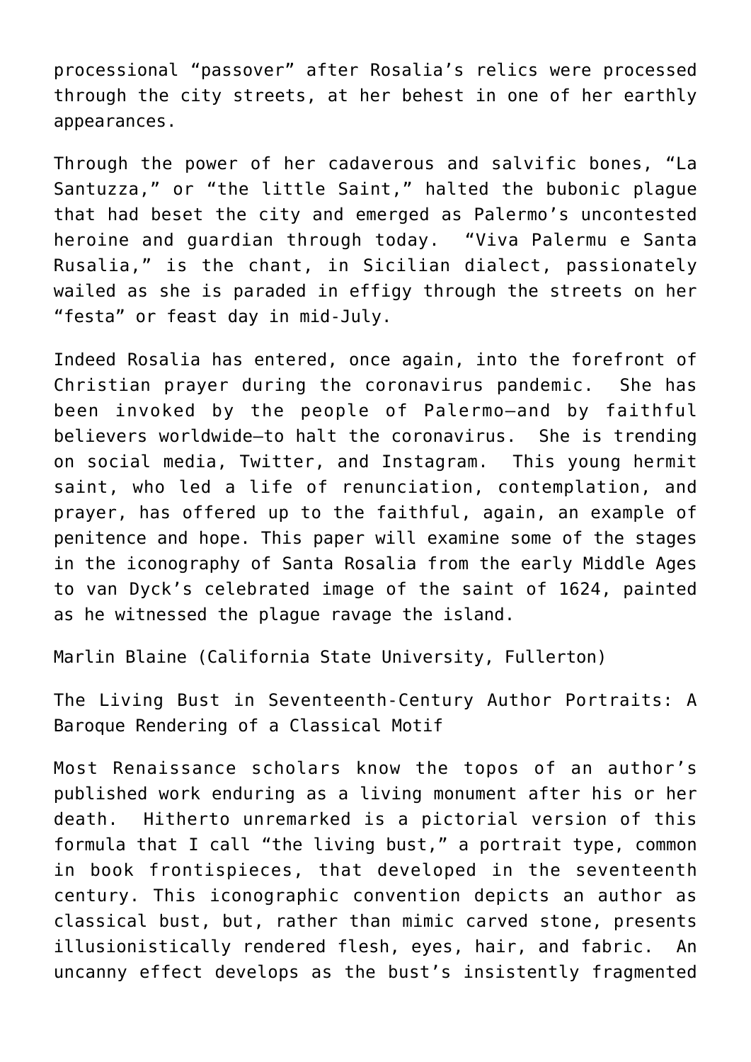processional "passover" after Rosalia's relics were processed through the city streets, at her behest in one of her earthly appearances.

Through the power of her cadaverous and salvific bones, "La Santuzza," or "the little Saint," halted the bubonic plague that had beset the city and emerged as Palermo's uncontested heroine and guardian through today. "Viva Palermu e Santa Rusalia," is the chant, in Sicilian dialect, passionately wailed as she is paraded in effigy through the streets on her "festa" or feast day in mid-July.

Indeed Rosalia has entered, once again, into the forefront of Christian prayer during the coronavirus pandemic. She has been invoked by the people of Palermo—and by faithful believers worldwide—to halt the coronavirus. She is trending on social media, Twitter, and Instagram. This young hermit saint, who led a life of renunciation, contemplation, and prayer, has offered up to the faithful, again, an example of penitence and hope. This paper will examine some of the stages in the iconography of Santa Rosalia from the early Middle Ages to van Dyck's celebrated image of the saint of 1624, painted as he witnessed the plague ravage the island.

Marlin Blaine (California State University, Fullerton)

The Living Bust in Seventeenth-Century Author Portraits: A Baroque Rendering of a Classical Motif

Most Renaissance scholars know the topos of an author's published work enduring as a living monument after his or her death. Hitherto unremarked is a pictorial version of this formula that I call "the living bust," a portrait type, common in book frontispieces, that developed in the seventeenth century. This iconographic convention depicts an author as classical bust, but, rather than mimic carved stone, presents illusionistically rendered flesh, eyes, hair, and fabric. An uncanny effect develops as the bust's insistently fragmented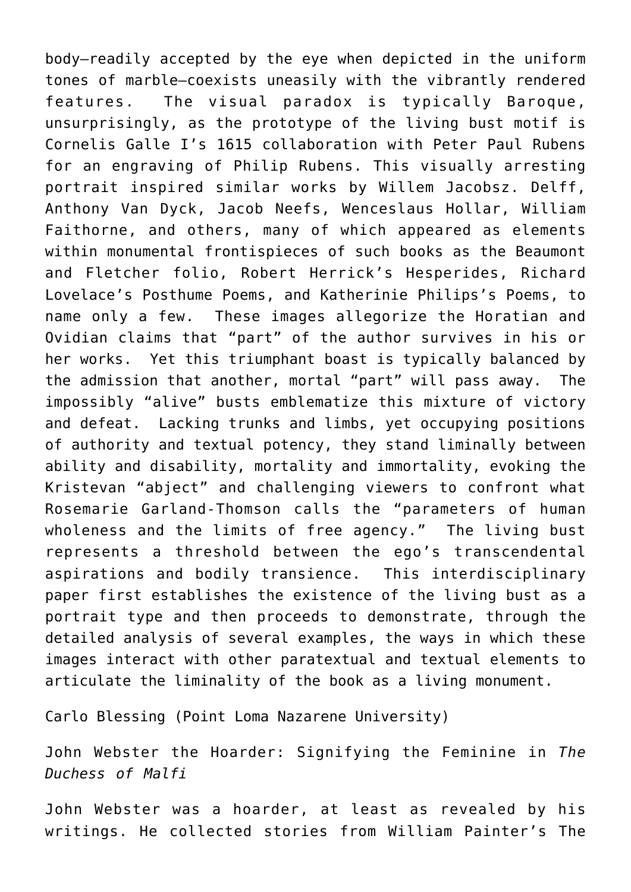body—readily accepted by the eye when depicted in the uniform tones of marble—coexists uneasily with the vibrantly rendered features. The visual paradox is typically Baroque, unsurprisingly, as the prototype of the living bust motif is Cornelis Galle I's 1615 collaboration with Peter Paul Rubens for an engraving of Philip Rubens. This visually arresting portrait inspired similar works by Willem Jacobsz. Delff, Anthony Van Dyck, Jacob Neefs, Wenceslaus Hollar, William Faithorne, and others, many of which appeared as elements within monumental frontispieces of such books as the Beaumont and Fletcher folio, Robert Herrick's Hesperides, Richard Lovelace's Posthume Poems, and Katherinie Philips's Poems, to name only a few. These images allegorize the Horatian and Ovidian claims that "part" of the author survives in his or her works. Yet this triumphant boast is typically balanced by the admission that another, mortal "part" will pass away. The impossibly "alive" busts emblematize this mixture of victory and defeat. Lacking trunks and limbs, yet occupying positions of authority and textual potency, they stand liminally between ability and disability, mortality and immortality, evoking the Kristevan "abject" and challenging viewers to confront what Rosemarie Garland-Thomson calls the "parameters of human wholeness and the limits of free agency." The living bust represents a threshold between the ego's transcendental aspirations and bodily transience. This interdisciplinary paper first establishes the existence of the living bust as a portrait type and then proceeds to demonstrate, through the detailed analysis of several examples, the ways in which these images interact with other paratextual and textual elements to articulate the liminality of the book as a living monument.

Carlo Blessing (Point Loma Nazarene University)

John Webster the Hoarder: Signifying the Feminine in *The Duchess of Malfi*

John Webster was a hoarder, at least as revealed by his writings. He collected stories from William Painter's The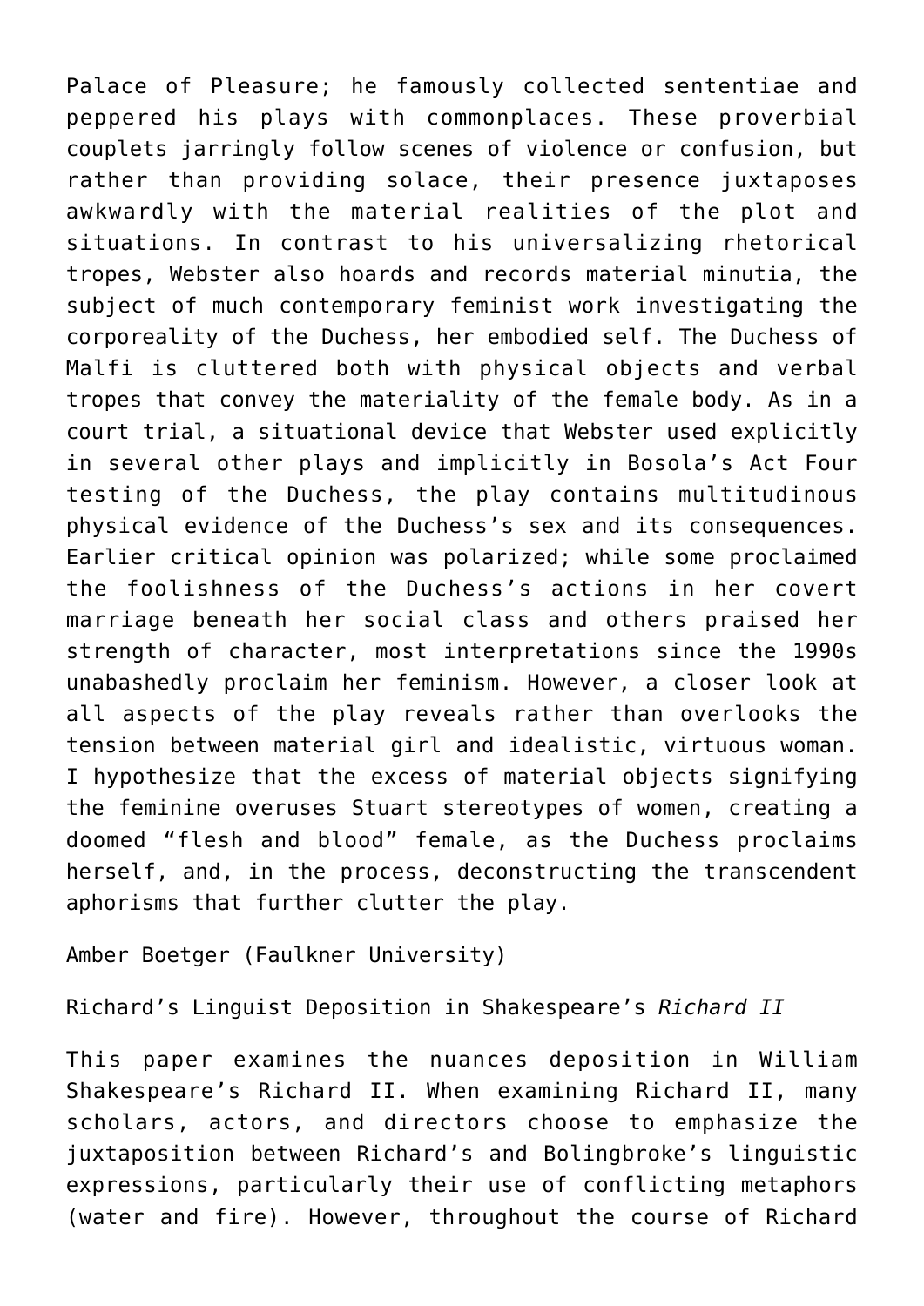Palace of Pleasure; he famously collected sententiae and peppered his plays with commonplaces. These proverbial couplets jarringly follow scenes of violence or confusion, but rather than providing solace, their presence juxtaposes awkwardly with the material realities of the plot and situations. In contrast to his universalizing rhetorical tropes, Webster also hoards and records material minutia, the subject of much contemporary feminist work investigating the corporeality of the Duchess, her embodied self. The Duchess of Malfi is cluttered both with physical objects and verbal tropes that convey the materiality of the female body. As in a court trial, a situational device that Webster used explicitly in several other plays and implicitly in Bosola's Act Four testing of the Duchess, the play contains multitudinous physical evidence of the Duchess's sex and its consequences. Earlier critical opinion was polarized; while some proclaimed the foolishness of the Duchess's actions in her covert marriage beneath her social class and others praised her strength of character, most interpretations since the 1990s unabashedly proclaim her feminism. However, a closer look at all aspects of the play reveals rather than overlooks the tension between material girl and idealistic, virtuous woman. I hypothesize that the excess of material objects signifying the feminine overuses Stuart stereotypes of women, creating a doomed "flesh and blood" female, as the Duchess proclaims herself, and, in the process, deconstructing the transcendent aphorisms that further clutter the play.

Amber Boetger (Faulkner University)

Richard's Linguist Deposition in Shakespeare's *Richard II*

This paper examines the nuances deposition in William Shakespeare's Richard II. When examining Richard II, many scholars, actors, and directors choose to emphasize the juxtaposition between Richard's and Bolingbroke's linguistic expressions, particularly their use of conflicting metaphors (water and fire). However, throughout the course of Richard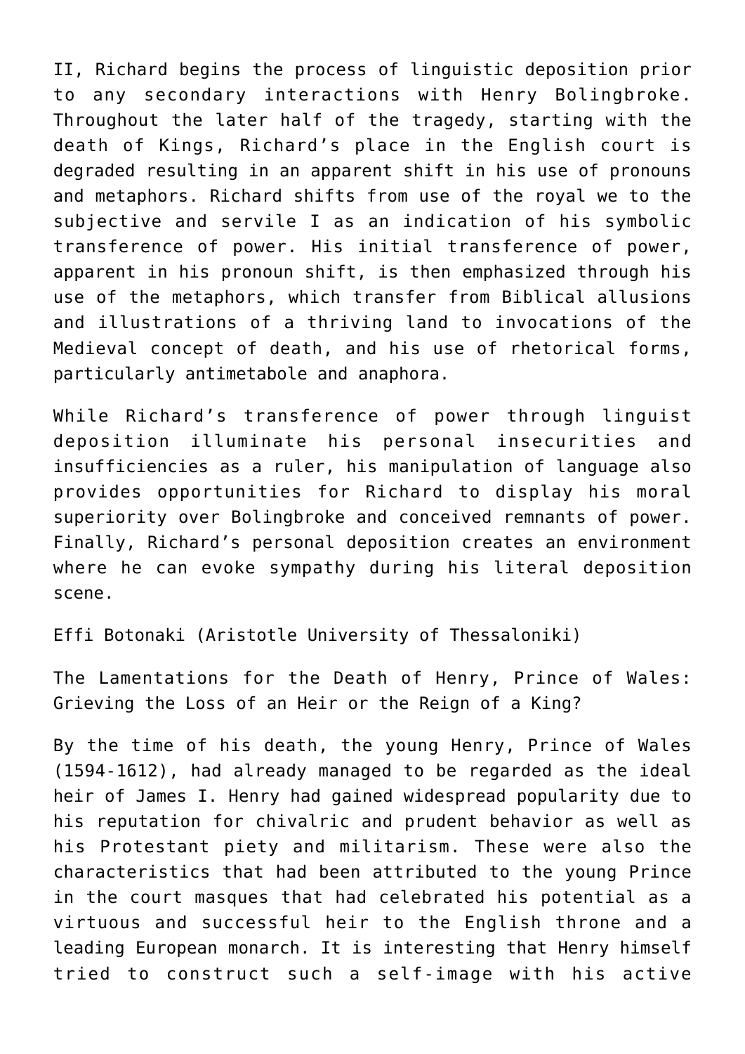II, Richard begins the process of linguistic deposition prior to any secondary interactions with Henry Bolingbroke. Throughout the later half of the tragedy, starting with the death of Kings, Richard's place in the English court is degraded resulting in an apparent shift in his use of pronouns and metaphors. Richard shifts from use of the royal we to the subjective and servile I as an indication of his symbolic transference of power. His initial transference of power, apparent in his pronoun shift, is then emphasized through his use of the metaphors, which transfer from Biblical allusions and illustrations of a thriving land to invocations of the Medieval concept of death, and his use of rhetorical forms, particularly antimetabole and anaphora.

While Richard's transference of power through linguist deposition illuminate his personal insecurities and insufficiencies as a ruler, his manipulation of language also provides opportunities for Richard to display his moral superiority over Bolingbroke and conceived remnants of power. Finally, Richard's personal deposition creates an environment where he can evoke sympathy during his literal deposition scene.

Effi Botonaki (Aristotle University of Thessaloniki)

The Lamentations for the Death of Henry, Prince of Wales: Grieving the Loss of an Heir or the Reign of a King?

By the time of his death, the young Henry, Prince of Wales (1594-1612), had already managed to be regarded as the ideal heir of James I. Henry had gained widespread popularity due to his reputation for chivalric and prudent behavior as well as his Protestant piety and militarism. These were also the characteristics that had been attributed to the young Prince in the court masques that had celebrated his potential as a virtuous and successful heir to the English throne and a leading European monarch. It is interesting that Henry himself tried to construct such a self-image with his active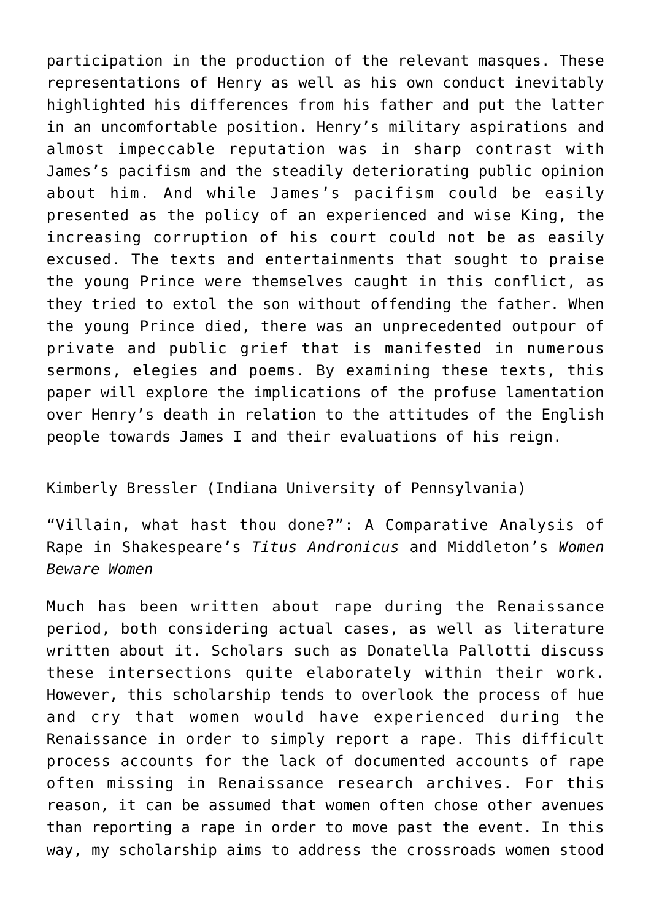participation in the production of the relevant masques. These representations of Henry as well as his own conduct inevitably highlighted his differences from his father and put the latter in an uncomfortable position. Henry's military aspirations and almost impeccable reputation was in sharp contrast with James's pacifism and the steadily deteriorating public opinion about him. And while James's pacifism could be easily presented as the policy of an experienced and wise King, the increasing corruption of his court could not be as easily excused. The texts and entertainments that sought to praise the young Prince were themselves caught in this conflict, as they tried to extol the son without offending the father. When the young Prince died, there was an unprecedented outpour of private and public grief that is manifested in numerous sermons, elegies and poems. By examining these texts, this paper will explore the implications of the profuse lamentation over Henry's death in relation to the attitudes of the English people towards James I and their evaluations of his reign.

Kimberly Bressler (Indiana University of Pennsylvania)

"Villain, what hast thou done?": A Comparative Analysis of Rape in Shakespeare's *Titus Andronicus* and Middleton's *Women Beware Women*

Much has been written about rape during the Renaissance period, both considering actual cases, as well as literature written about it. Scholars such as Donatella Pallotti discuss these intersections quite elaborately within their work. However, this scholarship tends to overlook the process of hue and cry that women would have experienced during the Renaissance in order to simply report a rape. This difficult process accounts for the lack of documented accounts of rape often missing in Renaissance research archives. For this reason, it can be assumed that women often chose other avenues than reporting a rape in order to move past the event. In this way, my scholarship aims to address the crossroads women stood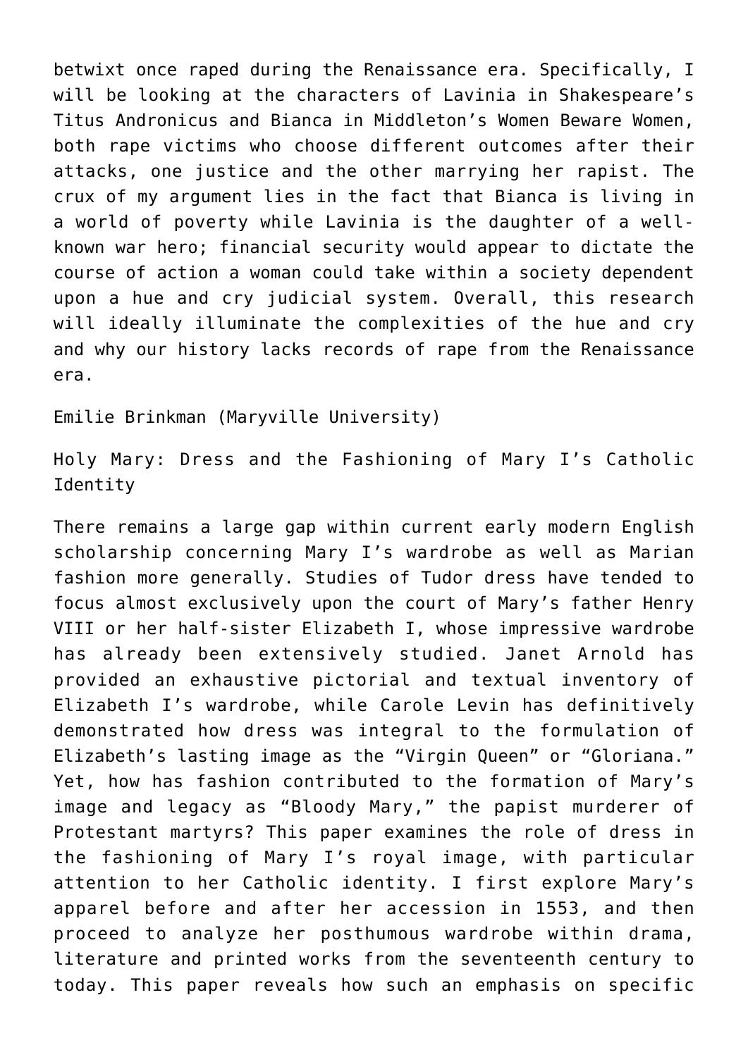betwixt once raped during the Renaissance era. Specifically, I will be looking at the characters of Lavinia in Shakespeare's Titus Andronicus and Bianca in Middleton's Women Beware Women, both rape victims who choose different outcomes after their attacks, one justice and the other marrying her rapist. The crux of my argument lies in the fact that Bianca is living in a world of poverty while Lavinia is the daughter of a well-known war hero; financial security would appear to dictate the course of action a woman could take within a society dependent upon a hue and cry judicial system. Overall, this research will ideally illuminate the complexities of the hue and cry and why our history lacks records of rape from the Renaissance era.

Emilie Brinkman (Maryville University)

Holy Mary: Dress and the Fashioning of Mary I's Catholic Identity

There remains a large gap within current early modern English scholarship concerning Mary I's wardrobe as well as Marian fashion more generally. Studies of Tudor dress have tended to focus almost exclusively upon the court of Mary's father Henry VIII or her half-sister Elizabeth I, whose impressive wardrobe has already been extensively studied. Janet Arnold has provided an exhaustive pictorial and textual inventory of Elizabeth I's wardrobe, while Carole Levin has definitively demonstrated how dress was integral to the formulation of Elizabeth's lasting image as the "Virgin Queen" or "Gloriana." Yet, how has fashion contributed to the formation of Mary's image and legacy as "Bloody Mary," the papist murderer of Protestant martyrs? This paper examines the role of dress in the fashioning of Mary I's royal image, with particular attention to her Catholic identity. I first explore Mary's apparel before and after her accession in 1553, and then proceed to analyze her posthumous wardrobe within drama, literature and printed works from the seventeenth century to today. This paper reveals how such an emphasis on specific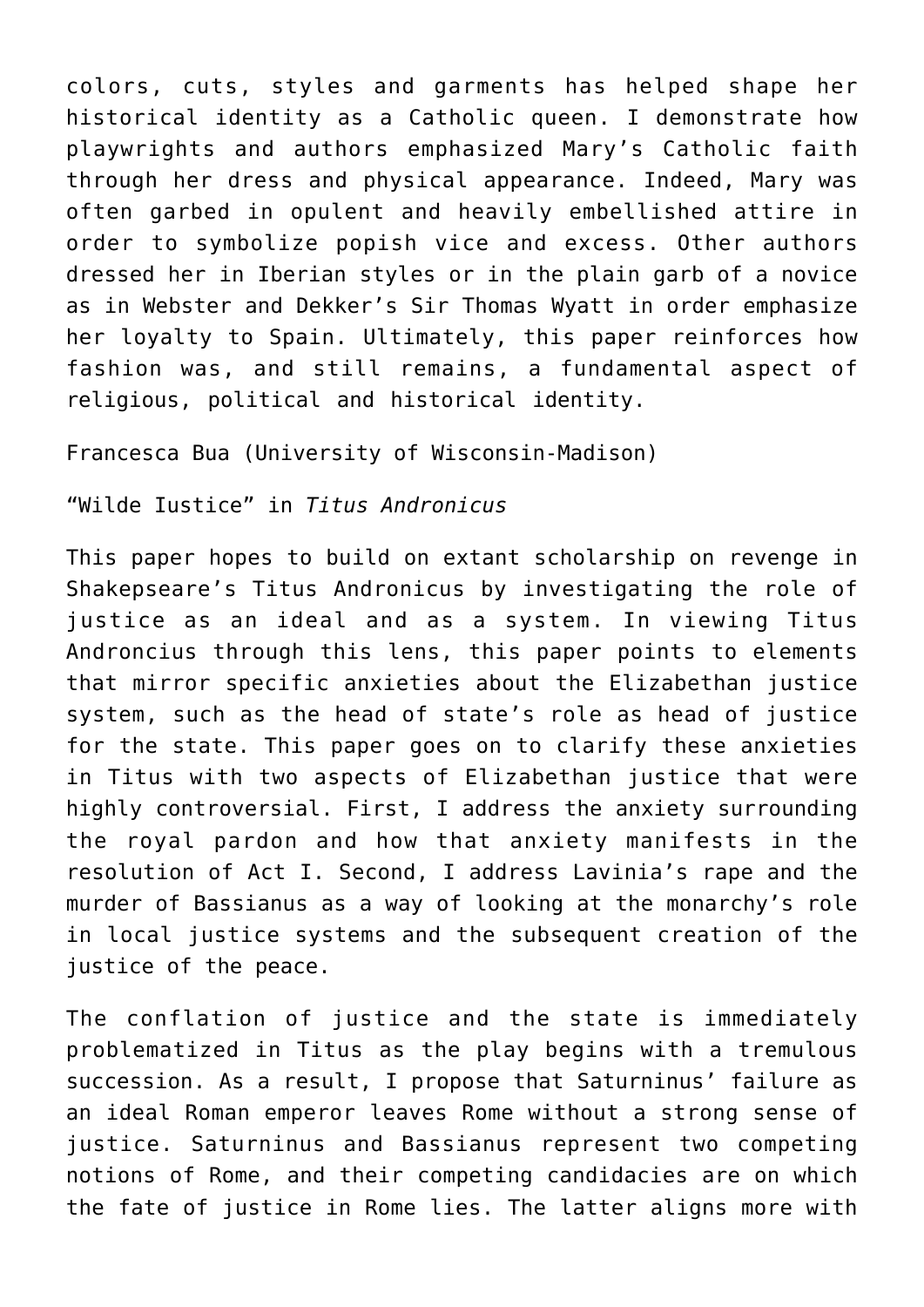colors, cuts, styles and garments has helped shape her historical identity as a Catholic queen. I demonstrate how playwrights and authors emphasized Mary's Catholic faith through her dress and physical appearance. Indeed, Mary was often garbed in opulent and heavily embellished attire in order to symbolize popish vice and excess. Other authors dressed her in Iberian styles or in the plain garb of a novice as in Webster and Dekker's Sir Thomas Wyatt in order emphasize her loyalty to Spain. Ultimately, this paper reinforces how fashion was, and still remains, a fundamental aspect of religious, political and historical identity.

Francesca Bua (University of Wisconsin-Madison)

"Wilde Iustice" in *Titus Andronicus*

This paper hopes to build on extant scholarship on revenge in Shakepseare's Titus Andronicus by investigating the role of justice as an ideal and as a system. In viewing Titus Androncius through this lens, this paper points to elements that mirror specific anxieties about the Elizabethan justice system, such as the head of state's role as head of justice for the state. This paper goes on to clarify these anxieties in Titus with two aspects of Elizabethan justice that were highly controversial. First, I address the anxiety surrounding the royal pardon and how that anxiety manifests in the resolution of Act I. Second, I address Lavinia's rape and the murder of Bassianus as a way of looking at the monarchy's role in local justice systems and the subsequent creation of the justice of the peace.

The conflation of justice and the state is immediately problematized in Titus as the play begins with a tremulous succession. As a result, I propose that Saturninus' failure as an ideal Roman emperor leaves Rome without a strong sense of justice. Saturninus and Bassianus represent two competing notions of Rome, and their competing candidacies are on which the fate of justice in Rome lies. The latter aligns more with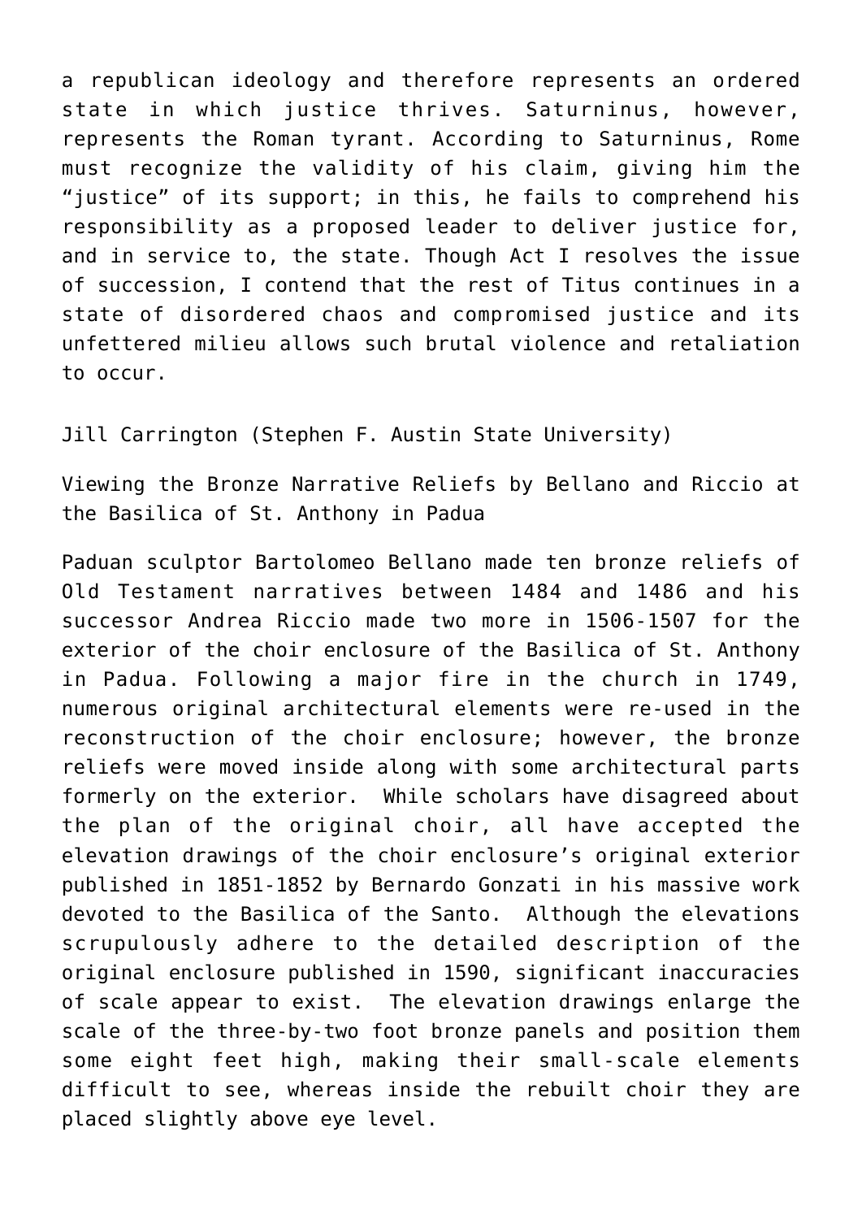a republican ideology and therefore represents an ordered state in which justice thrives. Saturninus, however, represents the Roman tyrant. According to Saturninus, Rome must recognize the validity of his claim, giving him the "justice" of its support; in this, he fails to comprehend his responsibility as a proposed leader to deliver justice for, and in service to, the state. Though Act I resolves the issue of succession, I contend that the rest of Titus continues in a state of disordered chaos and compromised justice and its unfettered milieu allows such brutal violence and retaliation to occur.

Jill Carrington (Stephen F. Austin State University)

Viewing the Bronze Narrative Reliefs by Bellano and Riccio at the Basilica of St. Anthony in Padua

Paduan sculptor Bartolomeo Bellano made ten bronze reliefs of Old Testament narratives between 1484 and 1486 and his successor Andrea Riccio made two more in 1506-1507 for the exterior of the choir enclosure of the Basilica of St. Anthony in Padua. Following a major fire in the church in 1749, numerous original architectural elements were re-used in the reconstruction of the choir enclosure; however, the bronze reliefs were moved inside along with some architectural parts formerly on the exterior. While scholars have disagreed about the plan of the original choir, all have accepted the elevation drawings of the choir enclosure's original exterior published in 1851-1852 by Bernardo Gonzati in his massive work devoted to the Basilica of the Santo. Although the elevations scrupulously adhere to the detailed description of the original enclosure published in 1590, significant inaccuracies of scale appear to exist. The elevation drawings enlarge the scale of the three-by-two foot bronze panels and position them some eight feet high, making their small-scale elements difficult to see, whereas inside the rebuilt choir they are placed slightly above eye level.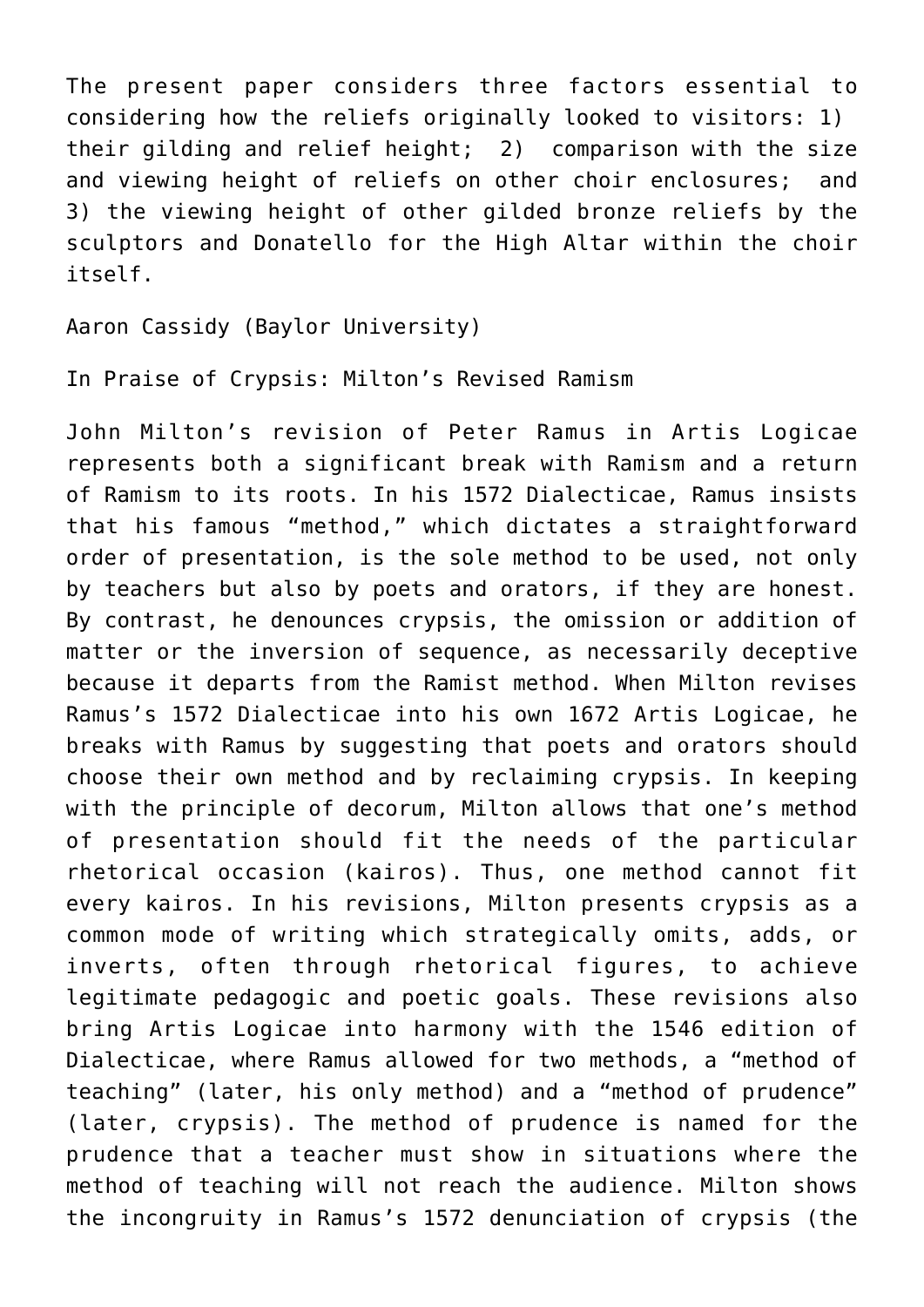The present paper considers three factors essential to considering how the reliefs originally looked to visitors: 1) their gilding and relief height; 2) comparison with the size and viewing height of reliefs on other choir enclosures; and 3) the viewing height of other gilded bronze reliefs by the sculptors and Donatello for the High Altar within the choir itself.

Aaron Cassidy (Baylor University)

In Praise of Crypsis: Milton's Revised Ramism

John Milton's revision of Peter Ramus in Artis Logicae represents both a significant break with Ramism and a return of Ramism to its roots. In his 1572 Dialecticae, Ramus insists that his famous "method," which dictates a straightforward order of presentation, is the sole method to be used, not only by teachers but also by poets and orators, if they are honest. By contrast, he denounces crypsis, the omission or addition of matter or the inversion of sequence, as necessarily deceptive because it departs from the Ramist method. When Milton revises Ramus's 1572 Dialecticae into his own 1672 Artis Logicae, he breaks with Ramus by suggesting that poets and orators should choose their own method and by reclaiming crypsis. In keeping with the principle of decorum, Milton allows that one's method of presentation should fit the needs of the particular rhetorical occasion (kairos). Thus, one method cannot fit every kairos. In his revisions, Milton presents crypsis as a common mode of writing which strategically omits, adds, or inverts, often through rhetorical figures, to achieve legitimate pedagogic and poetic goals. These revisions also bring Artis Logicae into harmony with the 1546 edition of Dialecticae, where Ramus allowed for two methods, a "method of teaching" (later, his only method) and a "method of prudence" (later, crypsis). The method of prudence is named for the prudence that a teacher must show in situations where the method of teaching will not reach the audience. Milton shows the incongruity in Ramus's 1572 denunciation of crypsis (the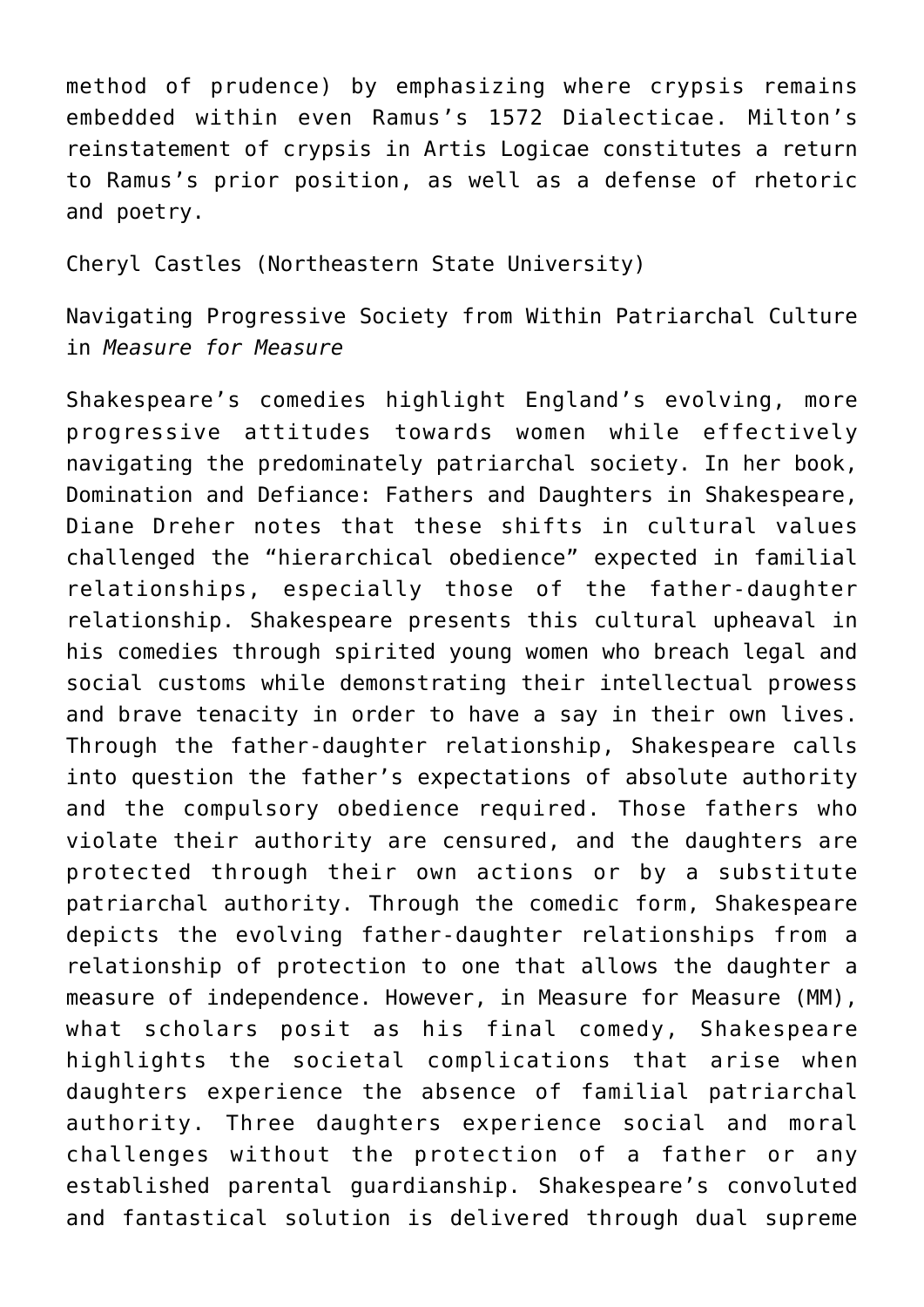method of prudence) by emphasizing where crypsis remains embedded within even Ramus's 1572 Dialecticae. Milton's reinstatement of crypsis in Artis Logicae constitutes a return to Ramus's prior position, as well as a defense of rhetoric and poetry.

Cheryl Castles (Northeastern State University)

Navigating Progressive Society from Within Patriarchal Culture in *Measure for Measure*

Shakespeare's comedies highlight England's evolving, more progressive attitudes towards women while effectively navigating the predominately patriarchal society. In her book, Domination and Defiance: Fathers and Daughters in Shakespeare, Diane Dreher notes that these shifts in cultural values challenged the "hierarchical obedience" expected in familial relationships, especially those of the father-daughter relationship. Shakespeare presents this cultural upheaval in his comedies through spirited young women who breach legal and social customs while demonstrating their intellectual prowess and brave tenacity in order to have a say in their own lives. Through the father-daughter relationship, Shakespeare calls into question the father's expectations of absolute authority and the compulsory obedience required. Those fathers who violate their authority are censured, and the daughters are protected through their own actions or by a substitute patriarchal authority. Through the comedic form, Shakespeare depicts the evolving father-daughter relationships from a relationship of protection to one that allows the daughter a measure of independence. However, in Measure for Measure (MM), what scholars posit as his final comedy, Shakespeare highlights the societal complications that arise when daughters experience the absence of familial patriarchal authority. Three daughters experience social and moral challenges without the protection of a father or any established parental guardianship. Shakespeare's convoluted and fantastical solution is delivered through dual supreme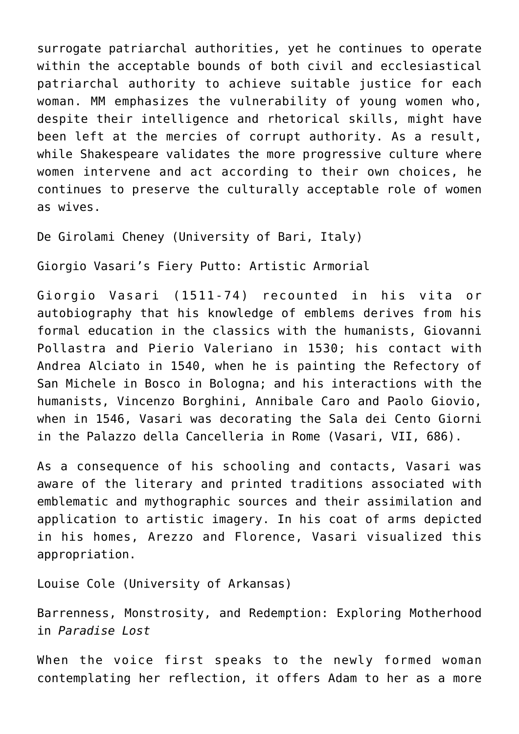surrogate patriarchal authorities, yet he continues to operate within the acceptable bounds of both civil and ecclesiastical patriarchal authority to achieve suitable justice for each woman. MM emphasizes the vulnerability of young women who, despite their intelligence and rhetorical skills, might have been left at the mercies of corrupt authority. As a result, while Shakespeare validates the more progressive culture where women intervene and act according to their own choices, he continues to preserve the culturally acceptable role of women as wives.

De Girolami Cheney (University of Bari, Italy)

Giorgio Vasari's Fiery Putto: Artistic Armorial

Giorgio Vasari (1511-74) recounted in his vita or autobiography that his knowledge of emblems derives from his formal education in the classics with the humanists, Giovanni Pollastra and Pierio Valeriano in 1530; his contact with Andrea Alciato in 1540, when he is painting the Refectory of San Michele in Bosco in Bologna; and his interactions with the humanists, Vincenzo Borghini, Annibale Caro and Paolo Giovio, when in 1546, Vasari was decorating the Sala dei Cento Giorni in the Palazzo della Cancelleria in Rome (Vasari, VII, 686).

As a consequence of his schooling and contacts, Vasari was aware of the literary and printed traditions associated with emblematic and mythographic sources and their assimilation and application to artistic imagery. In his coat of arms depicted in his homes, Arezzo and Florence, Vasari visualized this appropriation.

Louise Cole (University of Arkansas)

Barrenness, Monstrosity, and Redemption: Exploring Motherhood in *Paradise Lost*

When the voice first speaks to the newly formed woman contemplating her reflection, it offers Adam to her as a more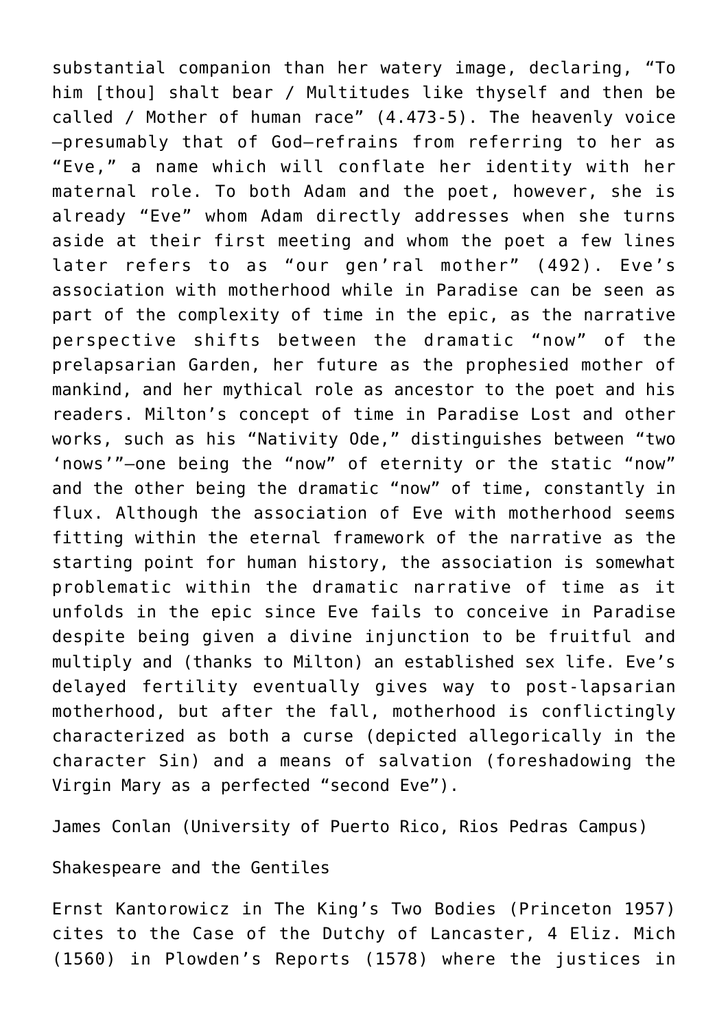substantial companion than her watery image, declaring, "To him [thou] shalt bear / Multitudes like thyself and then be called / Mother of human race" (4.473-5). The heavenly voice —presumably that of God—refrains from referring to her as "Eve," a name which will conflate her identity with her maternal role. To both Adam and the poet, however, she is already "Eve" whom Adam directly addresses when she turns aside at their first meeting and whom the poet a few lines later refers to as "our gen'ral mother" (492). Eve's association with motherhood while in Paradise can be seen as part of the complexity of time in the epic, as the narrative perspective shifts between the dramatic "now" of the prelapsarian Garden, her future as the prophesied mother of mankind, and her mythical role as ancestor to the poet and his readers. Milton's concept of time in Paradise Lost and other works, such as his "Nativity Ode," distinguishes between "two 'nows'"—one being the "now" of eternity or the static "now" and the other being the dramatic "now" of time, constantly in flux. Although the association of Eve with motherhood seems fitting within the eternal framework of the narrative as the starting point for human history, the association is somewhat problematic within the dramatic narrative of time as it unfolds in the epic since Eve fails to conceive in Paradise despite being given a divine injunction to be fruitful and multiply and (thanks to Milton) an established sex life. Eve's delayed fertility eventually gives way to post-lapsarian motherhood, but after the fall, motherhood is conflictingly characterized as both a curse (depicted allegorically in the character Sin) and a means of salvation (foreshadowing the Virgin Mary as a perfected "second Eve").

James Conlan (University of Puerto Rico, Rios Pedras Campus)

Shakespeare and the Gentiles

Ernst Kantorowicz in The King's Two Bodies (Princeton 1957) cites to the Case of the Dutchy of Lancaster, 4 Eliz. Mich (1560) in Plowden's Reports (1578) where the justices in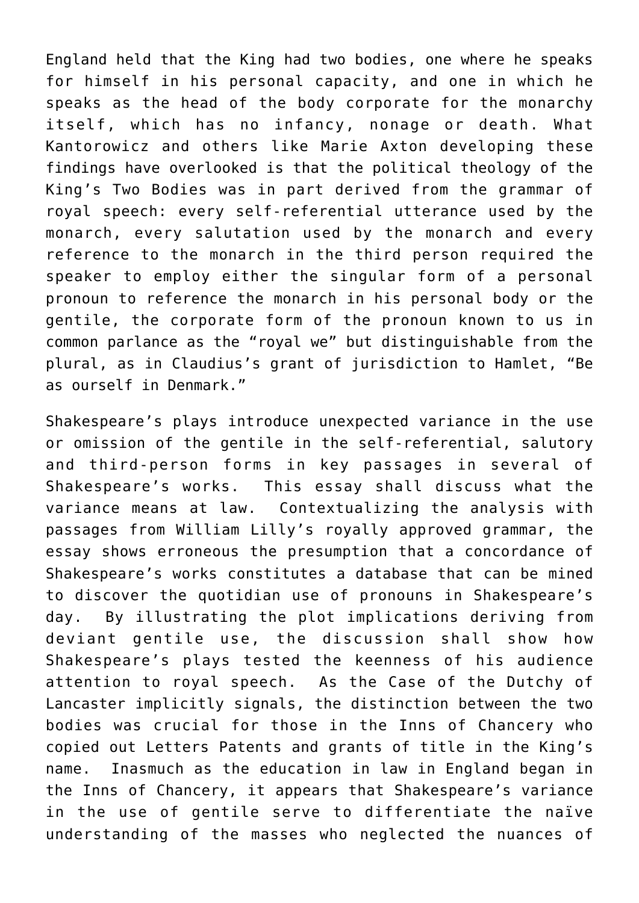England held that the King had two bodies, one where he speaks for himself in his personal capacity, and one in which he speaks as the head of the body corporate for the monarchy itself, which has no infancy, nonage or death. What Kantorowicz and others like Marie Axton developing these findings have overlooked is that the political theology of the King's Two Bodies was in part derived from the grammar of royal speech: every self-referential utterance used by the monarch, every salutation used by the monarch and every reference to the monarch in the third person required the speaker to employ either the singular form of a personal pronoun to reference the monarch in his personal body or the gentile, the corporate form of the pronoun known to us in common parlance as the "royal we" but distinguishable from the plural, as in Claudius's grant of jurisdiction to Hamlet, "Be as ourself in Denmark."

Shakespeare's plays introduce unexpected variance in the use or omission of the gentile in the self-referential, salutory and third-person forms in key passages in several of Shakespeare's works. This essay shall discuss what the variance means at law. Contextualizing the analysis with passages from William Lilly's royally approved grammar, the essay shows erroneous the presumption that a concordance of Shakespeare's works constitutes a database that can be mined to discover the quotidian use of pronouns in Shakespeare's day. By illustrating the plot implications deriving from deviant gentile use, the discussion shall show how Shakespeare's plays tested the keenness of his audience attention to royal speech. As the Case of the Dutchy of Lancaster implicitly signals, the distinction between the two bodies was crucial for those in the Inns of Chancery who copied out Letters Patents and grants of title in the King's name. Inasmuch as the education in law in England began in the Inns of Chancery, it appears that Shakespeare's variance in the use of gentile serve to differentiate the naïve understanding of the masses who neglected the nuances of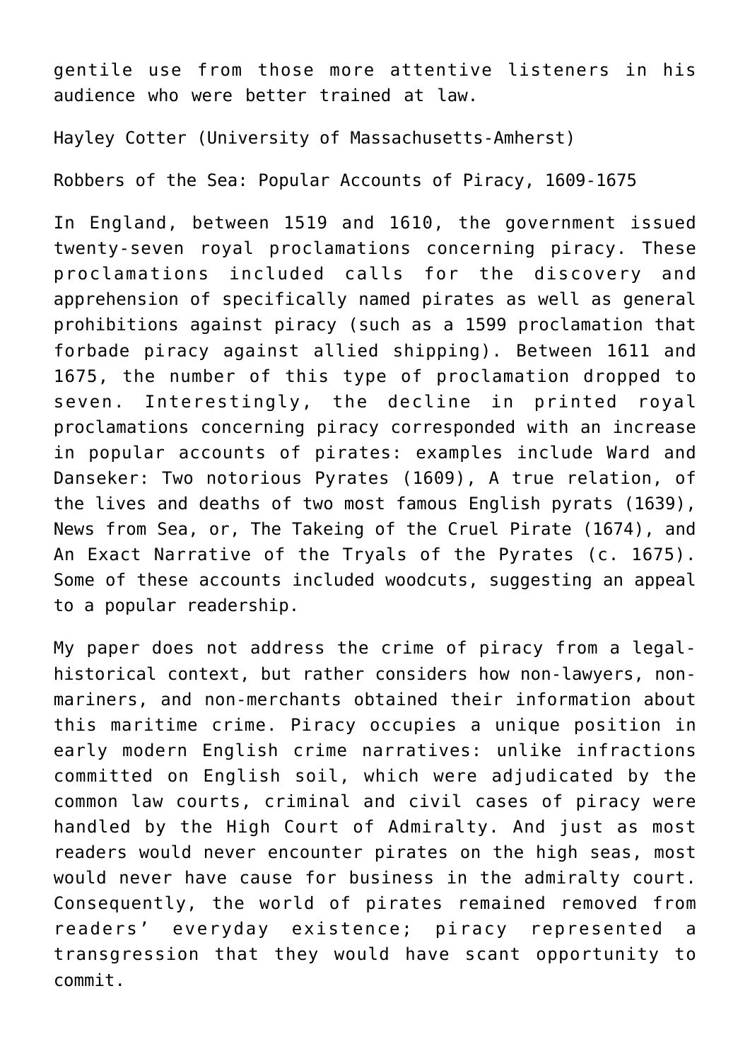gentile use from those more attentive listeners in his audience who were better trained at law.

Hayley Cotter (University of Massachusetts-Amherst)

Robbers of the Sea: Popular Accounts of Piracy, 1609-1675

In England, between 1519 and 1610, the government issued twenty-seven royal proclamations concerning piracy. These proclamations included calls for the discovery and apprehension of specifically named pirates as well as general prohibitions against piracy (such as a 1599 proclamation that forbade piracy against allied shipping). Between 1611 and 1675, the number of this type of proclamation dropped to seven. Interestingly, the decline in printed royal proclamations concerning piracy corresponded with an increase in popular accounts of pirates: examples include Ward and Danseker: Two notorious Pyrates (1609), A true relation, of the lives and deaths of two most famous English pyrats (1639), News from Sea, or, The Takeing of the Cruel Pirate (1674), and An Exact Narrative of the Tryals of the Pyrates (c. 1675). Some of these accounts included woodcuts, suggesting an appeal to a popular readership.

My paper does not address the crime of piracy from a legal-historical context, but rather considers how non-lawyers, non-mariners, and non-merchants obtained their information about this maritime crime. Piracy occupies a unique position in early modern English crime narratives: unlike infractions committed on English soil, which were adjudicated by the common law courts, criminal and civil cases of piracy were handled by the High Court of Admiralty. And just as most readers would never encounter pirates on the high seas, most would never have cause for business in the admiralty court. Consequently, the world of pirates remained removed from readers' everyday existence; piracy represented a transgression that they would have scant opportunity to commit.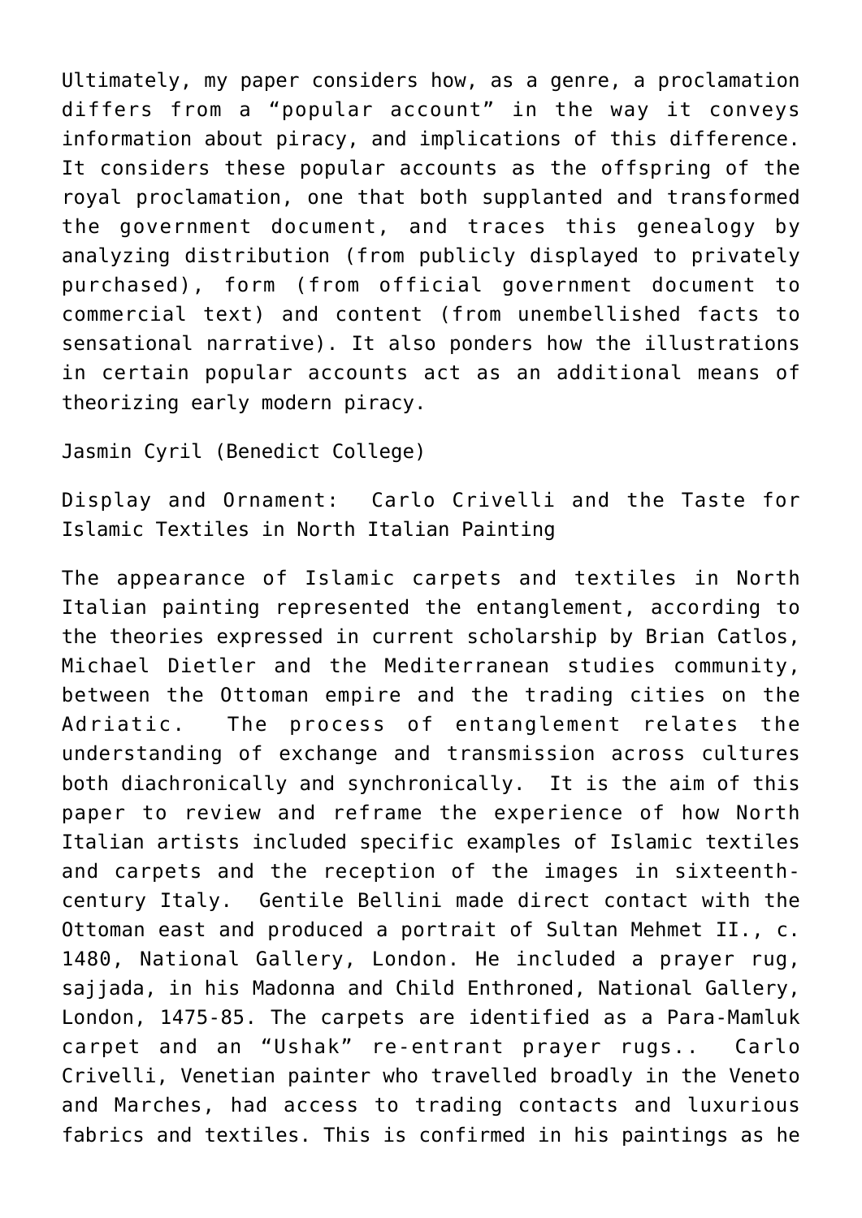Ultimately, my paper considers how, as a genre, a proclamation differs from a "popular account" in the way it conveys information about piracy, and implications of this difference. It considers these popular accounts as the offspring of the royal proclamation, one that both supplanted and transformed the government document, and traces this genealogy by analyzing distribution (from publicly displayed to privately purchased), form (from official government document to commercial text) and content (from unembellished facts to sensational narrative). It also ponders how the illustrations in certain popular accounts act as an additional means of theorizing early modern piracy.

Jasmin Cyril (Benedict College)

Display and Ornament: Carlo Crivelli and the Taste for Islamic Textiles in North Italian Painting

The appearance of Islamic carpets and textiles in North Italian painting represented the entanglement, according to the theories expressed in current scholarship by Brian Catlos, Michael Dietler and the Mediterranean studies community, between the Ottoman empire and the trading cities on the Adriatic. The process of entanglement relates the understanding of exchange and transmission across cultures both diachronically and synchronically. It is the aim of this paper to review and reframe the experience of how North Italian artists included specific examples of Islamic textiles and carpets and the reception of the images in sixteenth-century Italy. Gentile Bellini made direct contact with the Ottoman east and produced a portrait of Sultan Mehmet II., c. 1480, National Gallery, London. He included a prayer rug, sajjada, in his Madonna and Child Enthroned, National Gallery, London, 1475-85. The carpets are identified as a Para-Mamluk carpet and an "Ushak" re-entrant prayer rugs.. Carlo Crivelli, Venetian painter who travelled broadly in the Veneto and Marches, had access to trading contacts and luxurious fabrics and textiles. This is confirmed in his paintings as he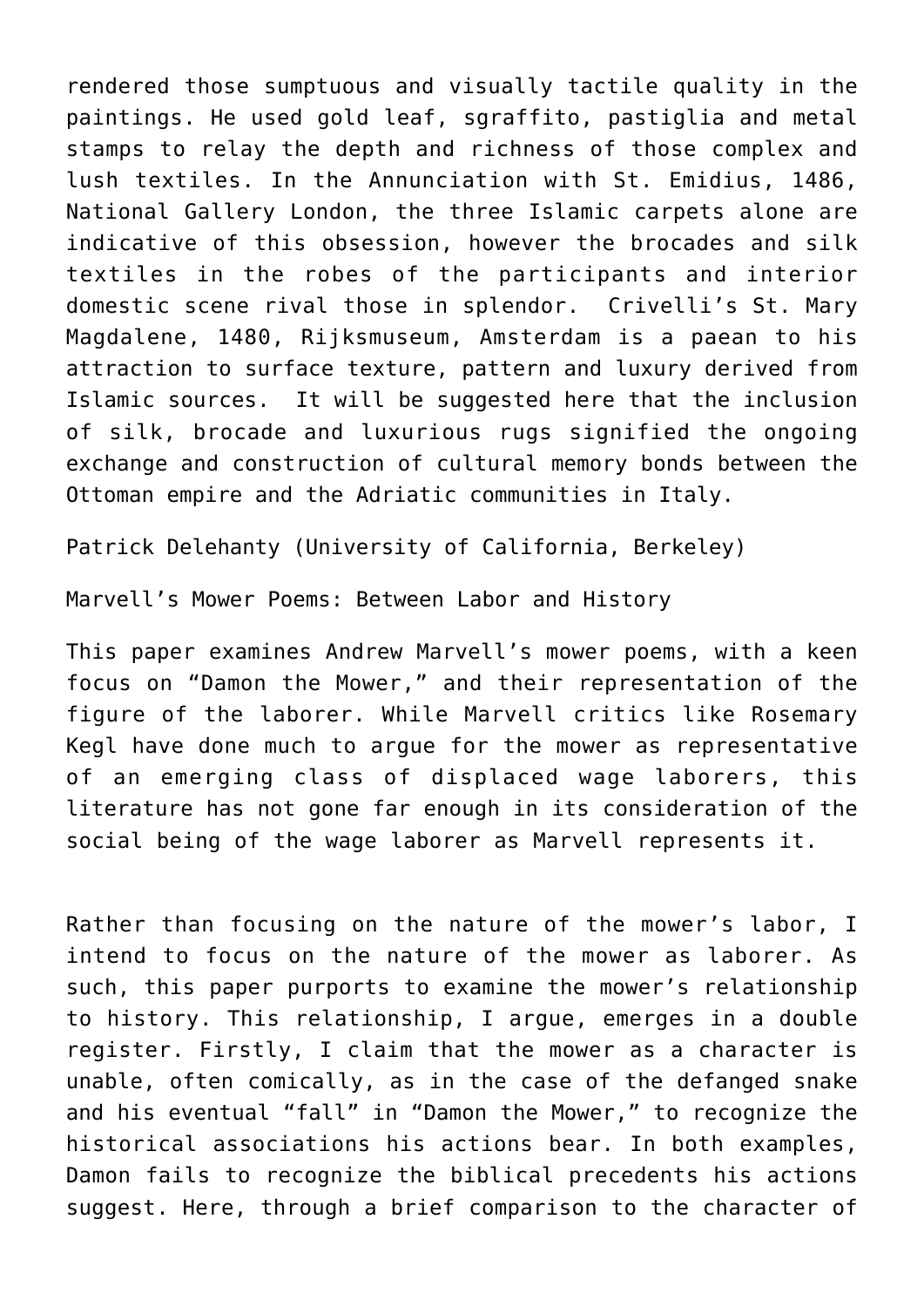rendered those sumptuous and visually tactile quality in the paintings. He used gold leaf, sgraffito, pastiglia and metal stamps to relay the depth and richness of those complex and lush textiles. In the Annunciation with St. Emidius, 1486, National Gallery London, the three Islamic carpets alone are indicative of this obsession, however the brocades and silk textiles in the robes of the participants and interior domestic scene rival those in splendor. Crivelli's St. Mary Magdalene, 1480, Rijksmuseum, Amsterdam is a paean to his attraction to surface texture, pattern and luxury derived from Islamic sources. It will be suggested here that the inclusion of silk, brocade and luxurious rugs signified the ongoing exchange and construction of cultural memory bonds between the Ottoman empire and the Adriatic communities in Italy.

Patrick Delehanty (University of California, Berkeley)

Marvell's Mower Poems: Between Labor and History

This paper examines Andrew Marvell's mower poems, with a keen focus on "Damon the Mower," and their representation of the figure of the laborer. While Marvell critics like Rosemary Kegl have done much to argue for the mower as representative of an emerging class of displaced wage laborers, this literature has not gone far enough in its consideration of the social being of the wage laborer as Marvell represents it.

Rather than focusing on the nature of the mower's labor, I intend to focus on the nature of the mower as laborer. As such, this paper purports to examine the mower's relationship to history. This relationship, I argue, emerges in a double register. Firstly, I claim that the mower as a character is unable, often comically, as in the case of the defanged snake and his eventual "fall" in "Damon the Mower," to recognize the historical associations his actions bear. In both examples, Damon fails to recognize the biblical precedents his actions suggest. Here, through a brief comparison to the character of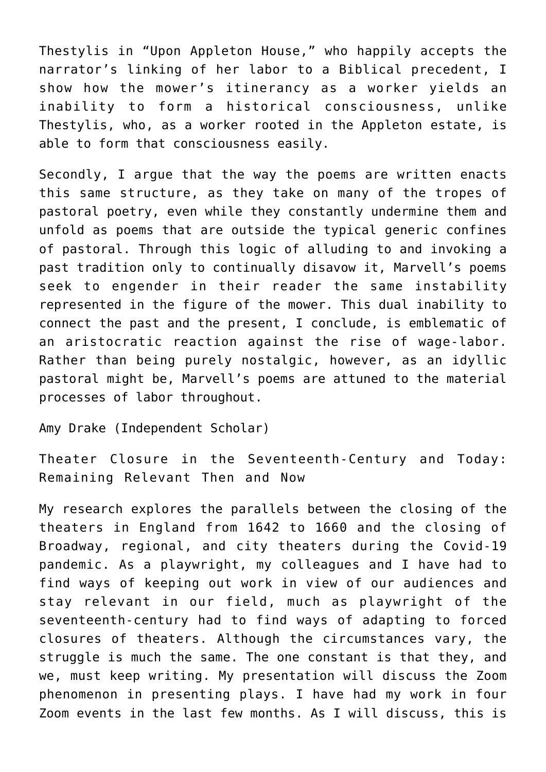Thestylis in "Upon Appleton House," who happily accepts the narrator's linking of her labor to a Biblical precedent, I show how the mower's itinerancy as a worker yields an inability to form a historical consciousness, unlike Thestylis, who, as a worker rooted in the Appleton estate, is able to form that consciousness easily.

Secondly, I argue that the way the poems are written enacts this same structure, as they take on many of the tropes of pastoral poetry, even while they constantly undermine them and unfold as poems that are outside the typical generic confines of pastoral. Through this logic of alluding to and invoking a past tradition only to continually disavow it, Marvell's poems seek to engender in their reader the same instability represented in the figure of the mower. This dual inability to connect the past and the present, I conclude, is emblematic of an aristocratic reaction against the rise of wage-labor. Rather than being purely nostalgic, however, as an idyllic pastoral might be, Marvell's poems are attuned to the material processes of labor throughout.

Amy Drake (Independent Scholar)

Theater Closure in the Seventeenth-Century and Today: Remaining Relevant Then and Now

My research explores the parallels between the closing of the theaters in England from 1642 to 1660 and the closing of Broadway, regional, and city theaters during the Covid-19 pandemic. As a playwright, my colleagues and I have had to find ways of keeping out work in view of our audiences and stay relevant in our field, much as playwright of the seventeenth-century had to find ways of adapting to forced closures of theaters. Although the circumstances vary, the struggle is much the same. The one constant is that they, and we, must keep writing. My presentation will discuss the Zoom phenomenon in presenting plays. I have had my work in four Zoom events in the last few months. As I will discuss, this is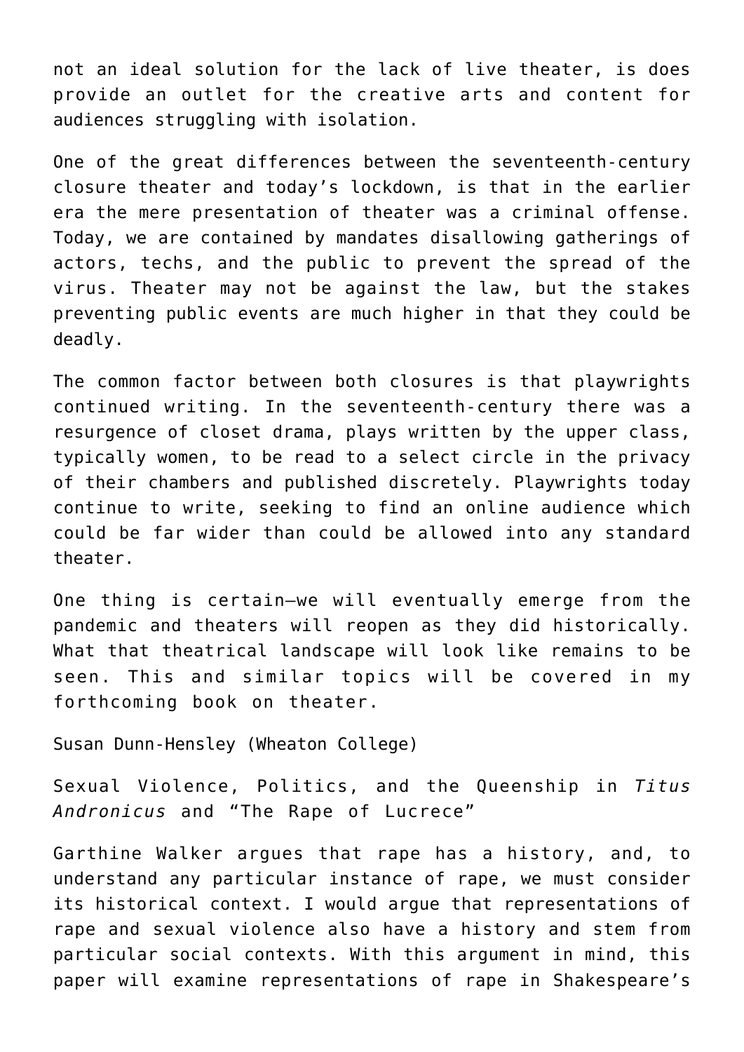not an ideal solution for the lack of live theater, is does provide an outlet for the creative arts and content for audiences struggling with isolation.

One of the great differences between the seventeenth-century closure theater and today's lockdown, is that in the earlier era the mere presentation of theater was a criminal offense. Today, we are contained by mandates disallowing gatherings of actors, techs, and the public to prevent the spread of the virus. Theater may not be against the law, but the stakes preventing public events are much higher in that they could be deadly.

The common factor between both closures is that playwrights continued writing. In the seventeenth-century there was a resurgence of closet drama, plays written by the upper class, typically women, to be read to a select circle in the privacy of their chambers and published discretely. Playwrights today continue to write, seeking to find an online audience which could be far wider than could be allowed into any standard theater.

One thing is certain—we will eventually emerge from the pandemic and theaters will reopen as they did historically. What that theatrical landscape will look like remains to be seen. This and similar topics will be covered in my forthcoming book on theater.

Susan Dunn-Hensley (Wheaton College)

Sexual Violence, Politics, and the Queenship in *Titus Andronicus* and "The Rape of Lucrece"

Garthine Walker argues that rape has a history, and, to understand any particular instance of rape, we must consider its historical context. I would argue that representations of rape and sexual violence also have a history and stem from particular social contexts. With this argument in mind, this paper will examine representations of rape in Shakespeare's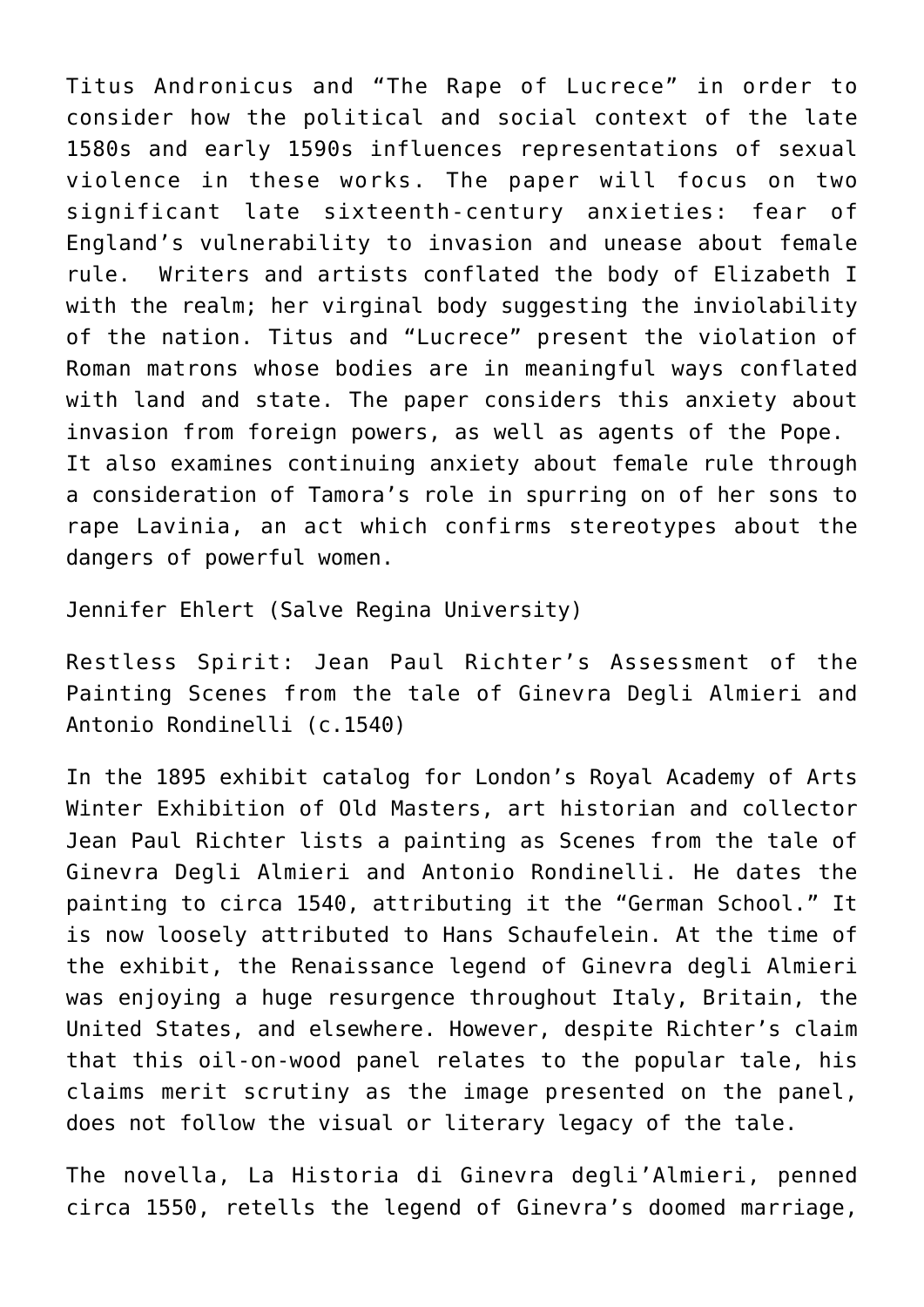Titus Andronicus and "The Rape of Lucrece" in order to consider how the political and social context of the late 1580s and early 1590s influences representations of sexual violence in these works. The paper will focus on two significant late sixteenth-century anxieties: fear of England's vulnerability to invasion and unease about female rule. Writers and artists conflated the body of Elizabeth I with the realm; her virginal body suggesting the inviolability of the nation. Titus and "Lucrece" present the violation of Roman matrons whose bodies are in meaningful ways conflated with land and state. The paper considers this anxiety about invasion from foreign powers, as well as agents of the Pope. It also examines continuing anxiety about female rule through a consideration of Tamora's role in spurring on of her sons to rape Lavinia, an act which confirms stereotypes about the dangers of powerful women.

Jennifer Ehlert (Salve Regina University)

Restless Spirit: Jean Paul Richter's Assessment of the Painting Scenes from the tale of Ginevra Degli Almieri and Antonio Rondinelli (c.1540)

In the 1895 exhibit catalog for London's Royal Academy of Arts Winter Exhibition of Old Masters, art historian and collector Jean Paul Richter lists a painting as Scenes from the tale of Ginevra Degli Almieri and Antonio Rondinelli. He dates the painting to circa 1540, attributing it the "German School." It is now loosely attributed to Hans Schaufelein. At the time of the exhibit, the Renaissance legend of Ginevra degli Almieri was enjoying a huge resurgence throughout Italy, Britain, the United States, and elsewhere. However, despite Richter's claim that this oil-on-wood panel relates to the popular tale, his claims merit scrutiny as the image presented on the panel, does not follow the visual or literary legacy of the tale.

The novella, La Historia di Ginevra degli'Almieri, penned circa 1550, retells the legend of Ginevra's doomed marriage,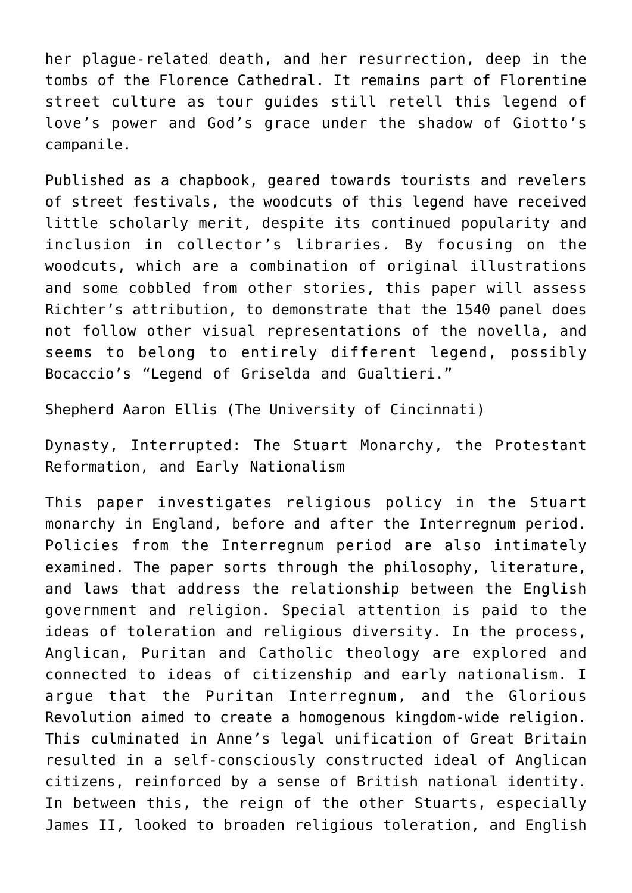her plague-related death, and her resurrection, deep in the tombs of the Florence Cathedral. It remains part of Florentine street culture as tour guides still retell this legend of love's power and God's grace under the shadow of Giotto's campanile.

Published as a chapbook, geared towards tourists and revelers of street festivals, the woodcuts of this legend have received little scholarly merit, despite its continued popularity and inclusion in collector's libraries. By focusing on the woodcuts, which are a combination of original illustrations and some cobbled from other stories, this paper will assess Richter's attribution, to demonstrate that the 1540 panel does not follow other visual representations of the novella, and seems to belong to entirely different legend, possibly Bocaccio's "Legend of Griselda and Gualtieri."

Shepherd Aaron Ellis (The University of Cincinnati)

Dynasty, Interrupted: The Stuart Monarchy, the Protestant Reformation, and Early Nationalism

This paper investigates religious policy in the Stuart monarchy in England, before and after the Interregnum period. Policies from the Interregnum period are also intimately examined. The paper sorts through the philosophy, literature, and laws that address the relationship between the English government and religion. Special attention is paid to the ideas of toleration and religious diversity. In the process, Anglican, Puritan and Catholic theology are explored and connected to ideas of citizenship and early nationalism. I argue that the Puritan Interregnum, and the Glorious Revolution aimed to create a homogenous kingdom-wide religion. This culminated in Anne's legal unification of Great Britain resulted in a self-consciously constructed ideal of Anglican citizens, reinforced by a sense of British national identity. In between this, the reign of the other Stuarts, especially James II, looked to broaden religious toleration, and English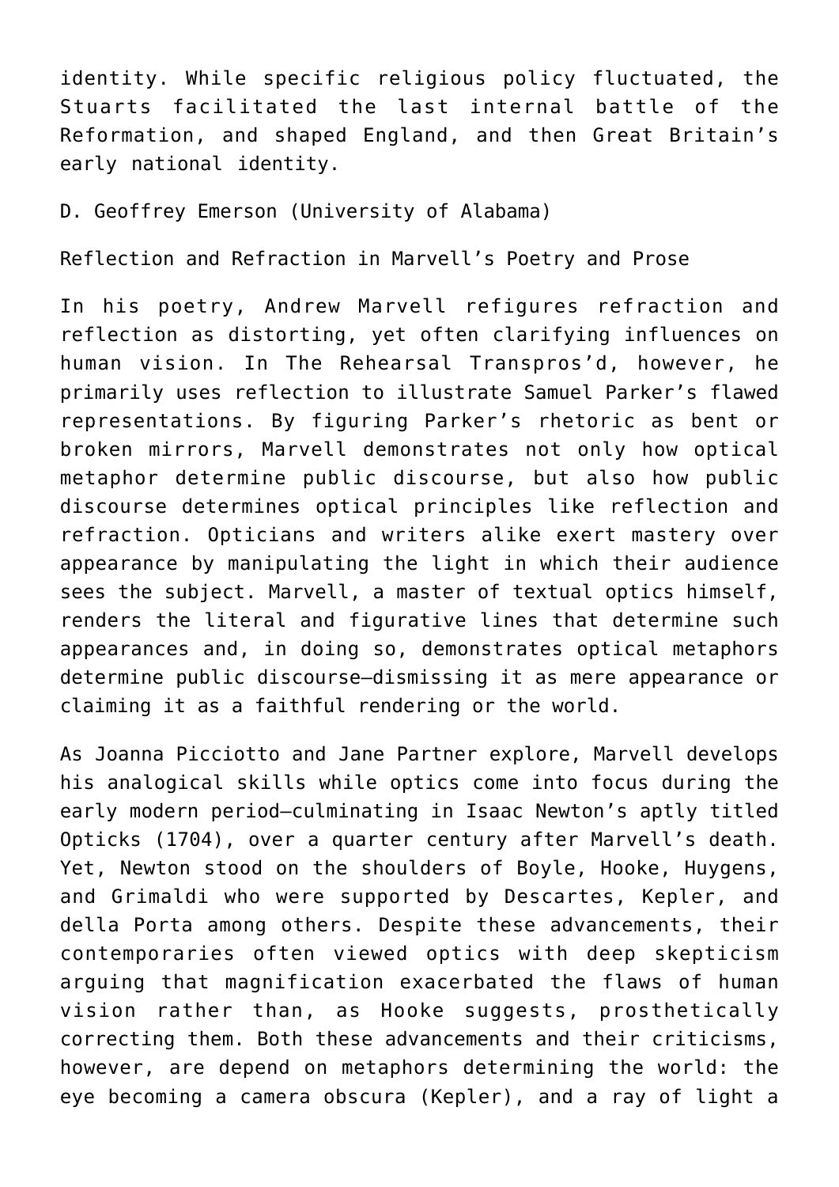identity. While specific religious policy fluctuated, the Stuarts facilitated the last internal battle of the Reformation, and shaped England, and then Great Britain's early national identity.

D. Geoffrey Emerson (University of Alabama)

Reflection and Refraction in Marvell's Poetry and Prose

In his poetry, Andrew Marvell refigures refraction and reflection as distorting, yet often clarifying influences on human vision. In The Rehearsal Transpros'd, however, he primarily uses reflection to illustrate Samuel Parker's flawed representations. By figuring Parker's rhetoric as bent or broken mirrors, Marvell demonstrates not only how optical metaphor determine public discourse, but also how public discourse determines optical principles like reflection and refraction. Opticians and writers alike exert mastery over appearance by manipulating the light in which their audience sees the subject. Marvell, a master of textual optics himself, renders the literal and figurative lines that determine such appearances and, in doing so, demonstrates optical metaphors determine public discourse—dismissing it as mere appearance or claiming it as a faithful rendering or the world.

As Joanna Picciotto and Jane Partner explore, Marvell develops his analogical skills while optics come into focus during the early modern period—culminating in Isaac Newton's aptly titled Opticks (1704), over a quarter century after Marvell's death. Yet, Newton stood on the shoulders of Boyle, Hooke, Huygens, and Grimaldi who were supported by Descartes, Kepler, and della Porta among others. Despite these advancements, their contemporaries often viewed optics with deep skepticism arguing that magnification exacerbated the flaws of human vision rather than, as Hooke suggests, prosthetically correcting them. Both these advancements and their criticisms, however, are depend on metaphors determining the world: the eye becoming a camera obscura (Kepler), and a ray of light a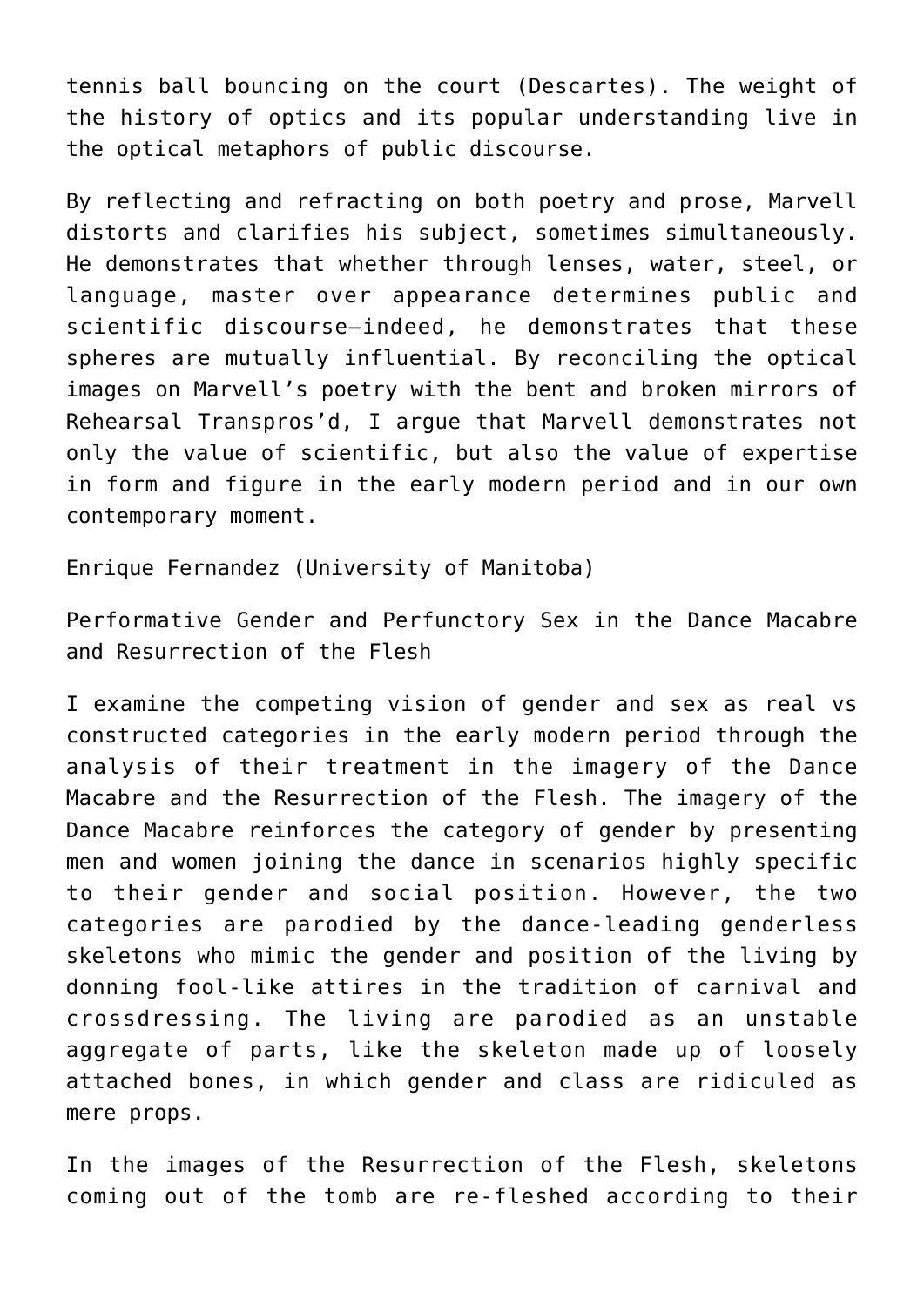tennis ball bouncing on the court (Descartes). The weight of the history of optics and its popular understanding live in the optical metaphors of public discourse.

By reflecting and refracting on both poetry and prose, Marvell distorts and clarifies his subject, sometimes simultaneously. He demonstrates that whether through lenses, water, steel, or language, master over appearance determines public and scientific discourse—indeed, he demonstrates that these spheres are mutually influential. By reconciling the optical images on Marvell's poetry with the bent and broken mirrors of Rehearsal Transpros'd, I argue that Marvell demonstrates not only the value of scientific, but also the value of expertise in form and figure in the early modern period and in our own contemporary moment.

Enrique Fernandez (University of Manitoba)

Performative Gender and Perfunctory Sex in the Dance Macabre and Resurrection of the Flesh

I examine the competing vision of gender and sex as real vs constructed categories in the early modern period through the analysis of their treatment in the imagery of the Dance Macabre and the Resurrection of the Flesh. The imagery of the Dance Macabre reinforces the category of gender by presenting men and women joining the dance in scenarios highly specific to their gender and social position. However, the two categories are parodied by the dance-leading genderless skeletons who mimic the gender and position of the living by donning fool-like attires in the tradition of carnival and crossdressing. The living are parodied as an unstable aggregate of parts, like the skeleton made up of loosely attached bones, in which gender and class are ridiculed as mere props.

In the images of the Resurrection of the Flesh, skeletons coming out of the tomb are re-fleshed according to their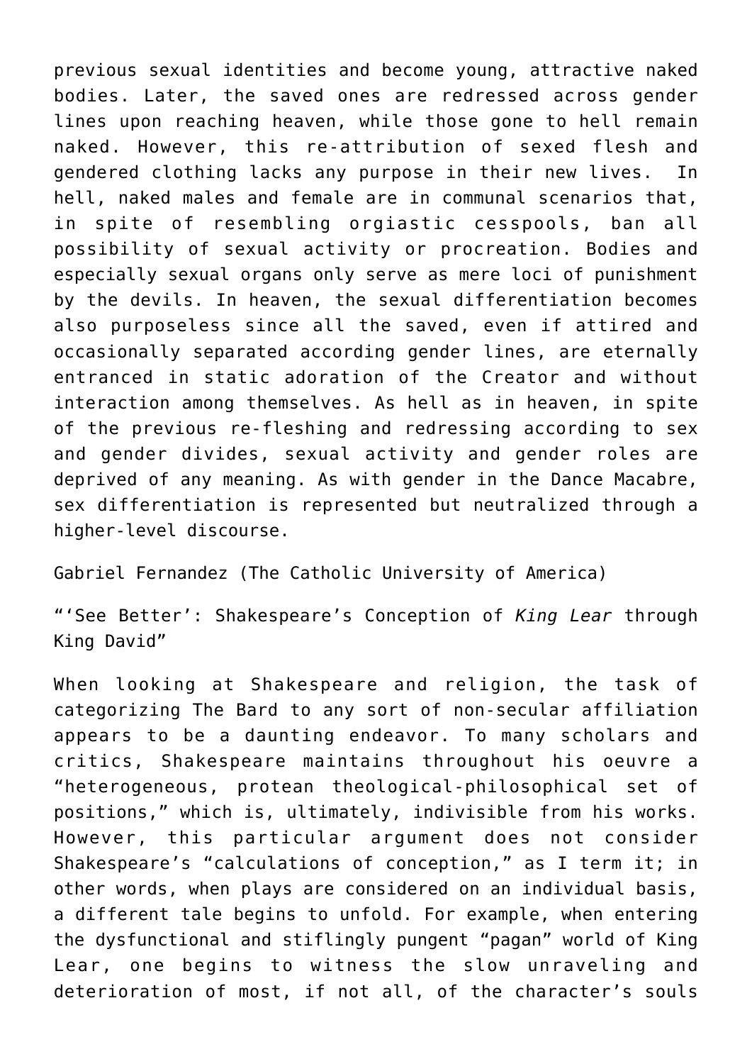previous sexual identities and become young, attractive naked bodies. Later, the saved ones are redressed across gender lines upon reaching heaven, while those gone to hell remain naked. However, this re-attribution of sexed flesh and gendered clothing lacks any purpose in their new lives. In hell, naked males and female are in communal scenarios that, in spite of resembling orgiastic cesspools, ban all possibility of sexual activity or procreation. Bodies and especially sexual organs only serve as mere loci of punishment by the devils. In heaven, the sexual differentiation becomes also purposeless since all the saved, even if attired and occasionally separated according gender lines, are eternally entranced in static adoration of the Creator and without interaction among themselves. As hell as in heaven, in spite of the previous re-fleshing and redressing according to sex and gender divides, sexual activity and gender roles are deprived of any meaning. As with gender in the Dance Macabre, sex differentiation is represented but neutralized through a higher-level discourse.

Gabriel Fernandez (The Catholic University of America)

"'See Better': Shakespeare's Conception of *King Lear* through King David"

When looking at Shakespeare and religion, the task of categorizing The Bard to any sort of non-secular affiliation appears to be a daunting endeavor. To many scholars and critics, Shakespeare maintains throughout his oeuvre a "heterogeneous, protean theological-philosophical set of positions," which is, ultimately, indivisible from his works. However, this particular argument does not consider Shakespeare's "calculations of conception," as I term it; in other words, when plays are considered on an individual basis, a different tale begins to unfold. For example, when entering the dysfunctional and stiflingly pungent "pagan" world of King Lear, one begins to witness the slow unraveling and deterioration of most, if not all, of the character's souls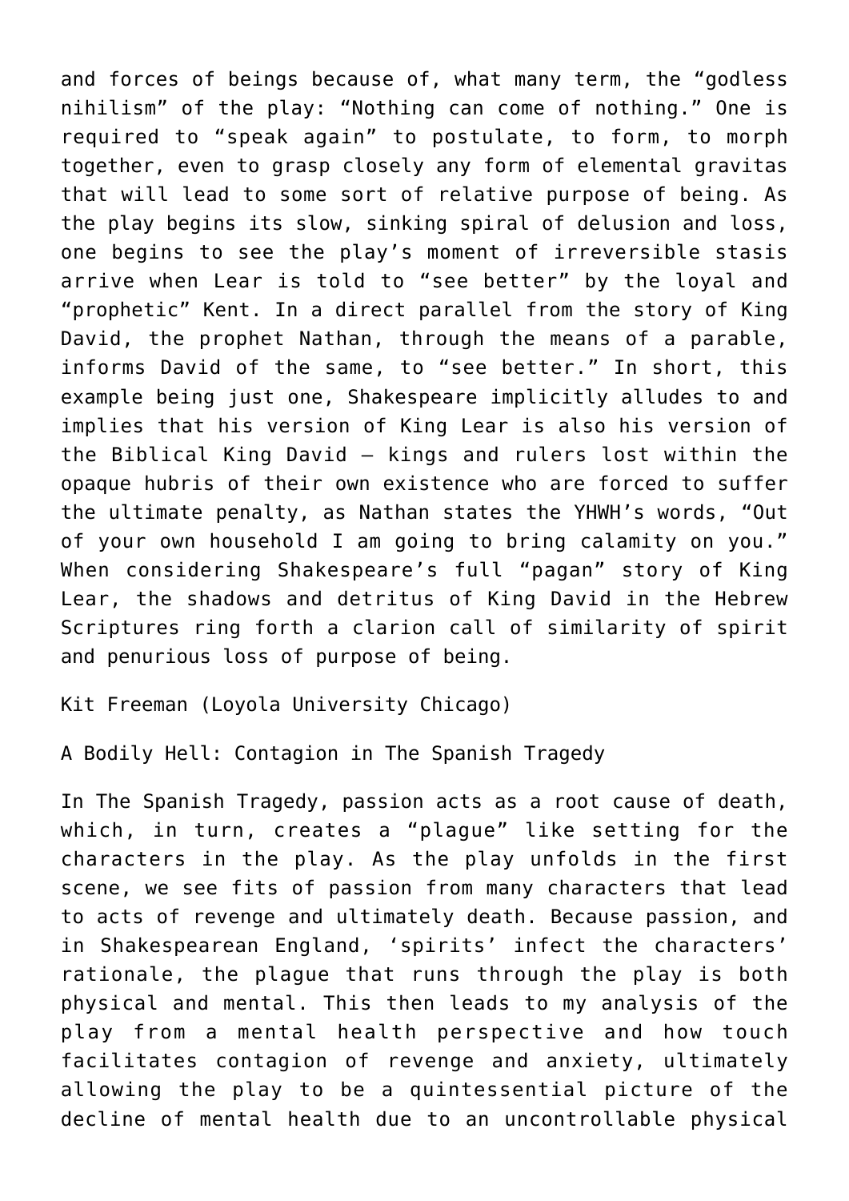and forces of beings because of, what many term, the "godless nihilism" of the play: "Nothing can come of nothing." One is required to "speak again" to postulate, to form, to morph together, even to grasp closely any form of elemental gravitas that will lead to some sort of relative purpose of being. As the play begins its slow, sinking spiral of delusion and loss, one begins to see the play's moment of irreversible stasis arrive when Lear is told to "see better" by the loyal and "prophetic" Kent. In a direct parallel from the story of King David, the prophet Nathan, through the means of a parable, informs David of the same, to "see better." In short, this example being just one, Shakespeare implicitly alludes to and implies that his version of King Lear is also his version of the Biblical King David – kings and rulers lost within the opaque hubris of their own existence who are forced to suffer the ultimate penalty, as Nathan states the YHWH's words, "Out of your own household I am going to bring calamity on you." When considering Shakespeare's full "pagan" story of King Lear, the shadows and detritus of King David in the Hebrew Scriptures ring forth a clarion call of similarity of spirit and penurious loss of purpose of being.

Kit Freeman (Loyola University Chicago)

A Bodily Hell: Contagion in The Spanish Tragedy

In The Spanish Tragedy, passion acts as a root cause of death, which, in turn, creates a "plague" like setting for the characters in the play. As the play unfolds in the first scene, we see fits of passion from many characters that lead to acts of revenge and ultimately death. Because passion, and in Shakespearean England, 'spirits' infect the characters' rationale, the plague that runs through the play is both physical and mental. This then leads to my analysis of the play from a mental health perspective and how touch facilitates contagion of revenge and anxiety, ultimately allowing the play to be a quintessential picture of the decline of mental health due to an uncontrollable physical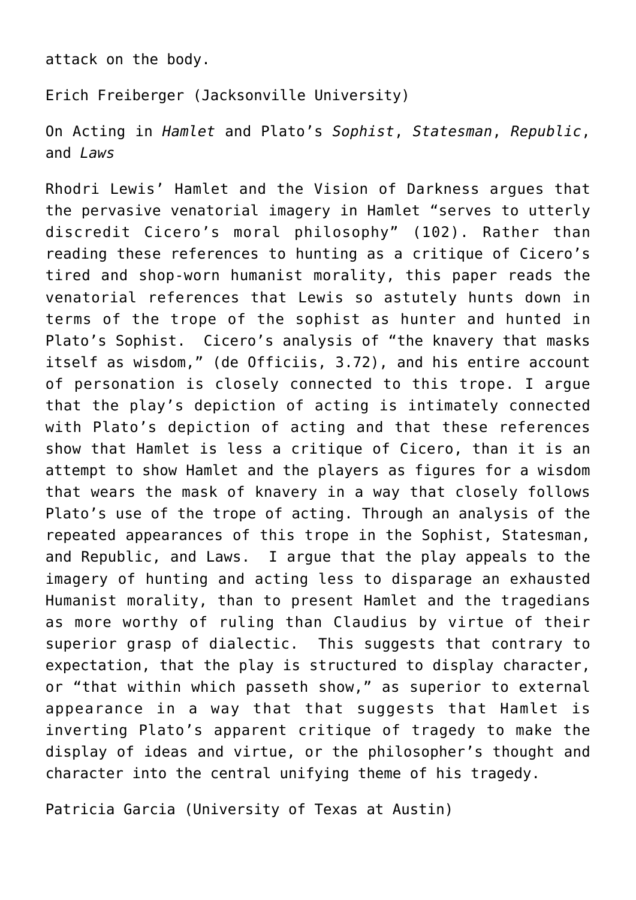attack on the body.

Erich Freiberger (Jacksonville University)

On Acting in *Hamlet* and Plato's *Sophist*, *Statesman*, *Republic*, and *Laws*

Rhodri Lewis' Hamlet and the Vision of Darkness argues that the pervasive venatorial imagery in Hamlet "serves to utterly discredit Cicero's moral philosophy" (102). Rather than reading these references to hunting as a critique of Cicero's tired and shop-worn humanist morality, this paper reads the venatorial references that Lewis so astutely hunts down in terms of the trope of the sophist as hunter and hunted in Plato's Sophist. Cicero's analysis of "the knavery that masks itself as wisdom," (de Officiis, 3.72), and his entire account of personation is closely connected to this trope. I argue that the play's depiction of acting is intimately connected with Plato's depiction of acting and that these references show that Hamlet is less a critique of Cicero, than it is an attempt to show Hamlet and the players as figures for a wisdom that wears the mask of knavery in a way that closely follows Plato's use of the trope of acting. Through an analysis of the repeated appearances of this trope in the Sophist, Statesman, and Republic, and Laws. I argue that the play appeals to the imagery of hunting and acting less to disparage an exhausted Humanist morality, than to present Hamlet and the tragedians as more worthy of ruling than Claudius by virtue of their superior grasp of dialectic. This suggests that contrary to expectation, that the play is structured to display character, or "that within which passeth show," as superior to external appearance in a way that that suggests that Hamlet is inverting Plato's apparent critique of tragedy to make the display of ideas and virtue, or the philosopher's thought and character into the central unifying theme of his tragedy.

Patricia Garcia (University of Texas at Austin)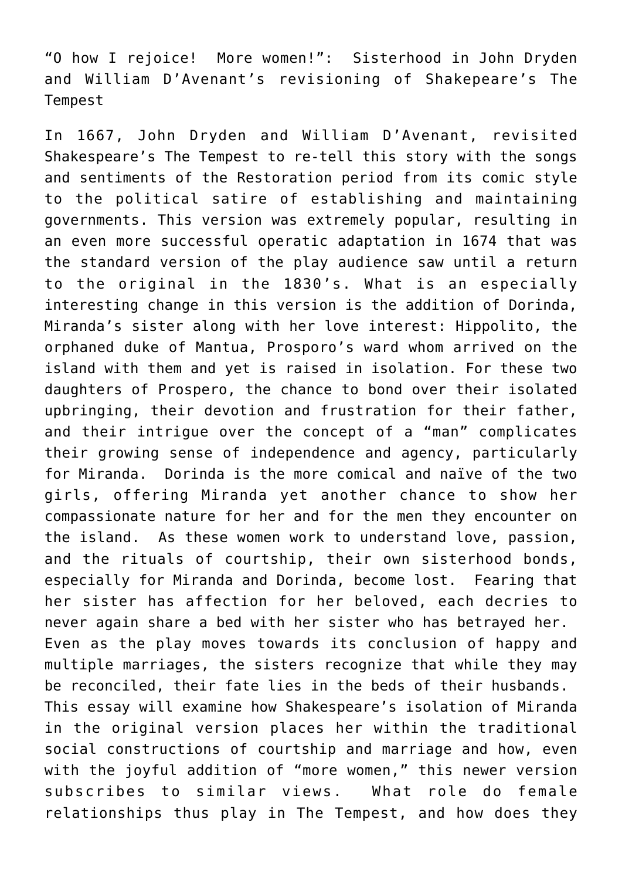# "O how I rejoice! More women!": Sisterhood in John Dryden and William D'Avenant's revisioning of Shakepeare's The Tempest

In 1667, John Dryden and William D'Avenant, revisited Shakespeare's The Tempest to re-tell this story with the songs and sentiments of the Restoration period from its comic style to the political satire of establishing and maintaining governments. This version was extremely popular, resulting in an even more successful operatic adaptation in 1674 that was the standard version of the play audience saw until a return to the original in the 1830's. What is an especially interesting change in this version is the addition of Dorinda, Miranda's sister along with her love interest: Hippolito, the orphaned duke of Mantua, Prosporo's ward whom arrived on the island with them and yet is raised in isolation. For these two daughters of Prospero, the chance to bond over their isolated upbringing, their devotion and frustration for their father, and their intrigue over the concept of a "man" complicates their growing sense of independence and agency, particularly for Miranda. Dorinda is the more comical and naïve of the two girls, offering Miranda yet another chance to show her compassionate nature for her and for the men they encounter on the island. As these women work to understand love, passion, and the rituals of courtship, their own sisterhood bonds, especially for Miranda and Dorinda, become lost. Fearing that her sister has affection for her beloved, each decries to never again share a bed with her sister who has betrayed her. Even as the play moves towards its conclusion of happy and multiple marriages, the sisters recognize that while they may be reconciled, their fate lies in the beds of their husbands. This essay will examine how Shakespeare's isolation of Miranda in the original version places her within the traditional social constructions of courtship and marriage and how, even with the joyful addition of "more women," this newer version subscribes to similar views. What role do female relationships thus play in The Tempest, and how does they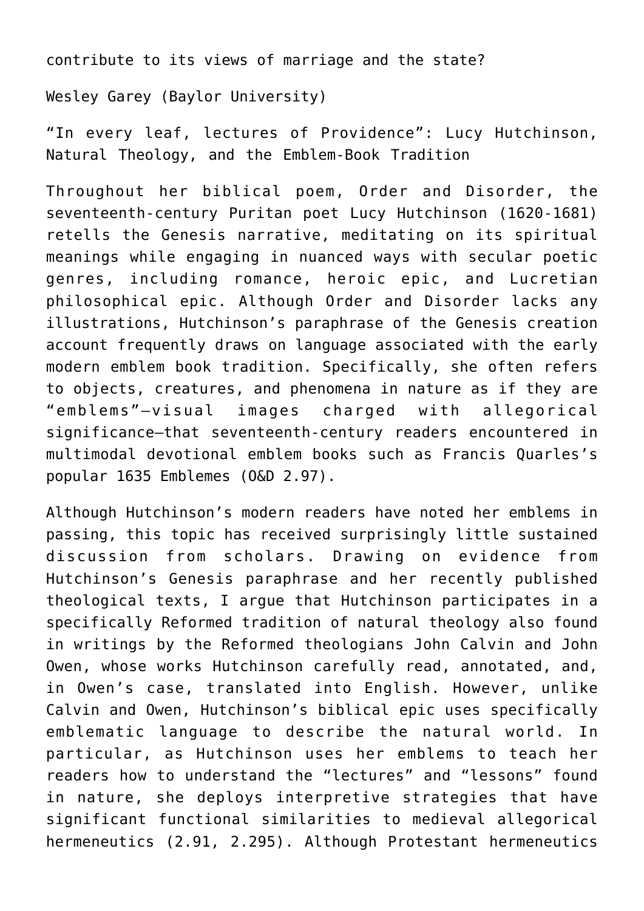contribute to its views of marriage and the state?

Wesley Garey (Baylor University)

"In every leaf, lectures of Providence": Lucy Hutchinson, Natural Theology, and the Emblem-Book Tradition

Throughout her biblical poem, Order and Disorder, the seventeenth-century Puritan poet Lucy Hutchinson (1620-1681) retells the Genesis narrative, meditating on its spiritual meanings while engaging in nuanced ways with secular poetic genres, including romance, heroic epic, and Lucretian philosophical epic. Although Order and Disorder lacks any illustrations, Hutchinson's paraphrase of the Genesis creation account frequently draws on language associated with the early modern emblem book tradition. Specifically, she often refers to objects, creatures, and phenomena in nature as if they are "emblems"—visual images charged with allegorical significance—that seventeenth-century readers encountered in multimodal devotional emblem books such as Francis Quarles's popular 1635 Emblemes (O&D 2.97).

Although Hutchinson's modern readers have noted her emblems in passing, this topic has received surprisingly little sustained discussion from scholars. Drawing on evidence from Hutchinson's Genesis paraphrase and her recently published theological texts, I argue that Hutchinson participates in a specifically Reformed tradition of natural theology also found in writings by the Reformed theologians John Calvin and John Owen, whose works Hutchinson carefully read, annotated, and, in Owen's case, translated into English. However, unlike Calvin and Owen, Hutchinson's biblical epic uses specifically emblematic language to describe the natural world. In particular, as Hutchinson uses her emblems to teach her readers how to understand the "lectures" and "lessons" found in nature, she deploys interpretive strategies that have significant functional similarities to medieval allegorical hermeneutics (2.91, 2.295). Although Protestant hermeneutics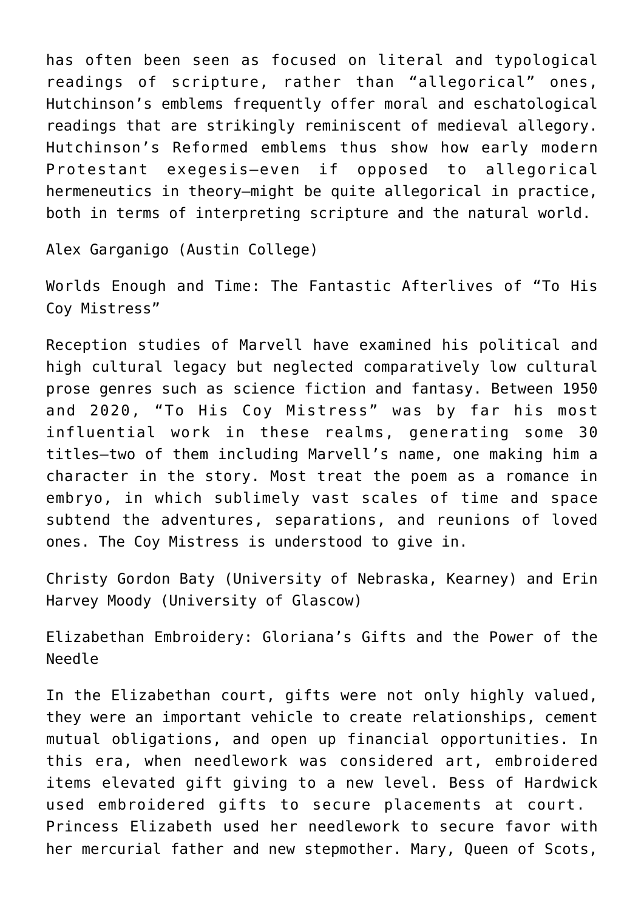has often been seen as focused on literal and typological readings of scripture, rather than "allegorical" ones, Hutchinson's emblems frequently offer moral and eschatological readings that are strikingly reminiscent of medieval allegory. Hutchinson's Reformed emblems thus show how early modern Protestant exegesis—even if opposed to allegorical hermeneutics in theory—might be quite allegorical in practice, both in terms of interpreting scripture and the natural world.

Alex Garganigo (Austin College)

Worlds Enough and Time: The Fantastic Afterlives of "To His Coy Mistress"

Reception studies of Marvell have examined his political and high cultural legacy but neglected comparatively low cultural prose genres such as science fiction and fantasy. Between 1950 and 2020, "To His Coy Mistress" was by far his most influential work in these realms, generating some 30 titles—two of them including Marvell's name, one making him a character in the story. Most treat the poem as a romance in embryo, in which sublimely vast scales of time and space subtend the adventures, separations, and reunions of loved ones. The Coy Mistress is understood to give in.

Christy Gordon Baty (University of Nebraska, Kearney) and Erin Harvey Moody (University of Glascow)

Elizabethan Embroidery: Gloriana's Gifts and the Power of the Needle

In the Elizabethan court, gifts were not only highly valued, they were an important vehicle to create relationships, cement mutual obligations, and open up financial opportunities. In this era, when needlework was considered art, embroidered items elevated gift giving to a new level. Bess of Hardwick used embroidered gifts to secure placements at court. Princess Elizabeth used her needlework to secure favor with her mercurial father and new stepmother. Mary, Queen of Scots,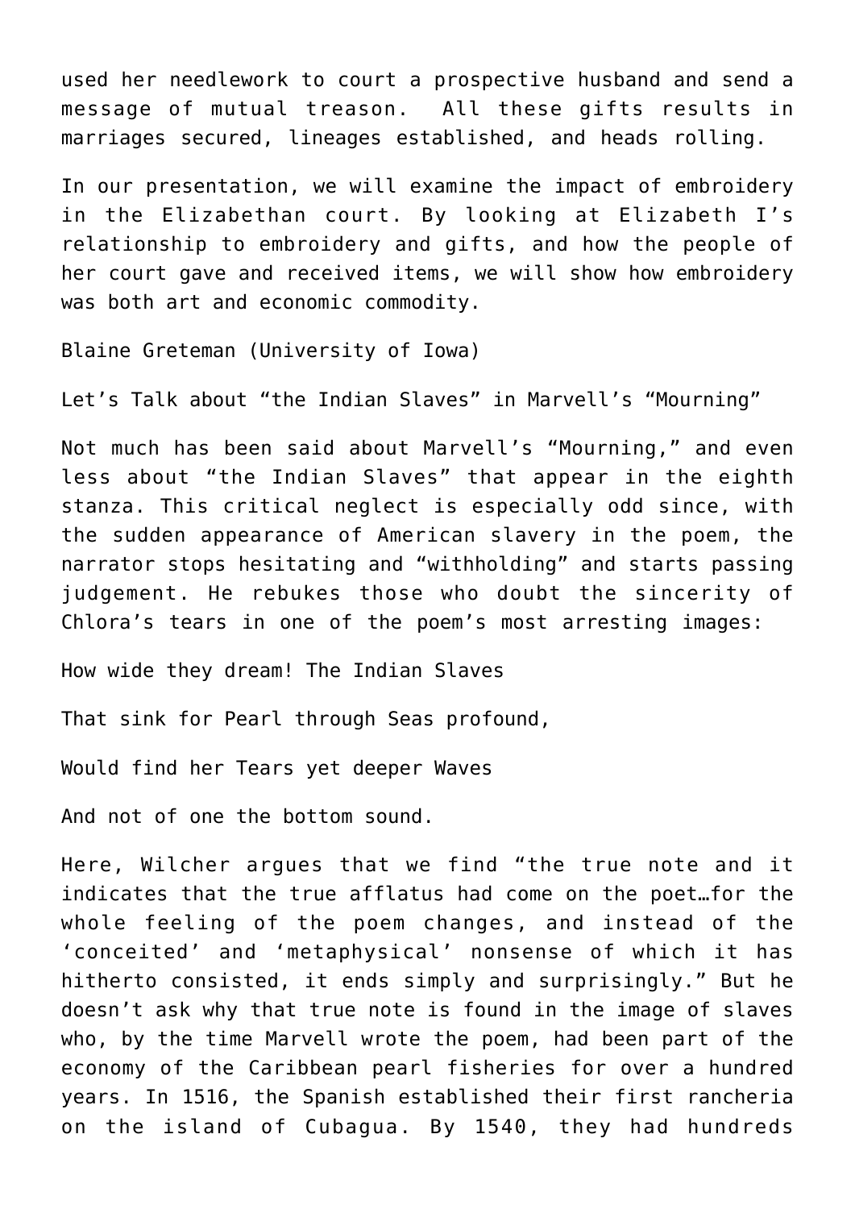used her needlework to court a prospective husband and send a message of mutual treason. All these gifts results in marriages secured, lineages established, and heads rolling.

In our presentation, we will examine the impact of embroidery in the Elizabethan court. By looking at Elizabeth I's relationship to embroidery and gifts, and how the people of her court gave and received items, we will show how embroidery was both art and economic commodity.

Blaine Greteman (University of Iowa)

Let's Talk about "the Indian Slaves" in Marvell's "Mourning"

Not much has been said about Marvell's "Mourning," and even less about "the Indian Slaves" that appear in the eighth stanza. This critical neglect is especially odd since, with the sudden appearance of American slavery in the poem, the narrator stops hesitating and "withholding" and starts passing judgement. He rebukes those who doubt the sincerity of Chlora's tears in one of the poem's most arresting images:

How wide they dream! The Indian Slaves

That sink for Pearl through Seas profound,

Would find her Tears yet deeper Waves

And not of one the bottom sound.

Here, Wilcher argues that we find "the true note and it indicates that the true afflatus had come on the poet…for the whole feeling of the poem changes, and instead of the 'conceited' and 'metaphysical' nonsense of which it has hitherto consisted, it ends simply and surprisingly." But he doesn't ask why that true note is found in the image of slaves who, by the time Marvell wrote the poem, had been part of the economy of the Caribbean pearl fisheries for over a hundred years. In 1516, the Spanish established their first rancheria on the island of Cubagua. By 1540, they had hundreds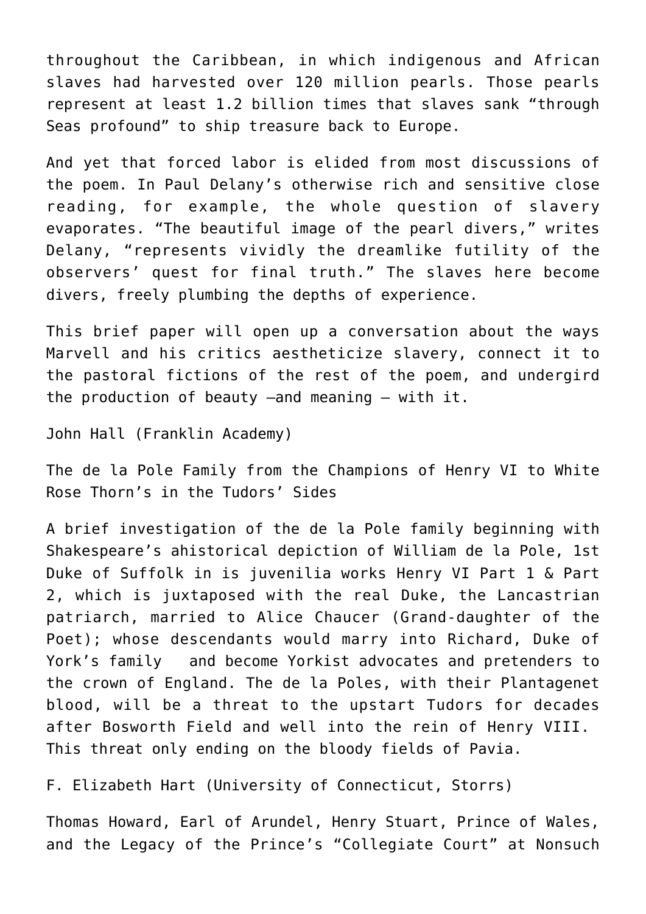throughout the Caribbean, in which indigenous and African slaves had harvested over 120 million pearls. Those pearls represent at least 1.2 billion times that slaves sank "through Seas profound" to ship treasure back to Europe.

And yet that forced labor is elided from most discussions of the poem. In Paul Delany's otherwise rich and sensitive close reading, for example, the whole question of slavery evaporates. "The beautiful image of the pearl divers," writes Delany, "represents vividly the dreamlike futility of the observers' quest for final truth." The slaves here become divers, freely plumbing the depths of experience.

This brief paper will open up a conversation about the ways Marvell and his critics aestheticize slavery, connect it to the pastoral fictions of the rest of the poem, and undergird the production of beauty –and meaning – with it.

John Hall (Franklin Academy)

The de la Pole Family from the Champions of Henry VI to White Rose Thorn's in the Tudors' Sides

A brief investigation of the de la Pole family beginning with Shakespeare's ahistorical depiction of William de la Pole, 1st Duke of Suffolk in is juvenilia works Henry VI Part 1 & Part 2, which is juxtaposed with the real Duke, the Lancastrian patriarch, married to Alice Chaucer (Grand-daughter of the Poet); whose descendants would marry into Richard, Duke of York's family  and become Yorkist advocates and pretenders to the crown of England. The de la Poles, with their Plantagenet blood, will be a threat to the upstart Tudors for decades after Bosworth Field and well into the rein of Henry VIII. This threat only ending on the bloody fields of Pavia.

F. Elizabeth Hart (University of Connecticut, Storrs)

Thomas Howard, Earl of Arundel, Henry Stuart, Prince of Wales, and the Legacy of the Prince's "Collegiate Court" at Nonsuch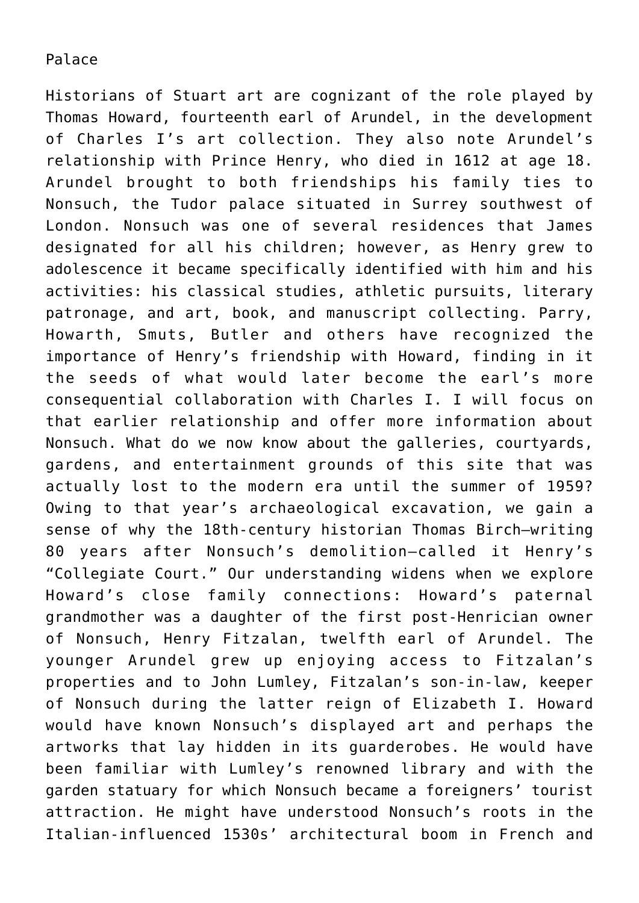Palace

Historians of Stuart art are cognizant of the role played by Thomas Howard, fourteenth earl of Arundel, in the development of Charles I's art collection. They also note Arundel's relationship with Prince Henry, who died in 1612 at age 18. Arundel brought to both friendships his family ties to Nonsuch, the Tudor palace situated in Surrey southwest of London. Nonsuch was one of several residences that James designated for all his children; however, as Henry grew to adolescence it became specifically identified with him and his activities: his classical studies, athletic pursuits, literary patronage, and art, book, and manuscript collecting. Parry, Howarth, Smuts, Butler and others have recognized the importance of Henry's friendship with Howard, finding in it the seeds of what would later become the earl's more consequential collaboration with Charles I. I will focus on that earlier relationship and offer more information about Nonsuch. What do we now know about the galleries, courtyards, gardens, and entertainment grounds of this site that was actually lost to the modern era until the summer of 1959? Owing to that year's archaeological excavation, we gain a sense of why the 18th-century historian Thomas Birch—writing 80 years after Nonsuch's demolition—called it Henry's "Collegiate Court." Our understanding widens when we explore Howard's close family connections: Howard's paternal grandmother was a daughter of the first post-Henrician owner of Nonsuch, Henry Fitzalan, twelfth earl of Arundel. The younger Arundel grew up enjoying access to Fitzalan's properties and to John Lumley, Fitzalan's son-in-law, keeper of Nonsuch during the latter reign of Elizabeth I. Howard would have known Nonsuch's displayed art and perhaps the artworks that lay hidden in its guarderobes. He would have been familiar with Lumley's renowned library and with the garden statuary for which Nonsuch became a foreigners' tourist attraction. He might have understood Nonsuch's roots in the Italian-influenced 1530s' architectural boom in French and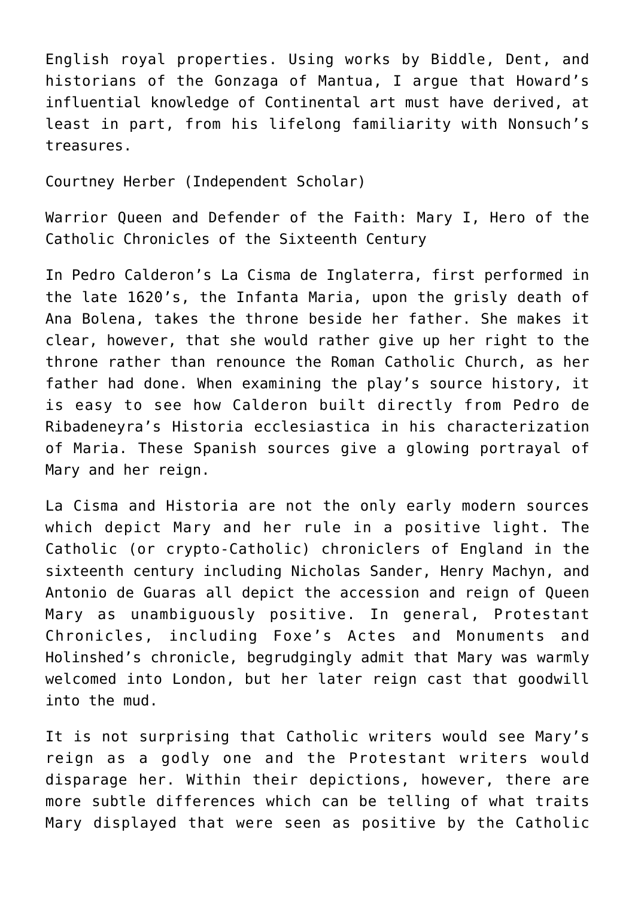English royal properties. Using works by Biddle, Dent, and historians of the Gonzaga of Mantua, I argue that Howard's influential knowledge of Continental art must have derived, at least in part, from his lifelong familiarity with Nonsuch's treasures.

Courtney Herber (Independent Scholar)

Warrior Queen and Defender of the Faith: Mary I, Hero of the Catholic Chronicles of the Sixteenth Century

In Pedro Calderon's La Cisma de Inglaterra, first performed in the late 1620's, the Infanta Maria, upon the grisly death of Ana Bolena, takes the throne beside her father. She makes it clear, however, that she would rather give up her right to the throne rather than renounce the Roman Catholic Church, as her father had done. When examining the play's source history, it is easy to see how Calderon built directly from Pedro de Ribadeneyra's Historia ecclesiastica in his characterization of Maria. These Spanish sources give a glowing portrayal of Mary and her reign.

La Cisma and Historia are not the only early modern sources which depict Mary and her rule in a positive light. The Catholic (or crypto-Catholic) chroniclers of England in the sixteenth century including Nicholas Sander, Henry Machyn, and Antonio de Guaras all depict the accession and reign of Queen Mary as unambiguously positive. In general, Protestant Chronicles, including Foxe's Actes and Monuments and Holinshed's chronicle, begrudgingly admit that Mary was warmly welcomed into London, but her later reign cast that goodwill into the mud.

It is not surprising that Catholic writers would see Mary's reign as a godly one and the Protestant writers would disparage her. Within their depictions, however, there are more subtle differences which can be telling of what traits Mary displayed that were seen as positive by the Catholic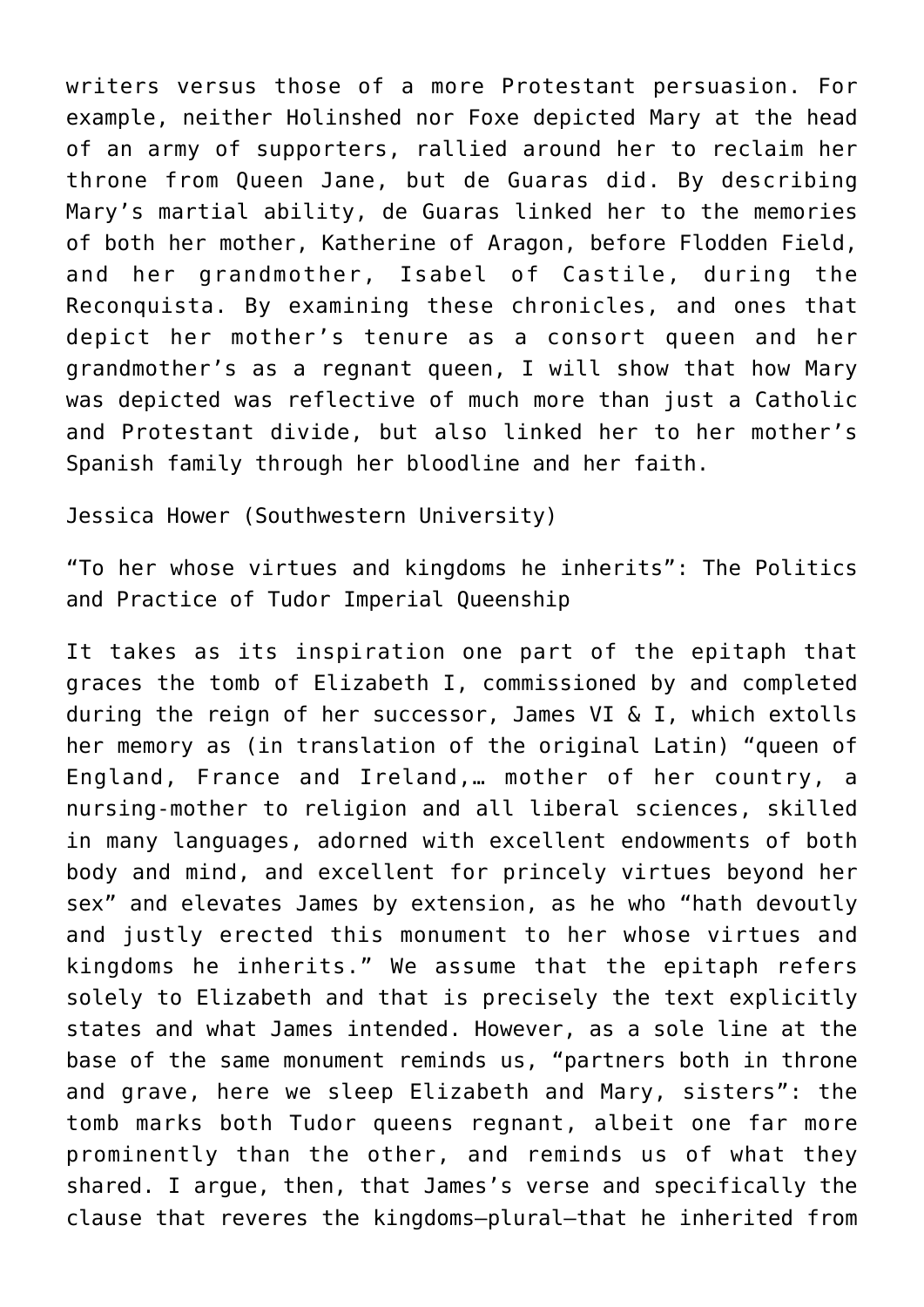writers versus those of a more Protestant persuasion. For example, neither Holinshed nor Foxe depicted Mary at the head of an army of supporters, rallied around her to reclaim her throne from Queen Jane, but de Guaras did. By describing Mary's martial ability, de Guaras linked her to the memories of both her mother, Katherine of Aragon, before Flodden Field, and her grandmother, Isabel of Castile, during the Reconquista. By examining these chronicles, and ones that depict her mother's tenure as a consort queen and her grandmother's as a regnant queen, I will show that how Mary was depicted was reflective of much more than just a Catholic and Protestant divide, but also linked her to her mother's Spanish family through her bloodline and her faith.

Jessica Hower (Southwestern University)

"To her whose virtues and kingdoms he inherits": The Politics and Practice of Tudor Imperial Queenship

It takes as its inspiration one part of the epitaph that graces the tomb of Elizabeth I, commissioned by and completed during the reign of her successor, James VI & I, which extolls her memory as (in translation of the original Latin) "queen of England, France and Ireland,… mother of her country, a nursing-mother to religion and all liberal sciences, skilled in many languages, adorned with excellent endowments of both body and mind, and excellent for princely virtues beyond her sex" and elevates James by extension, as he who "hath devoutly and justly erected this monument to her whose virtues and kingdoms he inherits." We assume that the epitaph refers solely to Elizabeth and that is precisely the text explicitly states and what James intended. However, as a sole line at the base of the same monument reminds us, "partners both in throne and grave, here we sleep Elizabeth and Mary, sisters": the tomb marks both Tudor queens regnant, albeit one far more prominently than the other, and reminds us of what they shared. I argue, then, that James's verse and specifically the clause that reveres the kingdoms—plural—that he inherited from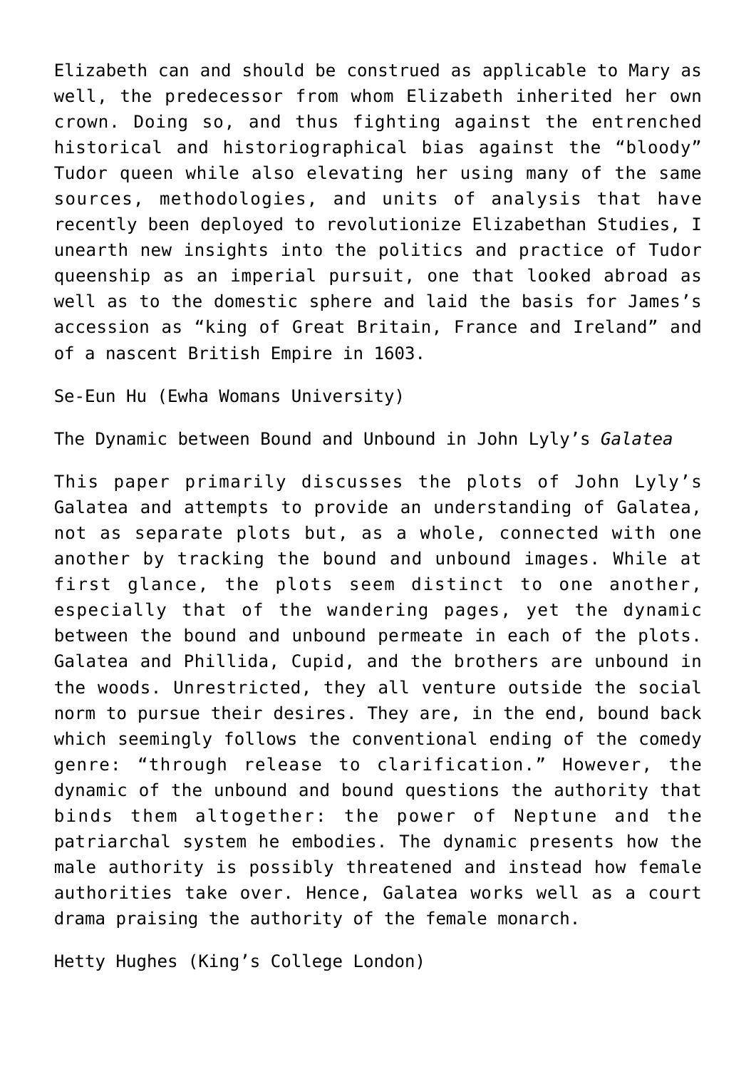Elizabeth can and should be construed as applicable to Mary as well, the predecessor from whom Elizabeth inherited her own crown. Doing so, and thus fighting against the entrenched historical and historiographical bias against the "bloody" Tudor queen while also elevating her using many of the same sources, methodologies, and units of analysis that have recently been deployed to revolutionize Elizabethan Studies, I unearth new insights into the politics and practice of Tudor queenship as an imperial pursuit, one that looked abroad as well as to the domestic sphere and laid the basis for James's accession as "king of Great Britain, France and Ireland" and of a nascent British Empire in 1603.

Se-Eun Hu (Ewha Womans University)

The Dynamic between Bound and Unbound in John Lyly's *Galatea*

This paper primarily discusses the plots of John Lyly's Galatea and attempts to provide an understanding of Galatea, not as separate plots but, as a whole, connected with one another by tracking the bound and unbound images. While at first glance, the plots seem distinct to one another, especially that of the wandering pages, yet the dynamic between the bound and unbound permeate in each of the plots. Galatea and Phillida, Cupid, and the brothers are unbound in the woods. Unrestricted, they all venture outside the social norm to pursue their desires. They are, in the end, bound back which seemingly follows the conventional ending of the comedy genre: "through release to clarification." However, the dynamic of the unbound and bound questions the authority that binds them altogether: the power of Neptune and the patriarchal system he embodies. The dynamic presents how the male authority is possibly threatened and instead how female authorities take over. Hence, Galatea works well as a court drama praising the authority of the female monarch.

Hetty Hughes (King's College London)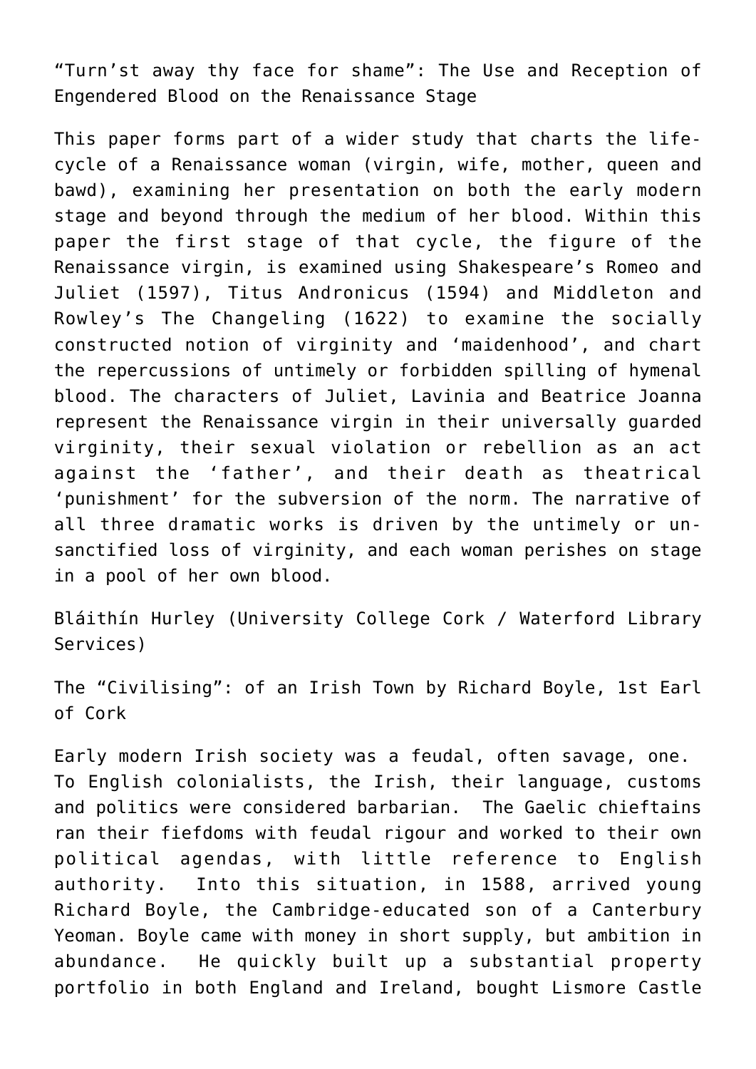“Turn’st away thy face for shame”: The Use and Reception of Engendered Blood on the Renaissance Stage

This paper forms part of a wider study that charts the life-cycle of a Renaissance woman (virgin, wife, mother, queen and bawd), examining her presentation on both the early modern stage and beyond through the medium of her blood. Within this paper the first stage of that cycle, the figure of the Renaissance virgin, is examined using Shakespeare’s Romeo and Juliet (1597), Titus Andronicus (1594) and Middleton and Rowley’s The Changeling (1622) to examine the socially constructed notion of virginity and ‘maidenhood’, and chart the repercussions of untimely or forbidden spilling of hymenal blood. The characters of Juliet, Lavinia and Beatrice Joanna represent the Renaissance virgin in their universally guarded virginity, their sexual violation or rebellion as an act against the ‘father’, and their death as theatrical ‘punishment’ for the subversion of the norm. The narrative of all three dramatic works is driven by the untimely or un-sanctified loss of virginity, and each woman perishes on stage in a pool of her own blood.

Bláithín Hurley (University College Cork / Waterford Library Services)

The “Civilising”: of an Irish Town by Richard Boyle, 1st Earl of Cork

Early modern Irish society was a feudal, often savage, one. To English colonialists, the Irish, their language, customs and politics were considered barbarian. The Gaelic chieftains ran their fiefdoms with feudal rigour and worked to their own political agendas, with little reference to English authority. Into this situation, in 1588, arrived young Richard Boyle, the Cambridge-educated son of a Canterbury Yeoman. Boyle came with money in short supply, but ambition in abundance. He quickly built up a substantial property portfolio in both England and Ireland, bought Lismore Castle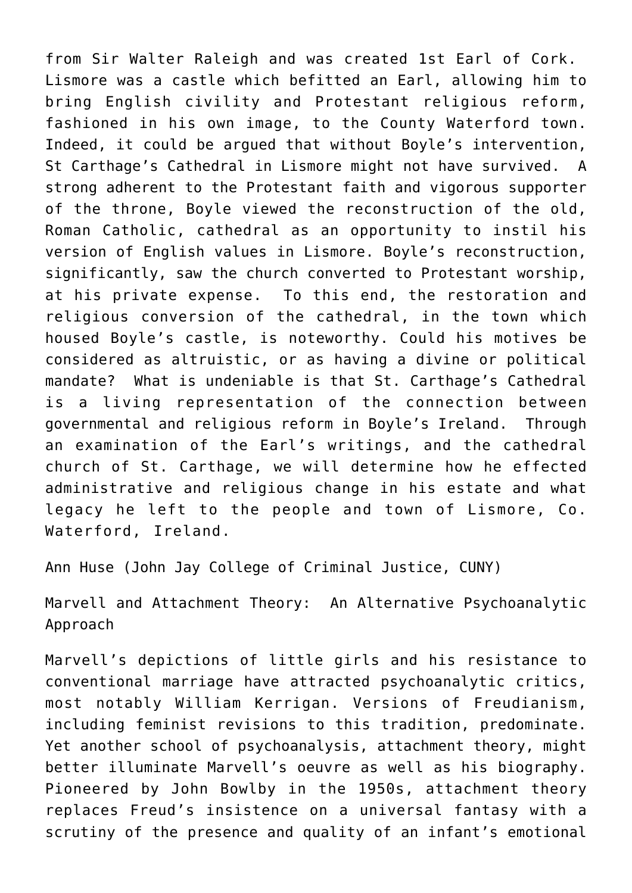from Sir Walter Raleigh and was created 1st Earl of Cork. Lismore was a castle which befitted an Earl, allowing him to bring English civility and Protestant religious reform, fashioned in his own image, to the County Waterford town. Indeed, it could be argued that without Boyle's intervention, St Carthage's Cathedral in Lismore might not have survived. A strong adherent to the Protestant faith and vigorous supporter of the throne, Boyle viewed the reconstruction of the old, Roman Catholic, cathedral as an opportunity to instil his version of English values in Lismore. Boyle's reconstruction, significantly, saw the church converted to Protestant worship, at his private expense. To this end, the restoration and religious conversion of the cathedral, in the town which housed Boyle's castle, is noteworthy. Could his motives be considered as altruistic, or as having a divine or political mandate? What is undeniable is that St. Carthage's Cathedral is a living representation of the connection between governmental and religious reform in Boyle's Ireland. Through an examination of the Earl's writings, and the cathedral church of St. Carthage, we will determine how he effected administrative and religious change in his estate and what legacy he left to the people and town of Lismore, Co. Waterford, Ireland.

Ann Huse (John Jay College of Criminal Justice, CUNY)

Marvell and Attachment Theory: An Alternative Psychoanalytic Approach

Marvell's depictions of little girls and his resistance to conventional marriage have attracted psychoanalytic critics, most notably William Kerrigan. Versions of Freudianism, including feminist revisions to this tradition, predominate. Yet another school of psychoanalysis, attachment theory, might better illuminate Marvell's oeuvre as well as his biography. Pioneered by John Bowlby in the 1950s, attachment theory replaces Freud's insistence on a universal fantasy with a scrutiny of the presence and quality of an infant's emotional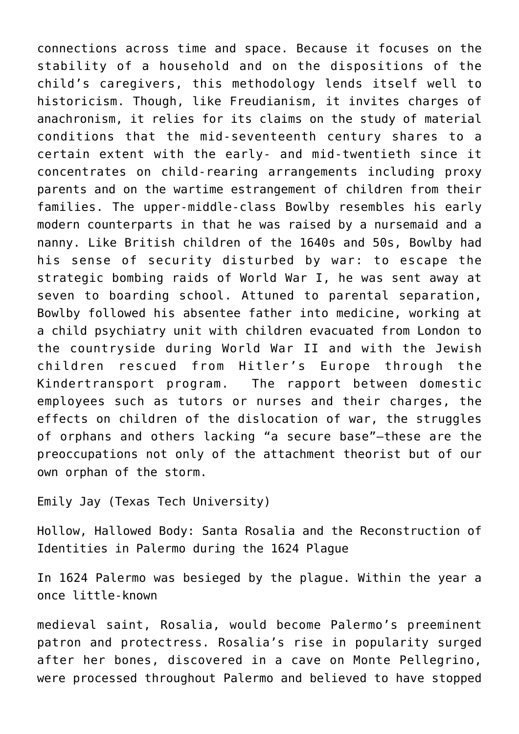connections across time and space. Because it focuses on the stability of a household and on the dispositions of the child's caregivers, this methodology lends itself well to historicism. Though, like Freudianism, it invites charges of anachronism, it relies for its claims on the study of material conditions that the mid-seventeenth century shares to a certain extent with the early- and mid-twentieth since it concentrates on child-rearing arrangements including proxy parents and on the wartime estrangement of children from their families. The upper-middle-class Bowlby resembles his early modern counterparts in that he was raised by a nursemaid and a nanny. Like British children of the 1640s and 50s, Bowlby had his sense of security disturbed by war: to escape the strategic bombing raids of World War I, he was sent away at seven to boarding school. Attuned to parental separation, Bowlby followed his absentee father into medicine, working at a child psychiatry unit with children evacuated from London to the countryside during World War II and with the Jewish children rescued from Hitler's Europe through the Kindertransport program. The rapport between domestic employees such as tutors or nurses and their charges, the effects on children of the dislocation of war, the struggles of orphans and others lacking "a secure base"—these are the preoccupations not only of the attachment theorist but of our own orphan of the storm.

Emily Jay (Texas Tech University)

Hollow, Hallowed Body: Santa Rosalia and the Reconstruction of Identities in Palermo during the 1624 Plague

In 1624 Palermo was besieged by the plague. Within the year a once little-known medieval saint, Rosalia, would become Palermo's preeminent patron and protectress. Rosalia's rise in popularity surged after her bones, discovered in a cave on Monte Pellegrino, were processed throughout Palermo and believed to have stopped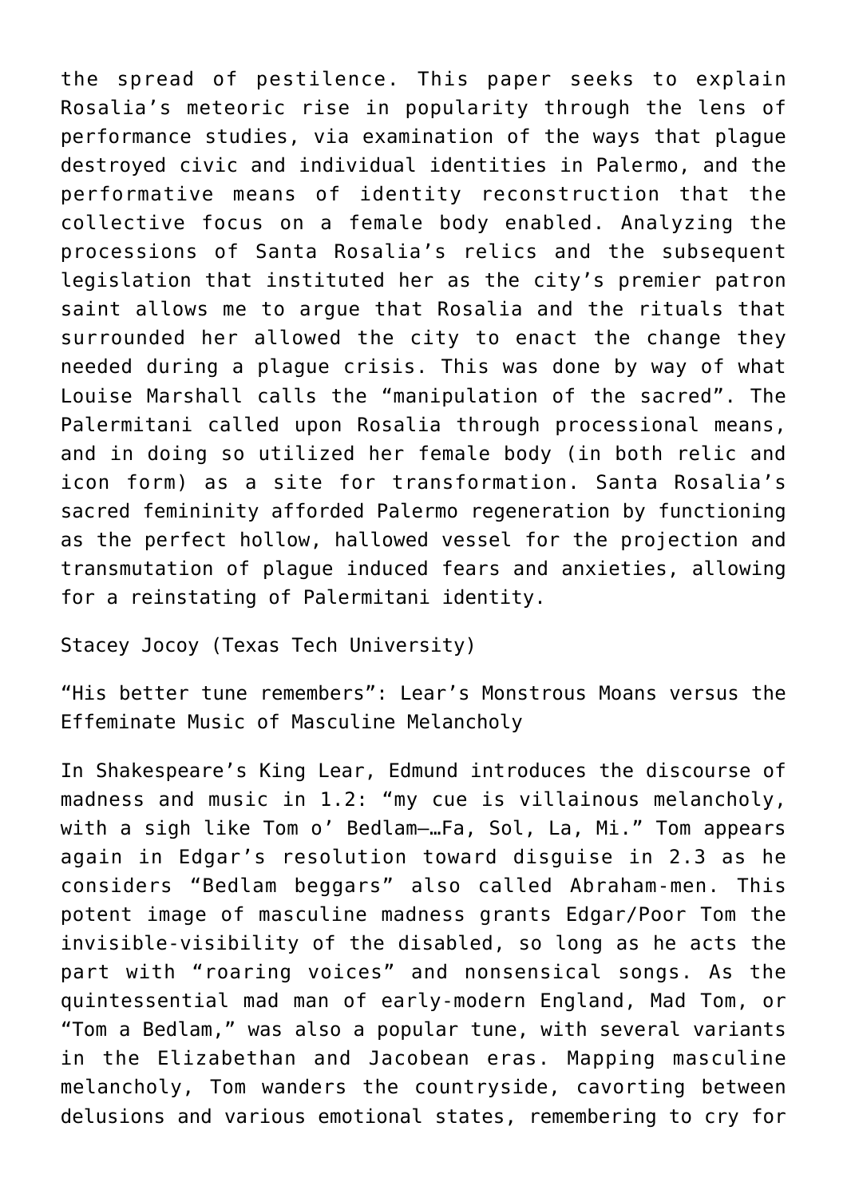the spread of pestilence. This paper seeks to explain Rosalia's meteoric rise in popularity through the lens of performance studies, via examination of the ways that plague destroyed civic and individual identities in Palermo, and the performative means of identity reconstruction that the collective focus on a female body enabled. Analyzing the processions of Santa Rosalia's relics and the subsequent legislation that instituted her as the city's premier patron saint allows me to argue that Rosalia and the rituals that surrounded her allowed the city to enact the change they needed during a plague crisis. This was done by way of what Louise Marshall calls the "manipulation of the sacred". The Palermitani called upon Rosalia through processional means, and in doing so utilized her female body (in both relic and icon form) as a site for transformation. Santa Rosalia's sacred femininity afforded Palermo regeneration by functioning as the perfect hollow, hallowed vessel for the projection and transmutation of plague induced fears and anxieties, allowing for a reinstating of Palermitani identity.

Stacey Jocoy (Texas Tech University)

"His better tune remembers": Lear's Monstrous Moans versus the Effeminate Music of Masculine Melancholy

In Shakespeare's King Lear, Edmund introduces the discourse of madness and music in 1.2: "my cue is villainous melancholy, with a sigh like Tom o' Bedlam—…Fa, Sol, La, Mi." Tom appears again in Edgar's resolution toward disguise in 2.3 as he considers "Bedlam beggars" also called Abraham-men. This potent image of masculine madness grants Edgar/Poor Tom the invisible-visibility of the disabled, so long as he acts the part with "roaring voices" and nonsensical songs. As the quintessential mad man of early-modern England, Mad Tom, or "Tom a Bedlam," was also a popular tune, with several variants in the Elizabethan and Jacobean eras. Mapping masculine melancholy, Tom wanders the countryside, cavorting between delusions and various emotional states, remembering to cry for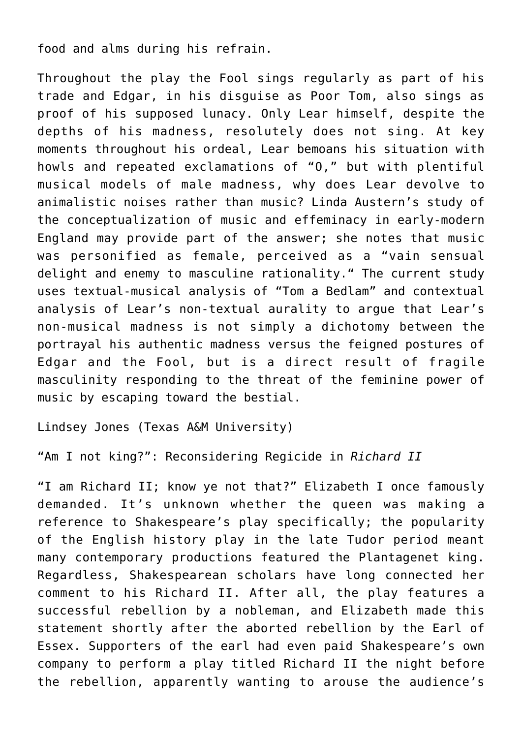food and alms during his refrain.

Throughout the play the Fool sings regularly as part of his trade and Edgar, in his disguise as Poor Tom, also sings as proof of his supposed lunacy. Only Lear himself, despite the depths of his madness, resolutely does not sing. At key moments throughout his ordeal, Lear bemoans his situation with howls and repeated exclamations of "O," but with plentiful musical models of male madness, why does Lear devolve to animalistic noises rather than music? Linda Austern's study of the conceptualization of music and effeminacy in early-modern England may provide part of the answer; she notes that music was personified as female, perceived as a "vain sensual delight and enemy to masculine rationality." The current study uses textual-musical analysis of "Tom a Bedlam" and contextual analysis of Lear's non-textual aurality to argue that Lear's non-musical madness is not simply a dichotomy between the portrayal his authentic madness versus the feigned postures of Edgar and the Fool, but is a direct result of fragile masculinity responding to the threat of the feminine power of music by escaping toward the bestial.

Lindsey Jones (Texas A&M University)

"Am I not king?": Reconsidering Regicide in *Richard II*

"I am Richard II; know ye not that?" Elizabeth I once famously demanded. It's unknown whether the queen was making a reference to Shakespeare's play specifically; the popularity of the English history play in the late Tudor period meant many contemporary productions featured the Plantagenet king. Regardless, Shakespearean scholars have long connected her comment to his Richard II. After all, the play features a successful rebellion by a nobleman, and Elizabeth made this statement shortly after the aborted rebellion by the Earl of Essex. Supporters of the earl had even paid Shakespeare's own company to perform a play titled Richard II the night before the rebellion, apparently wanting to arouse the audience's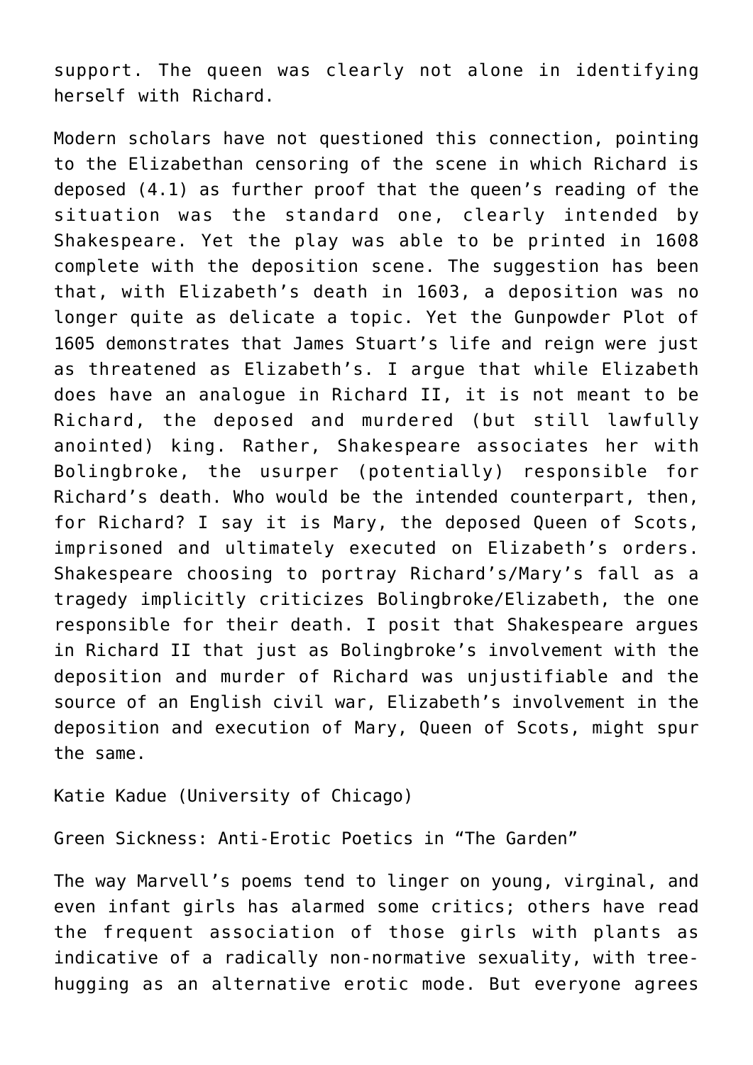support. The queen was clearly not alone in identifying herself with Richard.

Modern scholars have not questioned this connection, pointing to the Elizabethan censoring of the scene in which Richard is deposed (4.1) as further proof that the queen's reading of the situation was the standard one, clearly intended by Shakespeare. Yet the play was able to be printed in 1608 complete with the deposition scene. The suggestion has been that, with Elizabeth's death in 1603, a deposition was no longer quite as delicate a topic. Yet the Gunpowder Plot of 1605 demonstrates that James Stuart's life and reign were just as threatened as Elizabeth's. I argue that while Elizabeth does have an analogue in Richard II, it is not meant to be Richard, the deposed and murdered (but still lawfully anointed) king. Rather, Shakespeare associates her with Bolingbroke, the usurper (potentially) responsible for Richard's death. Who would be the intended counterpart, then, for Richard? I say it is Mary, the deposed Queen of Scots, imprisoned and ultimately executed on Elizabeth's orders. Shakespeare choosing to portray Richard's/Mary's fall as a tragedy implicitly criticizes Bolingbroke/Elizabeth, the one responsible for their death. I posit that Shakespeare argues in Richard II that just as Bolingbroke's involvement with the deposition and murder of Richard was unjustifiable and the source of an English civil war, Elizabeth's involvement in the deposition and execution of Mary, Queen of Scots, might spur the same.

Katie Kadue (University of Chicago)

Green Sickness: Anti-Erotic Poetics in "The Garden"

The way Marvell's poems tend to linger on young, virginal, and even infant girls has alarmed some critics; others have read the frequent association of those girls with plants as indicative of a radically non-normative sexuality, with tree-hugging as an alternative erotic mode. But everyone agrees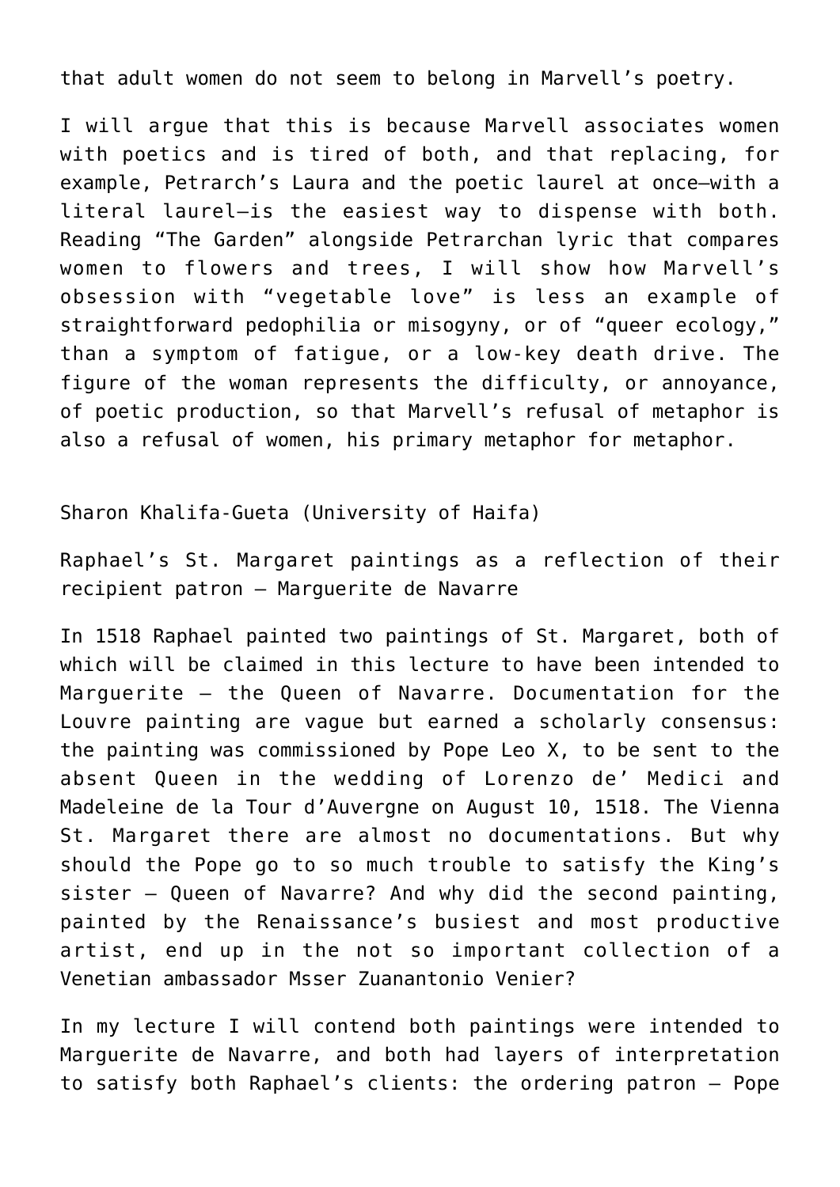that adult women do not seem to belong in Marvell's poetry.

I will argue that this is because Marvell associates women with poetics and is tired of both, and that replacing, for example, Petrarch's Laura and the poetic laurel at once—with a literal laurel—is the easiest way to dispense with both. Reading "The Garden" alongside Petrarchan lyric that compares women to flowers and trees, I will show how Marvell's obsession with "vegetable love" is less an example of straightforward pedophilia or misogyny, or of "queer ecology," than a symptom of fatigue, or a low-key death drive. The figure of the woman represents the difficulty, or annoyance, of poetic production, so that Marvell's refusal of metaphor is also a refusal of women, his primary metaphor for metaphor.

Sharon Khalifa-Gueta (University of Haifa)

Raphael's St. Margaret paintings as a reflection of their recipient patron – Marguerite de Navarre

In 1518 Raphael painted two paintings of St. Margaret, both of which will be claimed in this lecture to have been intended to Marguerite – the Queen of Navarre. Documentation for the Louvre painting are vague but earned a scholarly consensus: the painting was commissioned by Pope Leo X, to be sent to the absent Queen in the wedding of Lorenzo de' Medici and Madeleine de la Tour d'Auvergne on August 10, 1518. The Vienna St. Margaret there are almost no documentations. But why should the Pope go to so much trouble to satisfy the King's sister – Queen of Navarre? And why did the second painting, painted by the Renaissance's busiest and most productive artist, end up in the not so important collection of a Venetian ambassador Msser Zuanantonio Venier?

In my lecture I will contend both paintings were intended to Marguerite de Navarre, and both had layers of interpretation to satisfy both Raphael's clients: the ordering patron – Pope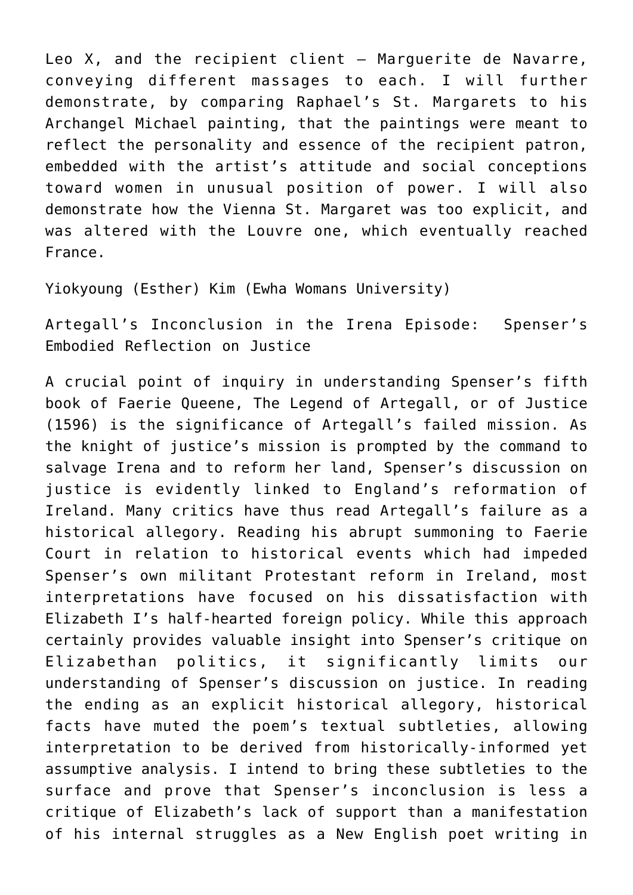Leo X, and the recipient client – Marguerite de Navarre, conveying different massages to each. I will further demonstrate, by comparing Raphael's St. Margarets to his Archangel Michael painting, that the paintings were meant to reflect the personality and essence of the recipient patron, embedded with the artist's attitude and social conceptions toward women in unusual position of power. I will also demonstrate how the Vienna St. Margaret was too explicit, and was altered with the Louvre one, which eventually reached France.

Yiokyoung (Esther) Kim (Ewha Womans University)

Artegall's Inconclusion in the Irena Episode: Spenser's Embodied Reflection on Justice

A crucial point of inquiry in understanding Spenser's fifth book of Faerie Queene, The Legend of Artegall, or of Justice (1596) is the significance of Artegall's failed mission. As the knight of justice's mission is prompted by the command to salvage Irena and to reform her land, Spenser's discussion on justice is evidently linked to England's reformation of Ireland. Many critics have thus read Artegall's failure as a historical allegory. Reading his abrupt summoning to Faerie Court in relation to historical events which had impeded Spenser's own militant Protestant reform in Ireland, most interpretations have focused on his dissatisfaction with Elizabeth I's half-hearted foreign policy. While this approach certainly provides valuable insight into Spenser's critique on Elizabethan politics, it significantly limits our understanding of Spenser's discussion on justice. In reading the ending as an explicit historical allegory, historical facts have muted the poem's textual subtleties, allowing interpretation to be derived from historically-informed yet assumptive analysis. I intend to bring these subtleties to the surface and prove that Spenser's inconclusion is less a critique of Elizabeth's lack of support than a manifestation of his internal struggles as a New English poet writing in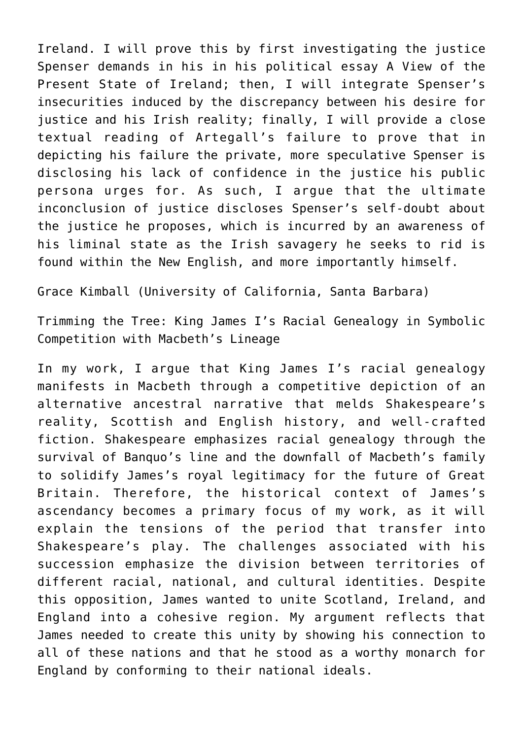Ireland. I will prove this by first investigating the justice Spenser demands in his in his political essay A View of the Present State of Ireland; then, I will integrate Spenser's insecurities induced by the discrepancy between his desire for justice and his Irish reality; finally, I will provide a close textual reading of Artegall's failure to prove that in depicting his failure the private, more speculative Spenser is disclosing his lack of confidence in the justice his public persona urges for. As such, I argue that the ultimate inconclusion of justice discloses Spenser's self-doubt about the justice he proposes, which is incurred by an awareness of his liminal state as the Irish savagery he seeks to rid is found within the New English, and more importantly himself.

Grace Kimball (University of California, Santa Barbara)

Trimming the Tree: King James I's Racial Genealogy in Symbolic Competition with Macbeth's Lineage

In my work, I argue that King James I's racial genealogy manifests in Macbeth through a competitive depiction of an alternative ancestral narrative that melds Shakespeare's reality, Scottish and English history, and well-crafted fiction. Shakespeare emphasizes racial genealogy through the survival of Banquo's line and the downfall of Macbeth's family to solidify James's royal legitimacy for the future of Great Britain. Therefore, the historical context of James's ascendancy becomes a primary focus of my work, as it will explain the tensions of the period that transfer into Shakespeare's play. The challenges associated with his succession emphasize the division between territories of different racial, national, and cultural identities. Despite this opposition, James wanted to unite Scotland, Ireland, and England into a cohesive region. My argument reflects that James needed to create this unity by showing his connection to all of these nations and that he stood as a worthy monarch for England by conforming to their national ideals.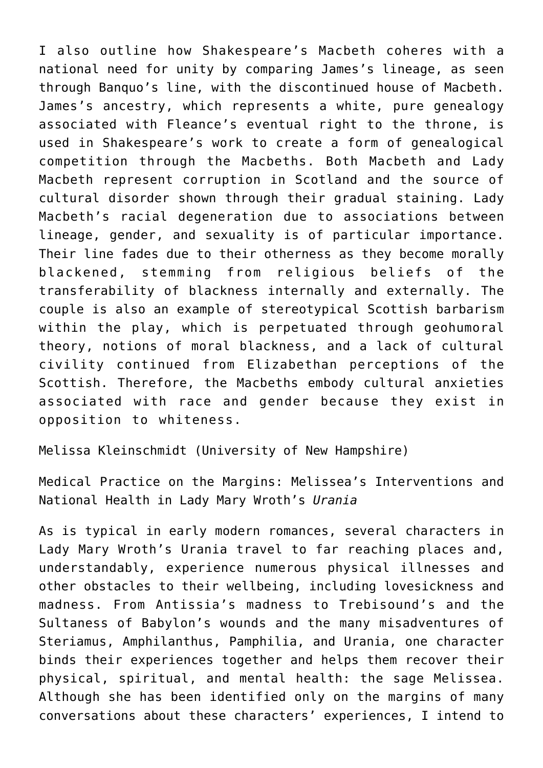I also outline how Shakespeare's Macbeth coheres with a national need for unity by comparing James's lineage, as seen through Banquo's line, with the discontinued house of Macbeth. James's ancestry, which represents a white, pure genealogy associated with Fleance's eventual right to the throne, is used in Shakespeare's work to create a form of genealogical competition through the Macbeths. Both Macbeth and Lady Macbeth represent corruption in Scotland and the source of cultural disorder shown through their gradual staining. Lady Macbeth's racial degeneration due to associations between lineage, gender, and sexuality is of particular importance. Their line fades due to their otherness as they become morally blackened, stemming from religious beliefs of the transferability of blackness internally and externally. The couple is also an example of stereotypical Scottish barbarism within the play, which is perpetuated through geohumoral theory, notions of moral blackness, and a lack of cultural civility continued from Elizabethan perceptions of the Scottish. Therefore, the Macbeths embody cultural anxieties associated with race and gender because they exist in opposition to whiteness.

Melissa Kleinschmidt (University of New Hampshire)

Medical Practice on the Margins: Melissea's Interventions and National Health in Lady Mary Wroth's *Urania*

As is typical in early modern romances, several characters in Lady Mary Wroth's Urania travel to far reaching places and, understandably, experience numerous physical illnesses and other obstacles to their wellbeing, including lovesickness and madness. From Antissia's madness to Trebisound's and the Sultaness of Babylon's wounds and the many misadventures of Steriamus, Amphilanthus, Pamphilia, and Urania, one character binds their experiences together and helps them recover their physical, spiritual, and mental health: the sage Melissea. Although she has been identified only on the margins of many conversations about these characters' experiences, I intend to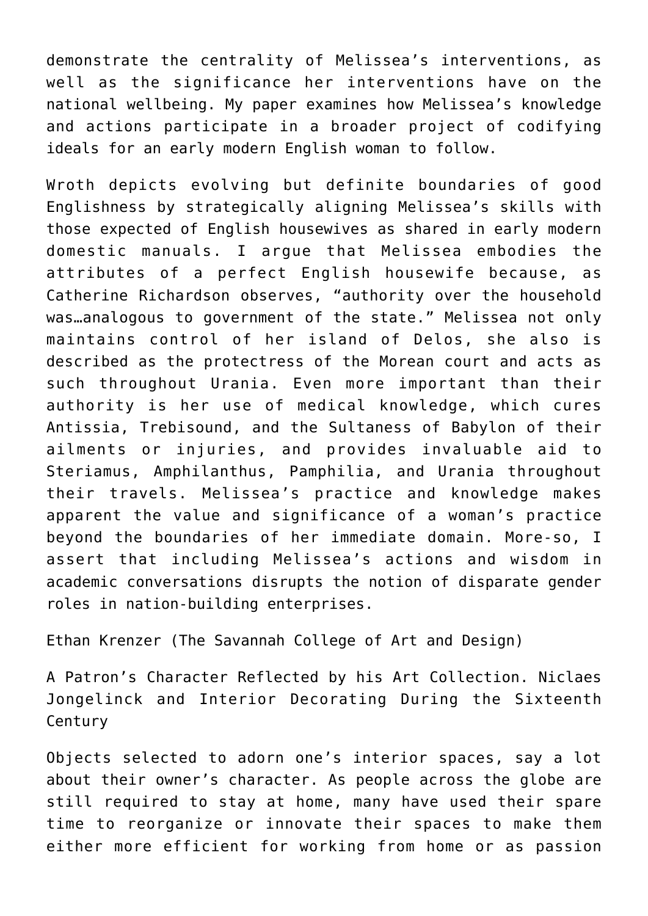demonstrate the centrality of Melissea's interventions, as well as the significance her interventions have on the national wellbeing. My paper examines how Melissea's knowledge and actions participate in a broader project of codifying ideals for an early modern English woman to follow.

Wroth depicts evolving but definite boundaries of good Englishness by strategically aligning Melissea's skills with those expected of English housewives as shared in early modern domestic manuals. I argue that Melissea embodies the attributes of a perfect English housewife because, as Catherine Richardson observes, "authority over the household was…analogous to government of the state." Melissea not only maintains control of her island of Delos, she also is described as the protectress of the Morean court and acts as such throughout Urania. Even more important than their authority is her use of medical knowledge, which cures Antissia, Trebisound, and the Sultaness of Babylon of their ailments or injuries, and provides invaluable aid to Steriamus, Amphilanthus, Pamphilia, and Urania throughout their travels. Melissea's practice and knowledge makes apparent the value and significance of a woman's practice beyond the boundaries of her immediate domain. More-so, I assert that including Melissea's actions and wisdom in academic conversations disrupts the notion of disparate gender roles in nation-building enterprises.

Ethan Krenzer (The Savannah College of Art and Design)

A Patron's Character Reflected by his Art Collection. Niclaes Jongelinck and Interior Decorating During the Sixteenth Century

Objects selected to adorn one's interior spaces, say a lot about their owner's character. As people across the globe are still required to stay at home, many have used their spare time to reorganize or innovate their spaces to make them either more efficient for working from home or as passion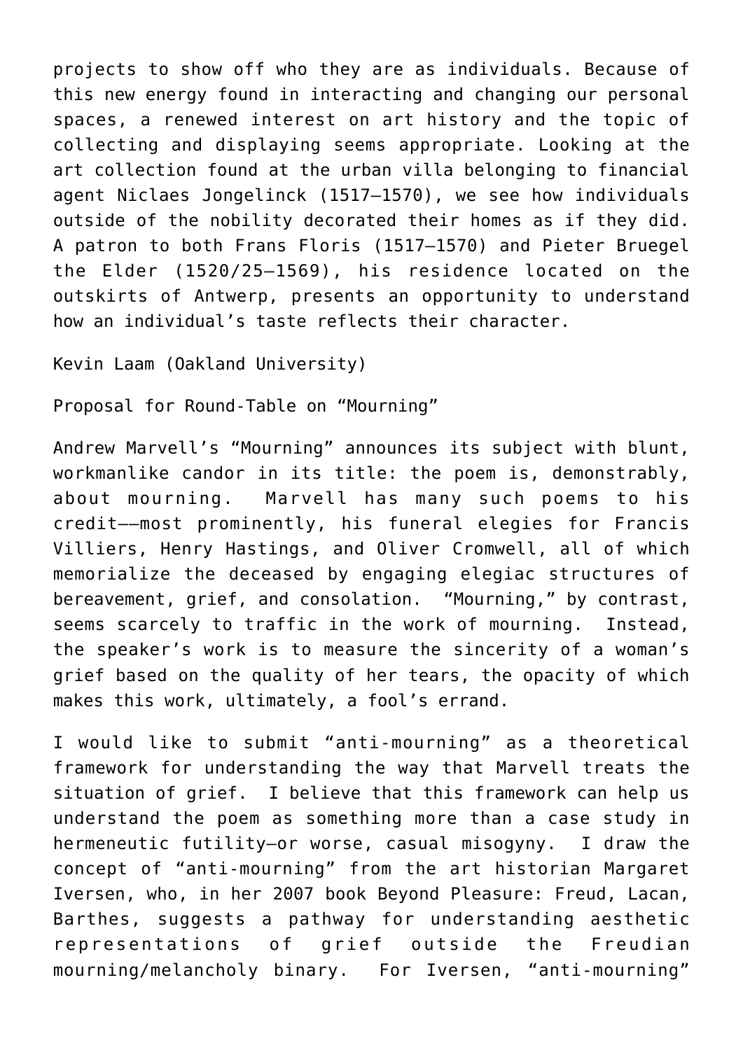projects to show off who they are as individuals. Because of this new energy found in interacting and changing our personal spaces, a renewed interest on art history and the topic of collecting and displaying seems appropriate. Looking at the art collection found at the urban villa belonging to financial agent Niclaes Jongelinck (1517–1570), we see how individuals outside of the nobility decorated their homes as if they did. A patron to both Frans Floris (1517–1570) and Pieter Bruegel the Elder (1520/25–1569), his residence located on the outskirts of Antwerp, presents an opportunity to understand how an individual's taste reflects their character.

Kevin Laam (Oakland University)

Proposal for Round-Table on "Mourning"

Andrew Marvell's "Mourning" announces its subject with blunt, workmanlike candor in its title: the poem is, demonstrably, about mourning. Marvell has many such poems to his credit——most prominently, his funeral elegies for Francis Villiers, Henry Hastings, and Oliver Cromwell, all of which memorialize the deceased by engaging elegiac structures of bereavement, grief, and consolation. "Mourning," by contrast, seems scarcely to traffic in the work of mourning. Instead, the speaker's work is to measure the sincerity of a woman's grief based on the quality of her tears, the opacity of which makes this work, ultimately, a fool's errand.

I would like to submit "anti-mourning" as a theoretical framework for understanding the way that Marvell treats the situation of grief. I believe that this framework can help us understand the poem as something more than a case study in hermeneutic futility—or worse, casual misogyny. I draw the concept of "anti-mourning" from the art historian Margaret Iversen, who, in her 2007 book Beyond Pleasure: Freud, Lacan, Barthes, suggests a pathway for understanding aesthetic representations of grief outside the Freudian mourning/melancholy binary. For Iversen, "anti-mourning"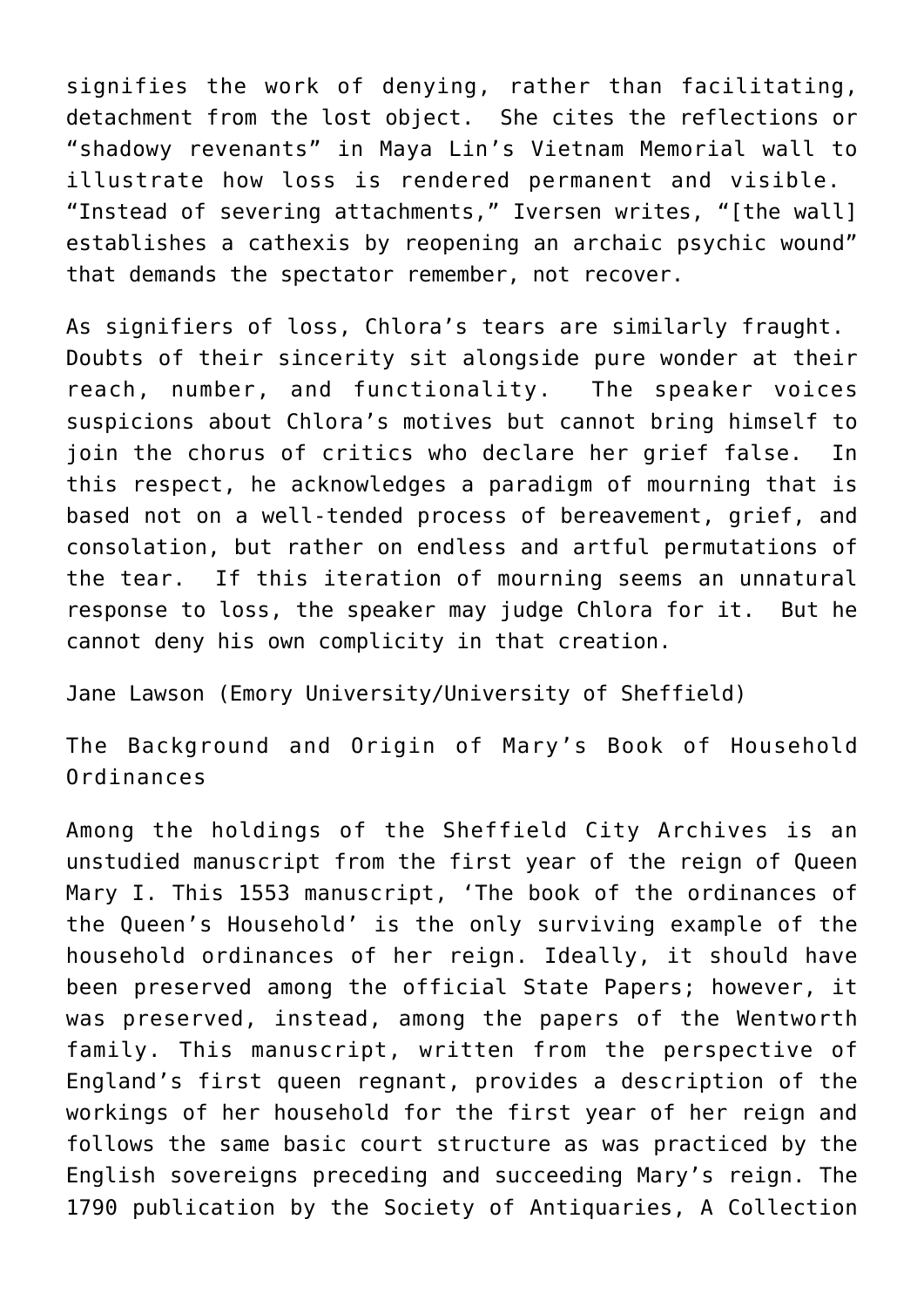signifies the work of denying, rather than facilitating, detachment from the lost object. She cites the reflections or "shadowy revenants" in Maya Lin's Vietnam Memorial wall to illustrate how loss is rendered permanent and visible. "Instead of severing attachments," Iversen writes, "[the wall] establishes a cathexis by reopening an archaic psychic wound" that demands the spectator remember, not recover.

As signifiers of loss, Chlora's tears are similarly fraught. Doubts of their sincerity sit alongside pure wonder at their reach, number, and functionality. The speaker voices suspicions about Chlora's motives but cannot bring himself to join the chorus of critics who declare her grief false. In this respect, he acknowledges a paradigm of mourning that is based not on a well-tended process of bereavement, grief, and consolation, but rather on endless and artful permutations of the tear. If this iteration of mourning seems an unnatural response to loss, the speaker may judge Chlora for it. But he cannot deny his own complicity in that creation.

Jane Lawson (Emory University/University of Sheffield)

The Background and Origin of Mary's Book of Household Ordinances

Among the holdings of the Sheffield City Archives is an unstudied manuscript from the first year of the reign of Queen Mary I. This 1553 manuscript, 'The book of the ordinances of the Queen's Household' is the only surviving example of the household ordinances of her reign. Ideally, it should have been preserved among the official State Papers; however, it was preserved, instead, among the papers of the Wentworth family. This manuscript, written from the perspective of England's first queen regnant, provides a description of the workings of her household for the first year of her reign and follows the same basic court structure as was practiced by the English sovereigns preceding and succeeding Mary's reign. The 1790 publication by the Society of Antiquaries, A Collection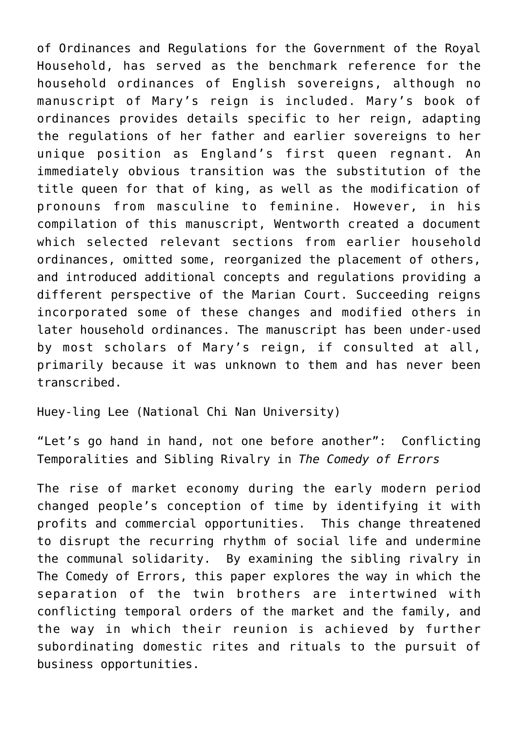of Ordinances and Regulations for the Government of the Royal Household, has served as the benchmark reference for the household ordinances of English sovereigns, although no manuscript of Mary's reign is included. Mary's book of ordinances provides details specific to her reign, adapting the regulations of her father and earlier sovereigns to her unique position as England's first queen regnant. An immediately obvious transition was the substitution of the title queen for that of king, as well as the modification of pronouns from masculine to feminine. However, in his compilation of this manuscript, Wentworth created a document which selected relevant sections from earlier household ordinances, omitted some, reorganized the placement of others, and introduced additional concepts and regulations providing a different perspective of the Marian Court. Succeeding reigns incorporated some of these changes and modified others in later household ordinances. The manuscript has been under-used by most scholars of Mary's reign, if consulted at all, primarily because it was unknown to them and has never been transcribed.

Huey-ling Lee (National Chi Nan University)

"Let's go hand in hand, not one before another": Conflicting Temporalities and Sibling Rivalry in *The Comedy of Errors*

The rise of market economy during the early modern period changed people's conception of time by identifying it with profits and commercial opportunities. This change threatened to disrupt the recurring rhythm of social life and undermine the communal solidarity. By examining the sibling rivalry in The Comedy of Errors, this paper explores the way in which the separation of the twin brothers are intertwined with conflicting temporal orders of the market and the family, and the way in which their reunion is achieved by further subordinating domestic rites and rituals to the pursuit of business opportunities.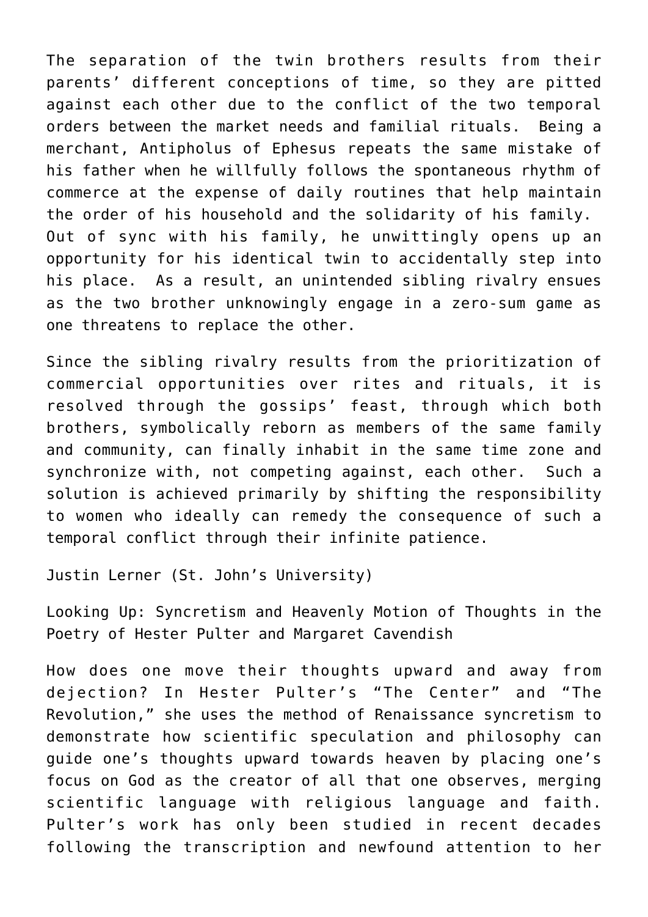The separation of the twin brothers results from their parents' different conceptions of time, so they are pitted against each other due to the conflict of the two temporal orders between the market needs and familial rituals.  Being a merchant, Antipholus of Ephesus repeats the same mistake of his father when he willfully follows the spontaneous rhythm of commerce at the expense of daily routines that help maintain the order of his household and the solidarity of his family.  Out of sync with his family, he unwittingly opens up an opportunity for his identical twin to accidentally step into his place.  As a result, an unintended sibling rivalry ensues as the two brother unknowingly engage in a zero-sum game as one threatens to replace the other.

Since the sibling rivalry results from the prioritization of commercial opportunities over rites and rituals, it is resolved through the gossips' feast, through which both brothers, symbolically reborn as members of the same family and community, can finally inhabit in the same time zone and synchronize with, not competing against, each other.  Such a solution is achieved primarily by shifting the responsibility to women who ideally can remedy the consequence of such a temporal conflict through their infinite patience.

Justin Lerner (St. John's University)

Looking Up: Syncretism and Heavenly Motion of Thoughts in the Poetry of Hester Pulter and Margaret Cavendish

How does one move their thoughts upward and away from dejection? In Hester Pulter's "The Center" and "The Revolution," she uses the method of Renaissance syncretism to demonstrate how scientific speculation and philosophy can guide one's thoughts upward towards heaven by placing one's focus on God as the creator of all that one observes, merging scientific language with religious language and faith. Pulter's work has only been studied in recent decades following the transcription and newfound attention to her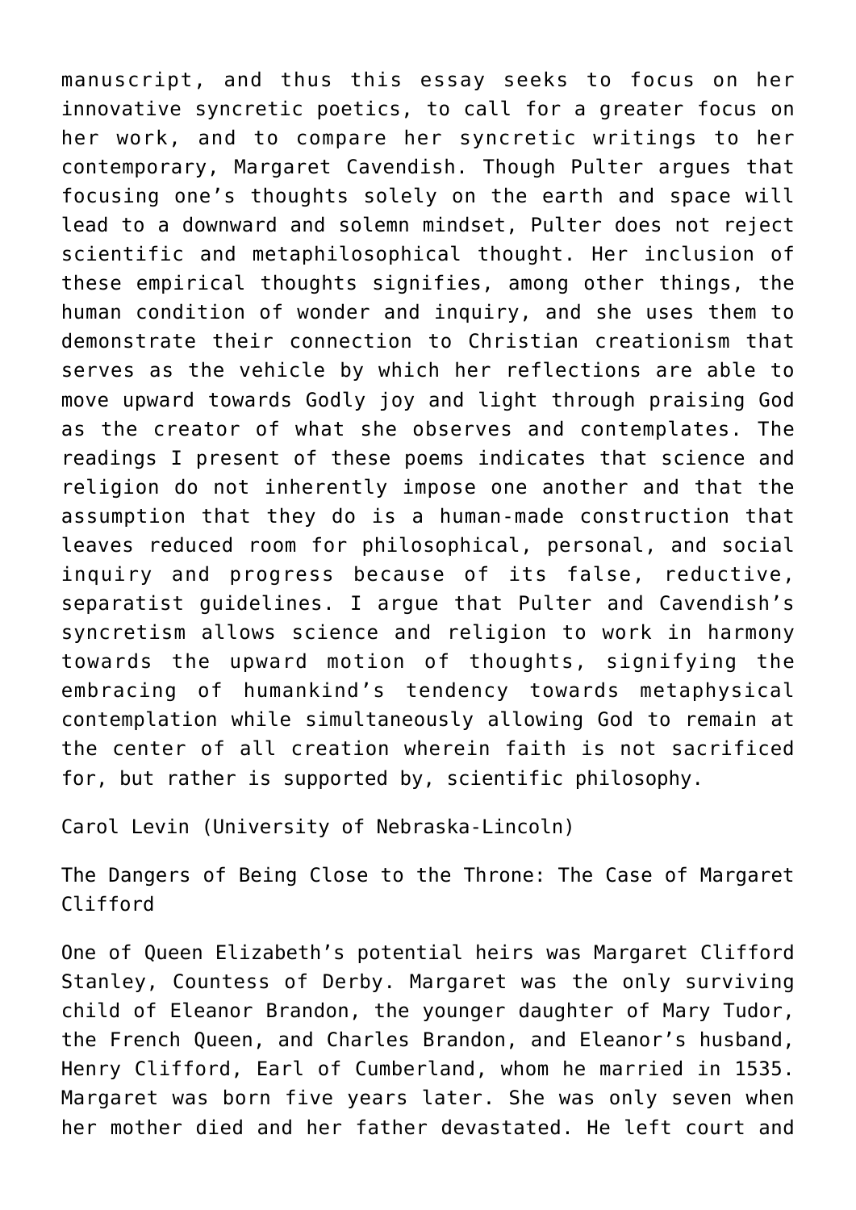manuscript, and thus this essay seeks to focus on her innovative syncretic poetics, to call for a greater focus on her work, and to compare her syncretic writings to her contemporary, Margaret Cavendish. Though Pulter argues that focusing one's thoughts solely on the earth and space will lead to a downward and solemn mindset, Pulter does not reject scientific and metaphilosophical thought. Her inclusion of these empirical thoughts signifies, among other things, the human condition of wonder and inquiry, and she uses them to demonstrate their connection to Christian creationism that serves as the vehicle by which her reflections are able to move upward towards Godly joy and light through praising God as the creator of what she observes and contemplates. The readings I present of these poems indicates that science and religion do not inherently impose one another and that the assumption that they do is a human-made construction that leaves reduced room for philosophical, personal, and social inquiry and progress because of its false, reductive, separatist guidelines. I argue that Pulter and Cavendish's syncretism allows science and religion to work in harmony towards the upward motion of thoughts, signifying the embracing of humankind's tendency towards metaphysical contemplation while simultaneously allowing God to remain at the center of all creation wherein faith is not sacrificed for, but rather is supported by, scientific philosophy.

Carol Levin (University of Nebraska-Lincoln)

The Dangers of Being Close to the Throne: The Case of Margaret Clifford

One of Queen Elizabeth's potential heirs was Margaret Clifford Stanley, Countess of Derby. Margaret was the only surviving child of Eleanor Brandon, the younger daughter of Mary Tudor, the French Queen, and Charles Brandon, and Eleanor's husband, Henry Clifford, Earl of Cumberland, whom he married in 1535. Margaret was born five years later. She was only seven when her mother died and her father devastated. He left court and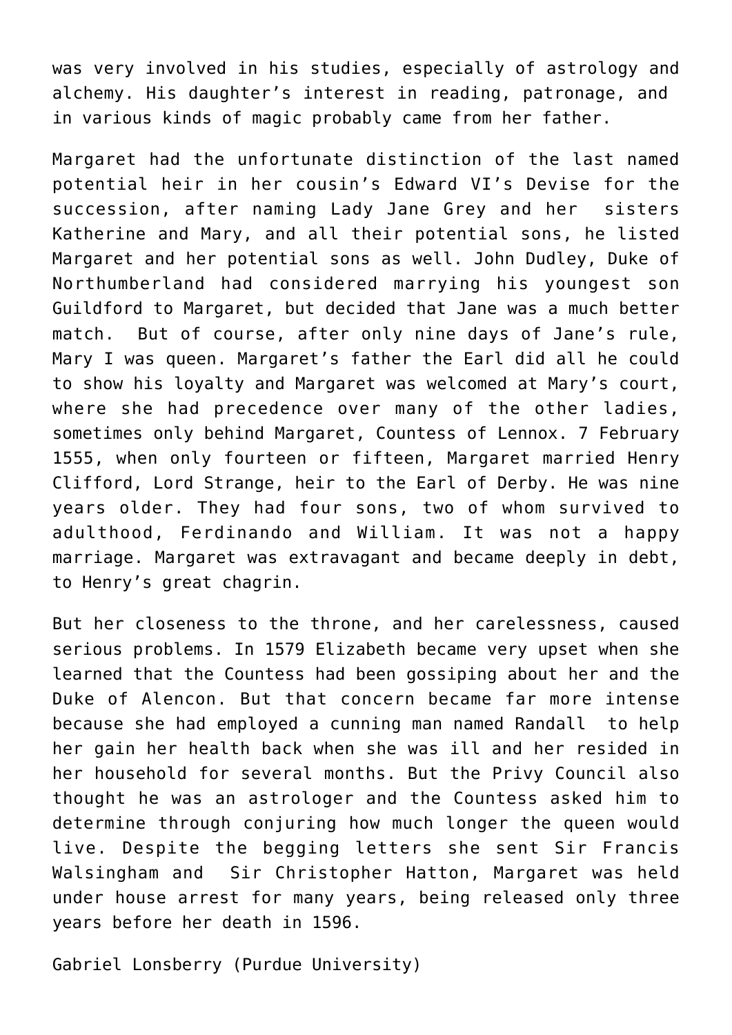was very involved in his studies, especially of astrology and alchemy. His daughter's interest in reading, patronage, and in various kinds of magic probably came from her father.

Margaret had the unfortunate distinction of the last named potential heir in her cousin's Edward VI's Devise for the succession, after naming Lady Jane Grey and her sisters Katherine and Mary, and all their potential sons, he listed Margaret and her potential sons as well. John Dudley, Duke of Northumberland had considered marrying his youngest son Guildford to Margaret, but decided that Jane was a much better match. But of course, after only nine days of Jane's rule, Mary I was queen. Margaret's father the Earl did all he could to show his loyalty and Margaret was welcomed at Mary's court, where she had precedence over many of the other ladies, sometimes only behind Margaret, Countess of Lennox. 7 February 1555, when only fourteen or fifteen, Margaret married Henry Clifford, Lord Strange, heir to the Earl of Derby. He was nine years older. They had four sons, two of whom survived to adulthood, Ferdinando and William. It was not a happy marriage. Margaret was extravagant and became deeply in debt, to Henry's great chagrin.

But her closeness to the throne, and her carelessness, caused serious problems. In 1579 Elizabeth became very upset when she learned that the Countess had been gossiping about her and the Duke of Alencon. But that concern became far more intense because she had employed a cunning man named Randall to help her gain her health back when she was ill and her resided in her household for several months. But the Privy Council also thought he was an astrologer and the Countess asked him to determine through conjuring how much longer the queen would live. Despite the begging letters she sent Sir Francis Walsingham and Sir Christopher Hatton, Margaret was held under house arrest for many years, being released only three years before her death in 1596.

Gabriel Lonsberry (Purdue University)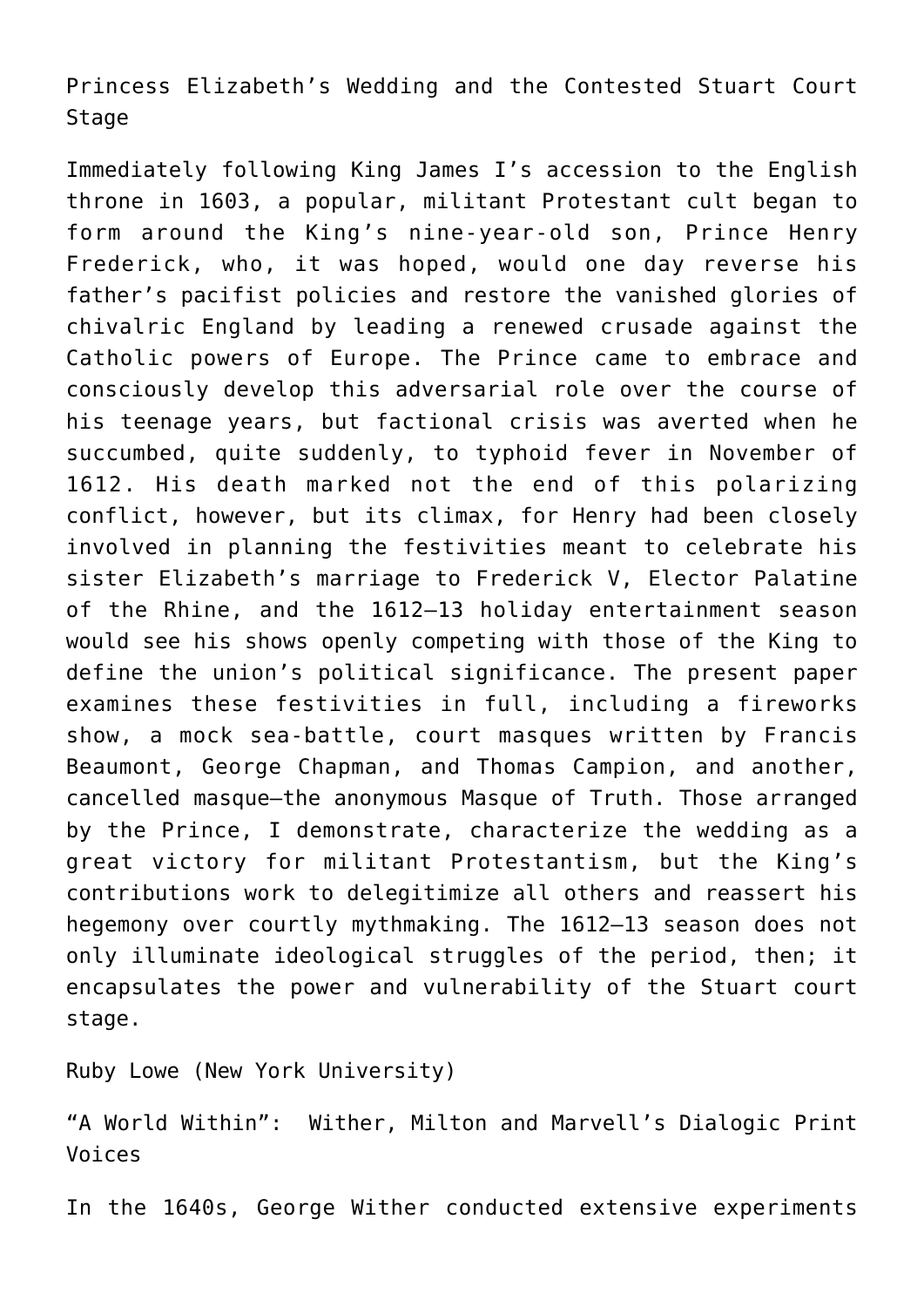Princess Elizabeth’s Wedding and the Contested Stuart Court Stage

Immediately following King James I’s accession to the English throne in 1603, a popular, militant Protestant cult began to form around the King’s nine-year-old son, Prince Henry Frederick, who, it was hoped, would one day reverse his father’s pacifist policies and restore the vanished glories of chivalric England by leading a renewed crusade against the Catholic powers of Europe. The Prince came to embrace and consciously develop this adversarial role over the course of his teenage years, but factional crisis was averted when he succumbed, quite suddenly, to typhoid fever in November of 1612. His death marked not the end of this polarizing conflict, however, but its climax, for Henry had been closely involved in planning the festivities meant to celebrate his sister Elizabeth’s marriage to Frederick V, Elector Palatine of the Rhine, and the 1612–13 holiday entertainment season would see his shows openly competing with those of the King to define the union’s political significance. The present paper examines these festivities in full, including a fireworks show, a mock sea-battle, court masques written by Francis Beaumont, George Chapman, and Thomas Campion, and another, cancelled masque—the anonymous Masque of Truth. Those arranged by the Prince, I demonstrate, characterize the wedding as a great victory for militant Protestantism, but the King’s contributions work to delegitimize all others and reassert his hegemony over courtly mythmaking. The 1612–13 season does not only illuminate ideological struggles of the period, then; it encapsulates the power and vulnerability of the Stuart court stage.

Ruby Lowe (New York University)

“A World Within”: Wither, Milton and Marvell’s Dialogic Print Voices

In the 1640s, George Wither conducted extensive experiments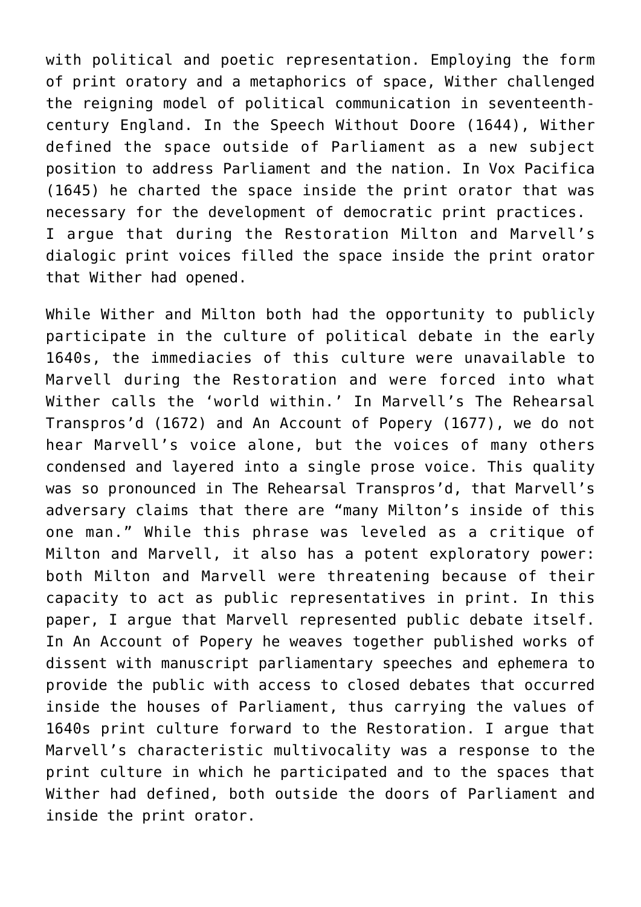with political and poetic representation. Employing the form of print oratory and a metaphorics of space, Wither challenged the reigning model of political communication in seventeenth-century England. In the Speech Without Doore (1644), Wither defined the space outside of Parliament as a new subject position to address Parliament and the nation. In Vox Pacifica (1645) he charted the space inside the print orator that was necessary for the development of democratic print practices. I argue that during the Restoration Milton and Marvell's dialogic print voices filled the space inside the print orator that Wither had opened.

While Wither and Milton both had the opportunity to publicly participate in the culture of political debate in the early 1640s, the immediacies of this culture were unavailable to Marvell during the Restoration and were forced into what Wither calls the 'world within.' In Marvell's The Rehearsal Transpros'd (1672) and An Account of Popery (1677), we do not hear Marvell's voice alone, but the voices of many others condensed and layered into a single prose voice. This quality was so pronounced in The Rehearsal Transpros'd, that Marvell's adversary claims that there are "many Milton's inside of this one man." While this phrase was leveled as a critique of Milton and Marvell, it also has a potent exploratory power: both Milton and Marvell were threatening because of their capacity to act as public representatives in print. In this paper, I argue that Marvell represented public debate itself. In An Account of Popery he weaves together published works of dissent with manuscript parliamentary speeches and ephemera to provide the public with access to closed debates that occurred inside the houses of Parliament, thus carrying the values of 1640s print culture forward to the Restoration. I argue that Marvell's characteristic multivocality was a response to the print culture in which he participated and to the spaces that Wither had defined, both outside the doors of Parliament and inside the print orator.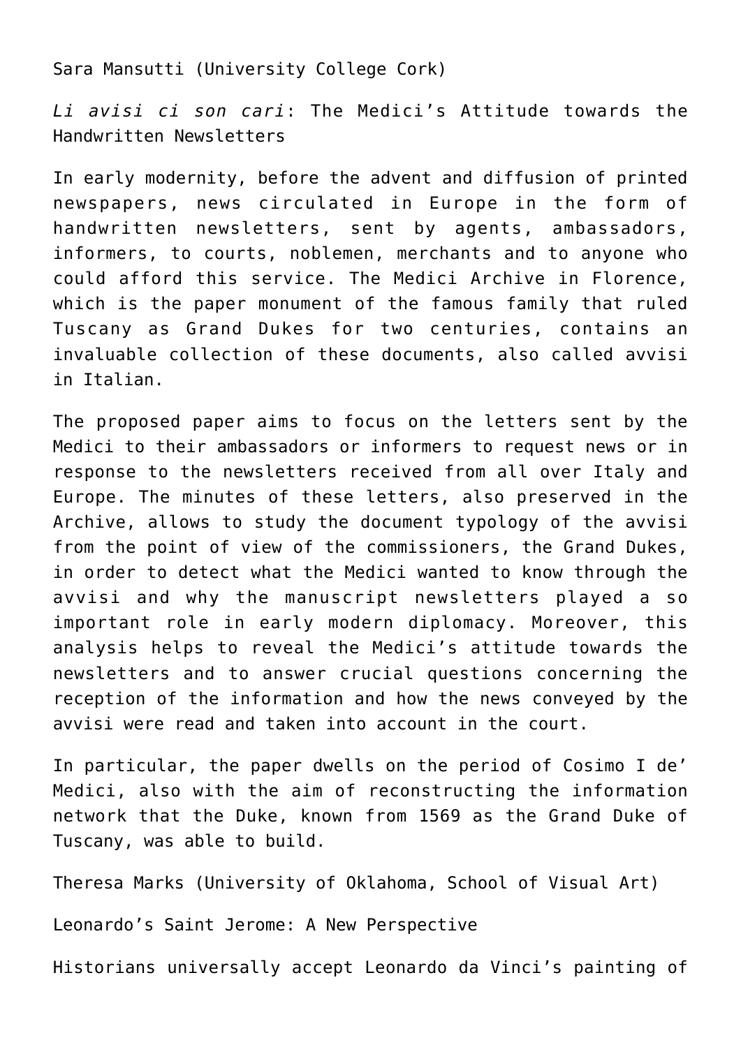Sara Mansutti (University College Cork)

*Li avisi ci son cari*: The Medici's Attitude towards the Handwritten Newsletters

In early modernity, before the advent and diffusion of printed newspapers, news circulated in Europe in the form of handwritten newsletters, sent by agents, ambassadors, informers, to courts, noblemen, merchants and to anyone who could afford this service. The Medici Archive in Florence, which is the paper monument of the famous family that ruled Tuscany as Grand Dukes for two centuries, contains an invaluable collection of these documents, also called avvisi in Italian.

The proposed paper aims to focus on the letters sent by the Medici to their ambassadors or informers to request news or in response to the newsletters received from all over Italy and Europe. The minutes of these letters, also preserved in the Archive, allows to study the document typology of the avvisi from the point of view of the commissioners, the Grand Dukes, in order to detect what the Medici wanted to know through the avvisi and why the manuscript newsletters played a so important role in early modern diplomacy. Moreover, this analysis helps to reveal the Medici's attitude towards the newsletters and to answer crucial questions concerning the reception of the information and how the news conveyed by the avvisi were read and taken into account in the court.

In particular, the paper dwells on the period of Cosimo I de' Medici, also with the aim of reconstructing the information network that the Duke, known from 1569 as the Grand Duke of Tuscany, was able to build.

Theresa Marks (University of Oklahoma, School of Visual Art)

Leonardo's Saint Jerome: A New Perspective

Historians universally accept Leonardo da Vinci's painting of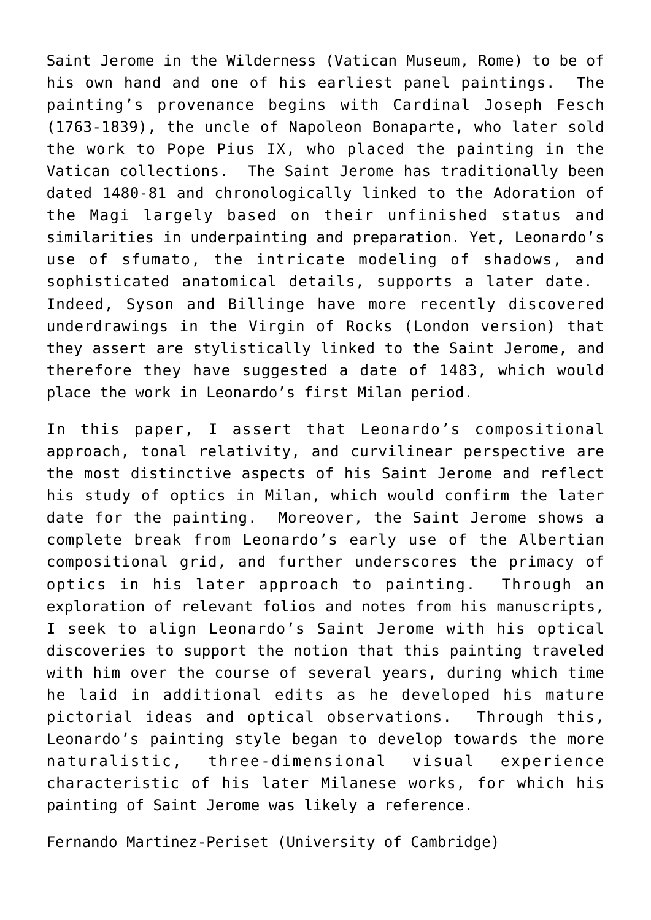Saint Jerome in the Wilderness (Vatican Museum, Rome) to be of his own hand and one of his earliest panel paintings. The painting's provenance begins with Cardinal Joseph Fesch (1763-1839), the uncle of Napoleon Bonaparte, who later sold the work to Pope Pius IX, who placed the painting in the Vatican collections. The Saint Jerome has traditionally been dated 1480-81 and chronologically linked to the Adoration of the Magi largely based on their unfinished status and similarities in underpainting and preparation. Yet, Leonardo's use of sfumato, the intricate modeling of shadows, and sophisticated anatomical details, supports a later date. Indeed, Syson and Billinge have more recently discovered underdrawings in the Virgin of Rocks (London version) that they assert are stylistically linked to the Saint Jerome, and therefore they have suggested a date of 1483, which would place the work in Leonardo's first Milan period.

In this paper, I assert that Leonardo's compositional approach, tonal relativity, and curvilinear perspective are the most distinctive aspects of his Saint Jerome and reflect his study of optics in Milan, which would confirm the later date for the painting. Moreover, the Saint Jerome shows a complete break from Leonardo's early use of the Albertian compositional grid, and further underscores the primacy of optics in his later approach to painting. Through an exploration of relevant folios and notes from his manuscripts, I seek to align Leonardo's Saint Jerome with his optical discoveries to support the notion that this painting traveled with him over the course of several years, during which time he laid in additional edits as he developed his mature pictorial ideas and optical observations. Through this, Leonardo's painting style began to develop towards the more naturalistic, three-dimensional visual experience characteristic of his later Milanese works, for which his painting of Saint Jerome was likely a reference.

Fernando Martinez-Periset (University of Cambridge)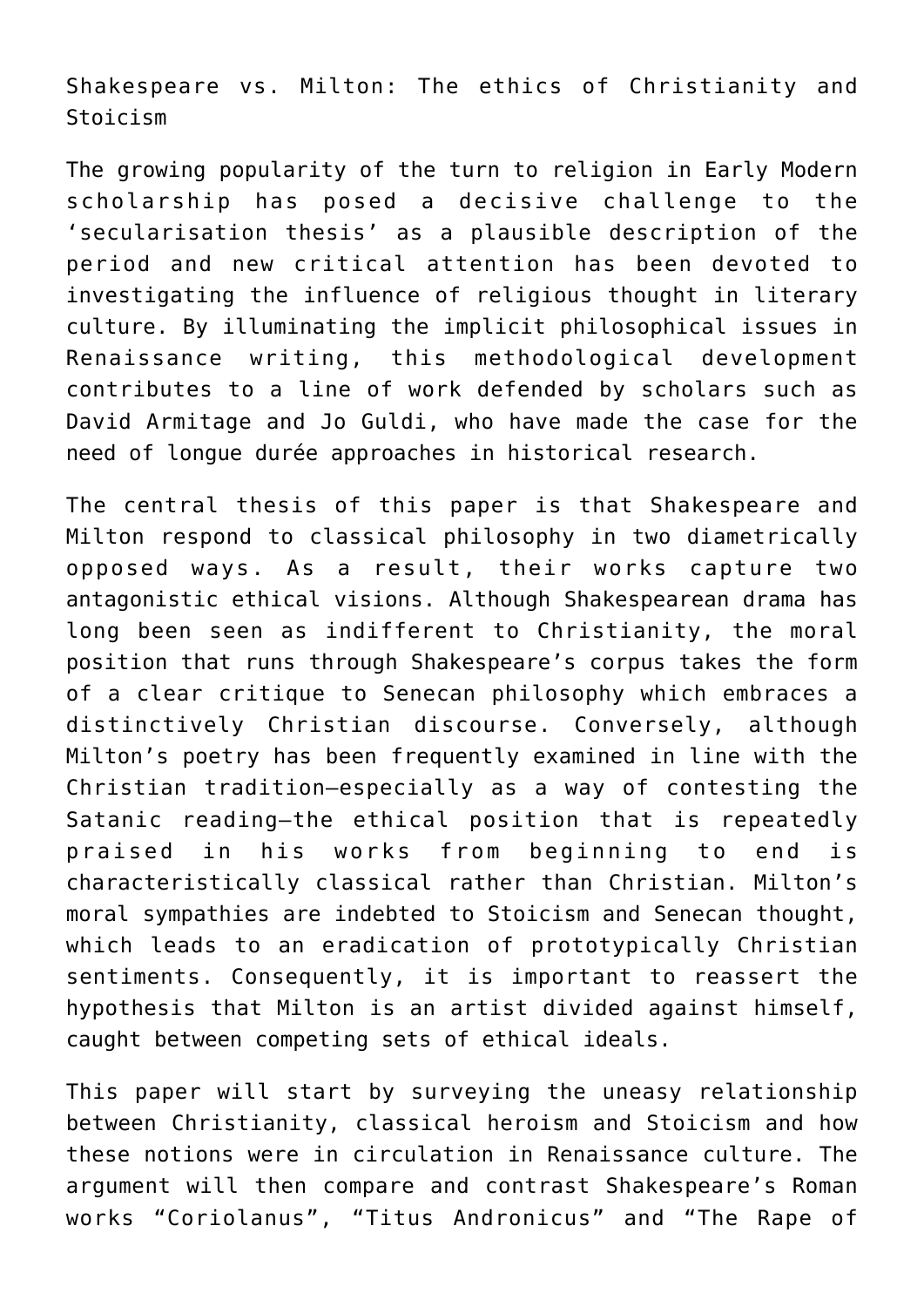# Shakespeare vs. Milton: The ethics of Christianity and Stoicism

The growing popularity of the turn to religion in Early Modern scholarship has posed a decisive challenge to the 'secularisation thesis' as a plausible description of the period and new critical attention has been devoted to investigating the influence of religious thought in literary culture. By illuminating the implicit philosophical issues in Renaissance writing, this methodological development contributes to a line of work defended by scholars such as David Armitage and Jo Guldi, who have made the case for the need of longue durée approaches in historical research.

The central thesis of this paper is that Shakespeare and Milton respond to classical philosophy in two diametrically opposed ways. As a result, their works capture two antagonistic ethical visions. Although Shakespearean drama has long been seen as indifferent to Christianity, the moral position that runs through Shakespeare's corpus takes the form of a clear critique to Senecan philosophy which embraces a distinctively Christian discourse. Conversely, although Milton's poetry has been frequently examined in line with the Christian tradition—especially as a way of contesting the Satanic reading—the ethical position that is repeatedly praised in his works from beginning to end is characteristically classical rather than Christian. Milton's moral sympathies are indebted to Stoicism and Senecan thought, which leads to an eradication of prototypically Christian sentiments. Consequently, it is important to reassert the hypothesis that Milton is an artist divided against himself, caught between competing sets of ethical ideals.

This paper will start by surveying the uneasy relationship between Christianity, classical heroism and Stoicism and how these notions were in circulation in Renaissance culture. The argument will then compare and contrast Shakespeare's Roman works "Coriolanus", "Titus Andronicus" and "The Rape of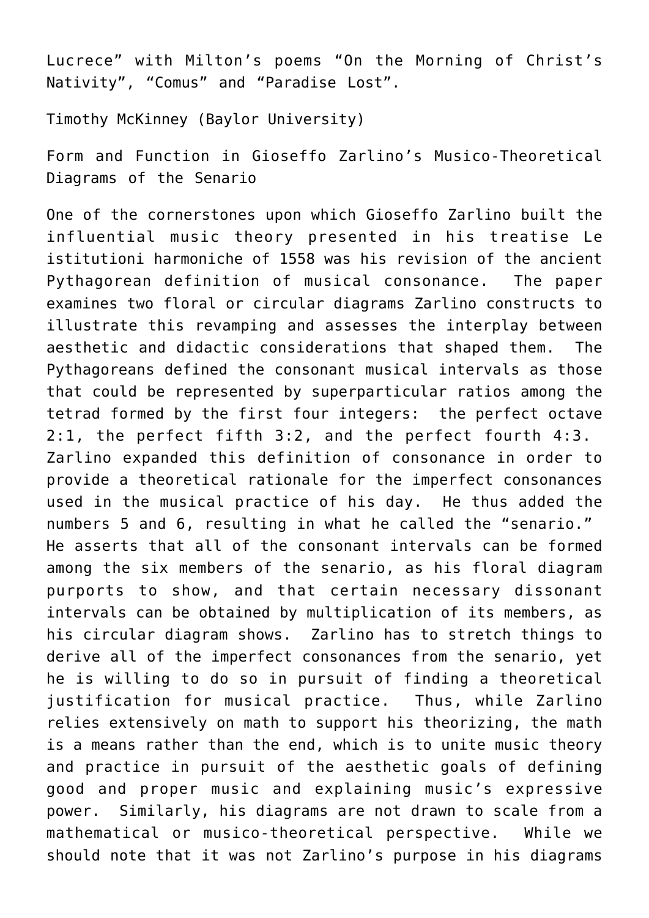Lucrece" with Milton's poems "On the Morning of Christ's Nativity", "Comus" and "Paradise Lost".

Timothy McKinney (Baylor University)

Form and Function in Gioseffo Zarlino's Musico-Theoretical Diagrams of the Senario

One of the cornerstones upon which Gioseffo Zarlino built the influential music theory presented in his treatise Le istitutioni harmoniche of 1558 was his revision of the ancient Pythagorean definition of musical consonance. The paper examines two floral or circular diagrams Zarlino constructs to illustrate this revamping and assesses the interplay between aesthetic and didactic considerations that shaped them. The Pythagoreans defined the consonant musical intervals as those that could be represented by superparticular ratios among the tetrad formed by the first four integers: the perfect octave 2:1, the perfect fifth 3:2, and the perfect fourth 4:3. Zarlino expanded this definition of consonance in order to provide a theoretical rationale for the imperfect consonances used in the musical practice of his day. He thus added the numbers 5 and 6, resulting in what he called the "senario." He asserts that all of the consonant intervals can be formed among the six members of the senario, as his floral diagram purports to show, and that certain necessary dissonant intervals can be obtained by multiplication of its members, as his circular diagram shows. Zarlino has to stretch things to derive all of the imperfect consonances from the senario, yet he is willing to do so in pursuit of finding a theoretical justification for musical practice. Thus, while Zarlino relies extensively on math to support his theorizing, the math is a means rather than the end, which is to unite music theory and practice in pursuit of the aesthetic goals of defining good and proper music and explaining music's expressive power. Similarly, his diagrams are not drawn to scale from a mathematical or musico-theoretical perspective. While we should note that it was not Zarlino's purpose in his diagrams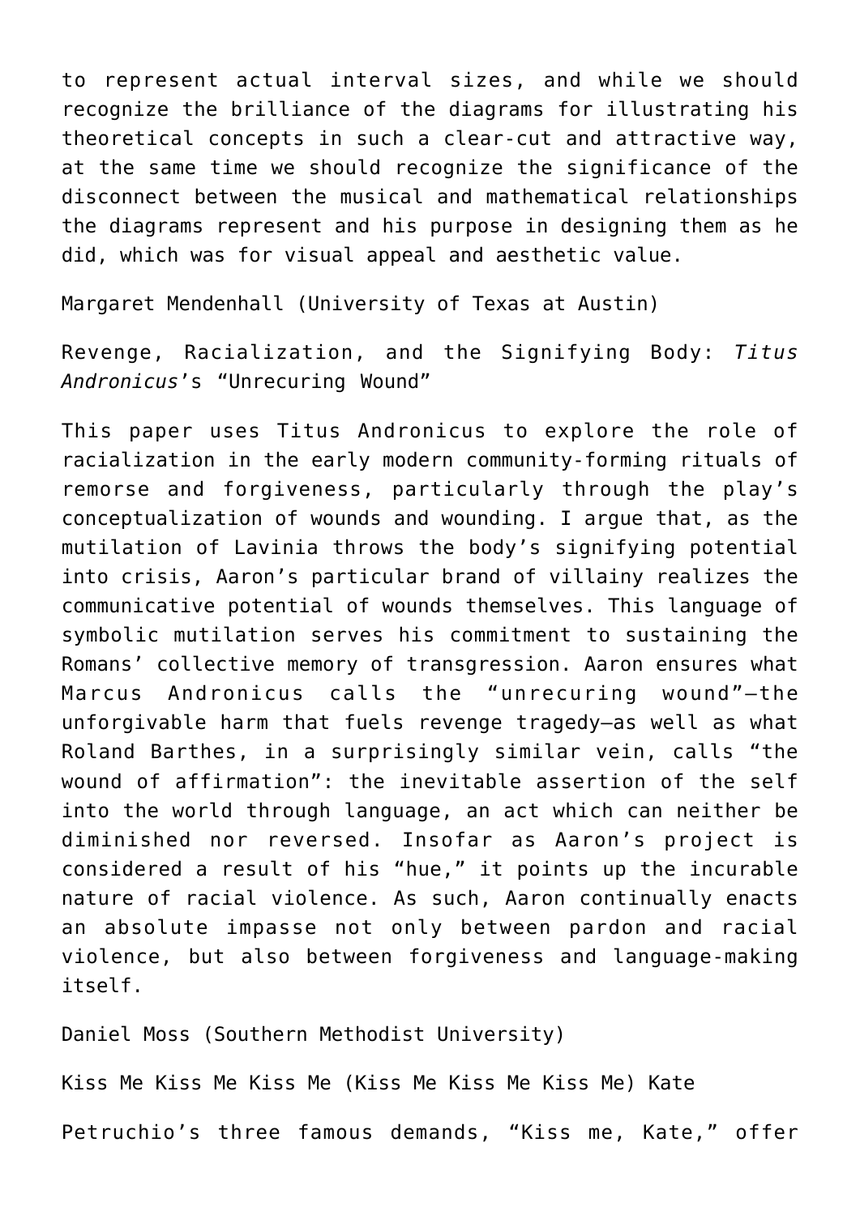to represent actual interval sizes, and while we should recognize the brilliance of the diagrams for illustrating his theoretical concepts in such a clear-cut and attractive way, at the same time we should recognize the significance of the disconnect between the musical and mathematical relationships the diagrams represent and his purpose in designing them as he did, which was for visual appeal and aesthetic value.

Margaret Mendenhall (University of Texas at Austin)

Revenge, Racialization, and the Signifying Body: *Titus Andronicus*'s "Unrecuring Wound"

This paper uses Titus Andronicus to explore the role of racialization in the early modern community-forming rituals of remorse and forgiveness, particularly through the play's conceptualization of wounds and wounding. I argue that, as the mutilation of Lavinia throws the body's signifying potential into crisis, Aaron's particular brand of villainy realizes the communicative potential of wounds themselves. This language of symbolic mutilation serves his commitment to sustaining the Romans' collective memory of transgression. Aaron ensures what Marcus Andronicus calls the "unrecuring wound"—the unforgivable harm that fuels revenge tragedy—as well as what Roland Barthes, in a surprisingly similar vein, calls "the wound of affirmation": the inevitable assertion of the self into the world through language, an act which can neither be diminished nor reversed. Insofar as Aaron's project is considered a result of his "hue," it points up the incurable nature of racial violence. As such, Aaron continually enacts an absolute impasse not only between pardon and racial violence, but also between forgiveness and language-making itself.

Daniel Moss (Southern Methodist University)

Kiss Me Kiss Me Kiss Me (Kiss Me Kiss Me Kiss Me) Kate

Petruchio's three famous demands, "Kiss me, Kate," offer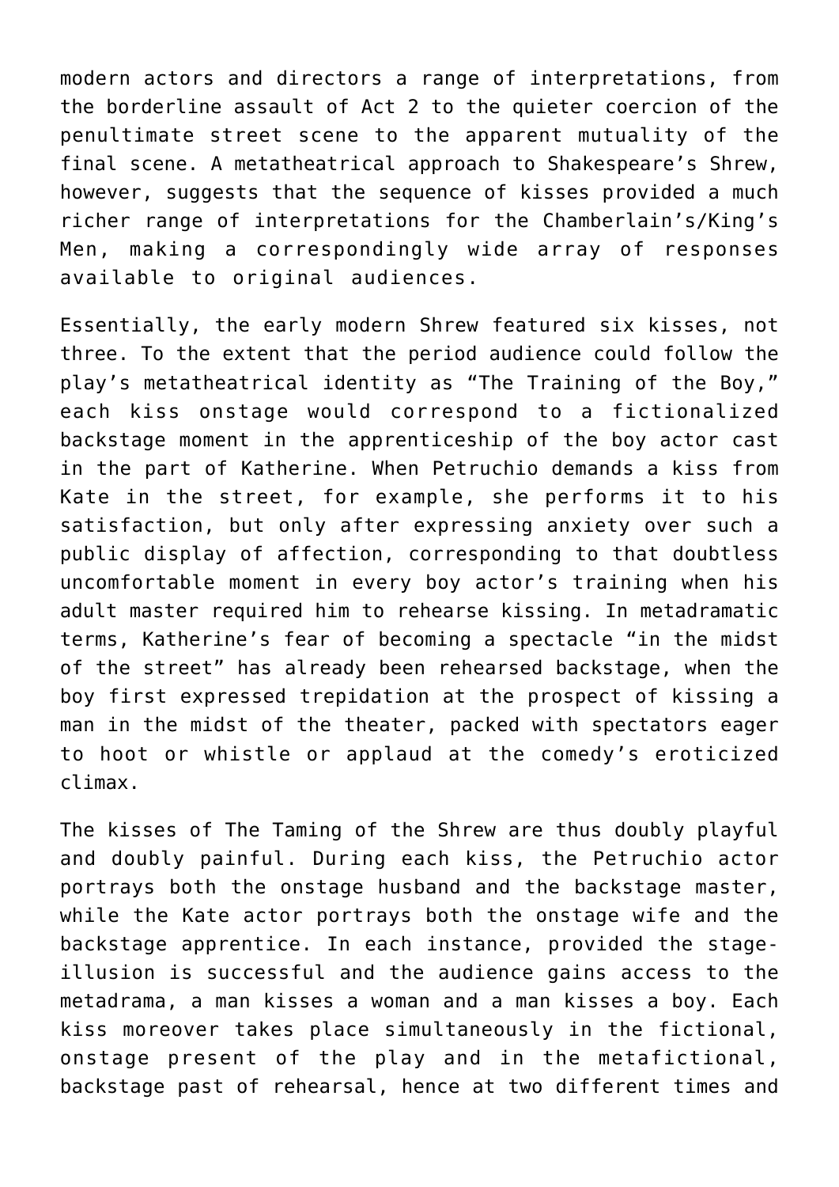modern actors and directors a range of interpretations, from the borderline assault of Act 2 to the quieter coercion of the penultimate street scene to the apparent mutuality of the final scene. A metatheatrical approach to Shakespeare's Shrew, however, suggests that the sequence of kisses provided a much richer range of interpretations for the Chamberlain's/King's Men, making a correspondingly wide array of responses available to original audiences.

Essentially, the early modern Shrew featured six kisses, not three. To the extent that the period audience could follow the play's metatheatrical identity as "The Training of the Boy," each kiss onstage would correspond to a fictionalized backstage moment in the apprenticeship of the boy actor cast in the part of Katherine. When Petruchio demands a kiss from Kate in the street, for example, she performs it to his satisfaction, but only after expressing anxiety over such a public display of affection, corresponding to that doubtless uncomfortable moment in every boy actor's training when his adult master required him to rehearse kissing. In metadramatic terms, Katherine's fear of becoming a spectacle "in the midst of the street" has already been rehearsed backstage, when the boy first expressed trepidation at the prospect of kissing a man in the midst of the theater, packed with spectators eager to hoot or whistle or applaud at the comedy's eroticized climax.

The kisses of The Taming of the Shrew are thus doubly playful and doubly painful. During each kiss, the Petruchio actor portrays both the onstage husband and the backstage master, while the Kate actor portrays both the onstage wife and the backstage apprentice. In each instance, provided the stage-illusion is successful and the audience gains access to the metadrama, a man kisses a woman and a man kisses a boy. Each kiss moreover takes place simultaneously in the fictional, onstage present of the play and in the metafictional, backstage past of rehearsal, hence at two different times and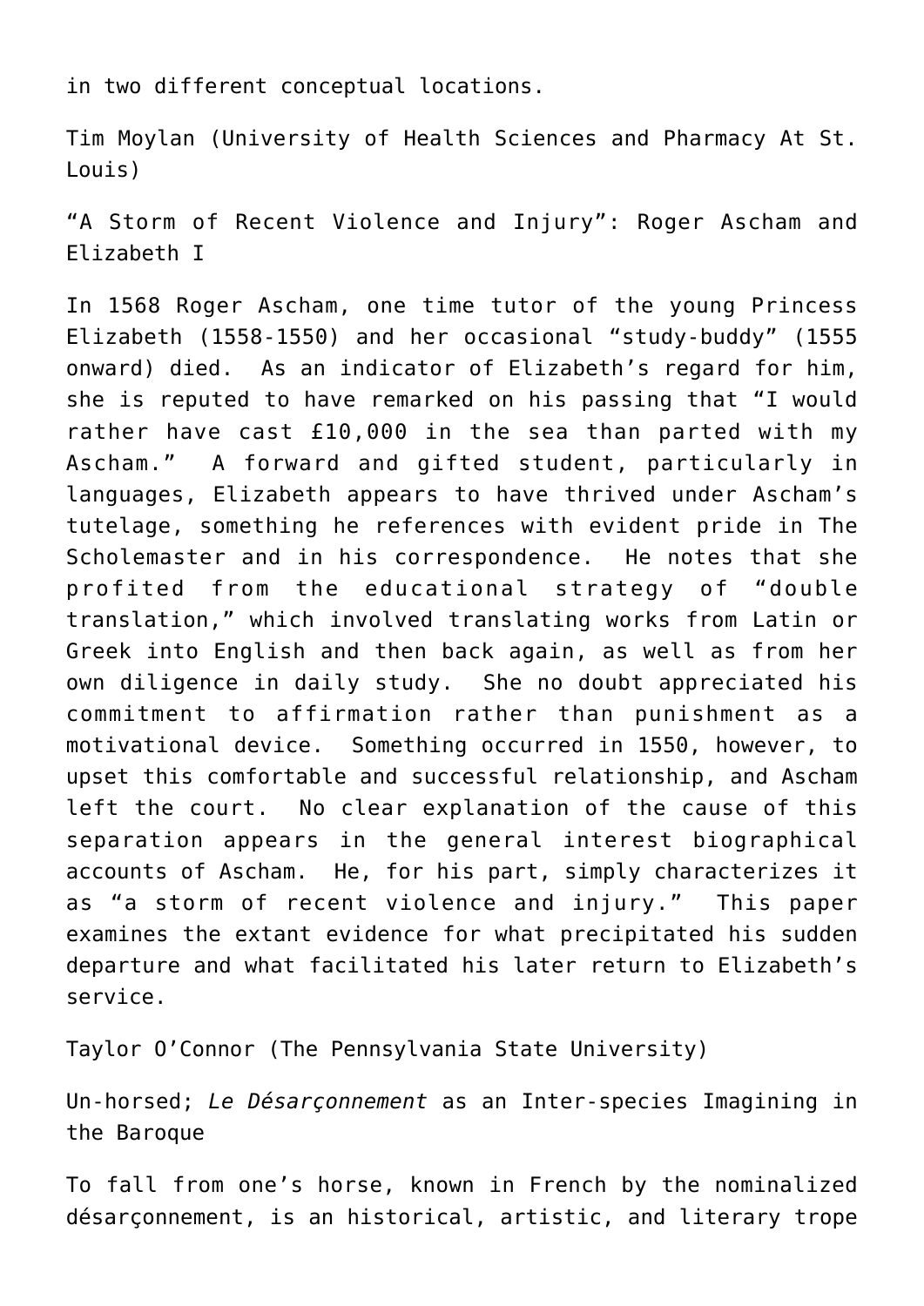in two different conceptual locations.

Tim Moylan (University of Health Sciences and Pharmacy At St. Louis)

“A Storm of Recent Violence and Injury”: Roger Ascham and Elizabeth I

In 1568 Roger Ascham, one time tutor of the young Princess Elizabeth (1558-1550) and her occasional “study-buddy” (1555 onward) died. As an indicator of Elizabeth’s regard for him, she is reputed to have remarked on his passing that “I would rather have cast £10,000 in the sea than parted with my Ascham.” A forward and gifted student, particularly in languages, Elizabeth appears to have thrived under Ascham’s tutelage, something he references with evident pride in The Scholemaster and in his correspondence. He notes that she profited from the educational strategy of “double translation,” which involved translating works from Latin or Greek into English and then back again, as well as from her own diligence in daily study. She no doubt appreciated his commitment to affirmation rather than punishment as a motivational device. Something occurred in 1550, however, to upset this comfortable and successful relationship, and Ascham left the court. No clear explanation of the cause of this separation appears in the general interest biographical accounts of Ascham. He, for his part, simply characterizes it as “a storm of recent violence and injury.” This paper examines the extant evidence for what precipitated his sudden departure and what facilitated his later return to Elizabeth’s service.

Taylor O’Connor (The Pennsylvania State University)

Un-horsed; *Le Désarçonnement* as an Inter-species Imagining in the Baroque

To fall from one’s horse, known in French by the nominalized désarçonnement, is an historical, artistic, and literary trope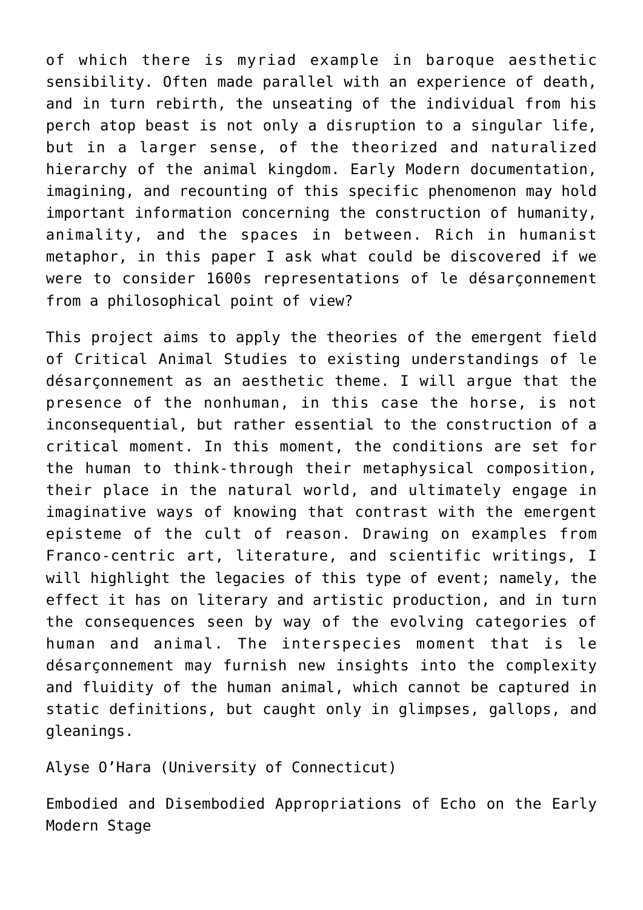of which there is myriad example in baroque aesthetic sensibility. Often made parallel with an experience of death, and in turn rebirth, the unseating of the individual from his perch atop beast is not only a disruption to a singular life, but in a larger sense, of the theorized and naturalized hierarchy of the animal kingdom. Early Modern documentation, imagining, and recounting of this specific phenomenon may hold important information concerning the construction of humanity, animality, and the spaces in between. Rich in humanist metaphor, in this paper I ask what could be discovered if we were to consider 1600s representations of le désarçonnement from a philosophical point of view?

This project aims to apply the theories of the emergent field of Critical Animal Studies to existing understandings of le désarçonnement as an aesthetic theme. I will argue that the presence of the nonhuman, in this case the horse, is not inconsequential, but rather essential to the construction of a critical moment. In this moment, the conditions are set for the human to think-through their metaphysical composition, their place in the natural world, and ultimately engage in imaginative ways of knowing that contrast with the emergent episteme of the cult of reason. Drawing on examples from Franco-centric art, literature, and scientific writings, I will highlight the legacies of this type of event; namely, the effect it has on literary and artistic production, and in turn the consequences seen by way of the evolving categories of human and animal. The interspecies moment that is le désarçonnement may furnish new insights into the complexity and fluidity of the human animal, which cannot be captured in static definitions, but caught only in glimpses, gallops, and gleanings.

Alyse O'Hara (University of Connecticut)

Embodied and Disembodied Appropriations of Echo on the Early Modern Stage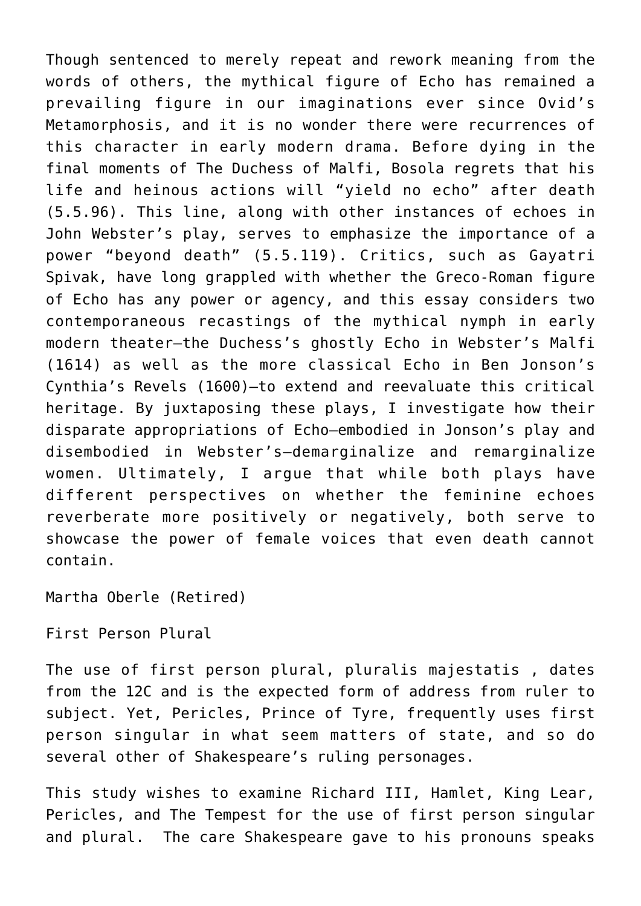Though sentenced to merely repeat and rework meaning from the words of others, the mythical figure of Echo has remained a prevailing figure in our imaginations ever since Ovid's Metamorphosis, and it is no wonder there were recurrences of this character in early modern drama. Before dying in the final moments of The Duchess of Malfi, Bosola regrets that his life and heinous actions will "yield no echo" after death (5.5.96). This line, along with other instances of echoes in John Webster's play, serves to emphasize the importance of a power "beyond death" (5.5.119). Critics, such as Gayatri Spivak, have long grappled with whether the Greco-Roman figure of Echo has any power or agency, and this essay considers two contemporaneous recastings of the mythical nymph in early modern theater—the Duchess's ghostly Echo in Webster's Malfi (1614) as well as the more classical Echo in Ben Jonson's Cynthia's Revels (1600)—to extend and reevaluate this critical heritage. By juxtaposing these plays, I investigate how their disparate appropriations of Echo—embodied in Jonson's play and disembodied in Webster's—demarginalize and remarginalize women. Ultimately, I argue that while both plays have different perspectives on whether the feminine echoes reverberate more positively or negatively, both serve to showcase the power of female voices that even death cannot contain.

Martha Oberle (Retired)

First Person Plural

The use of first person plural, pluralis majestatis , dates from the 12C and is the expected form of address from ruler to subject. Yet, Pericles, Prince of Tyre, frequently uses first person singular in what seem matters of state, and so do several other of Shakespeare's ruling personages.

This study wishes to examine Richard III, Hamlet, King Lear, Pericles, and The Tempest for the use of first person singular and plural.  The care Shakespeare gave to his pronouns speaks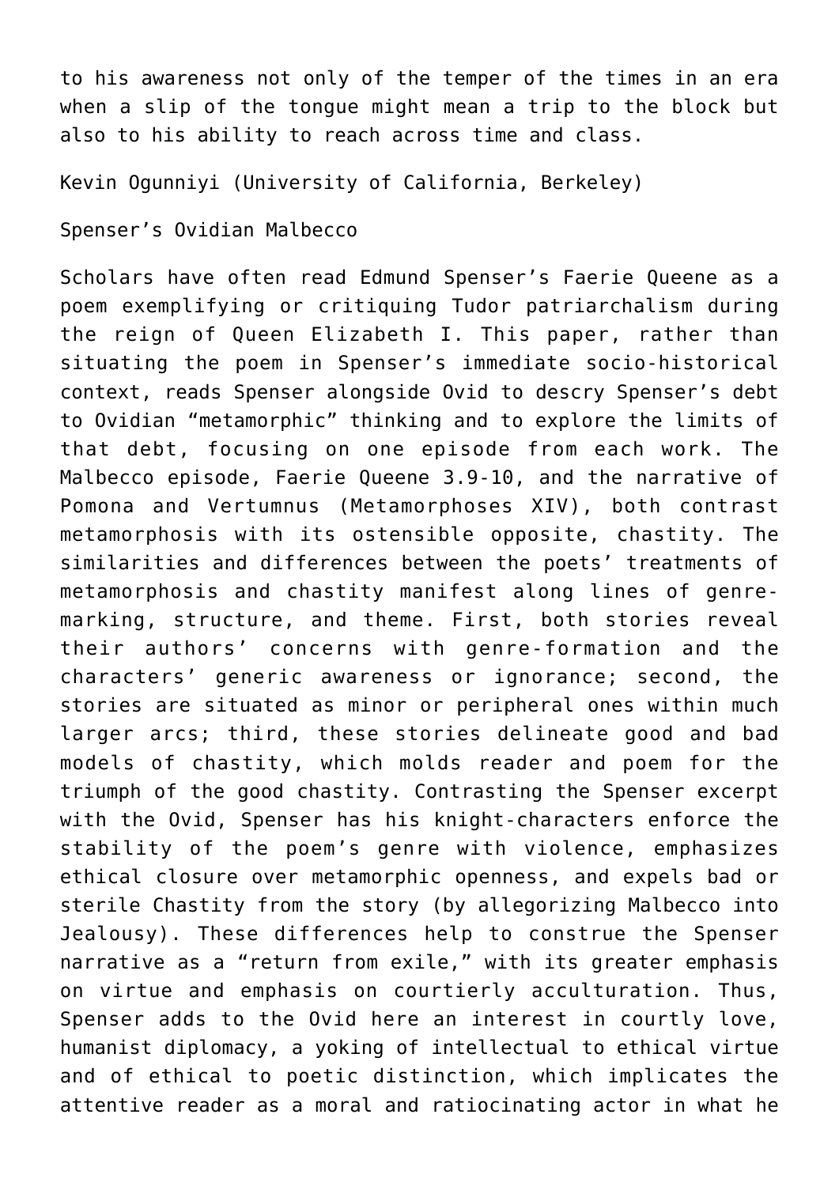to his awareness not only of the temper of the times in an era when a slip of the tongue might mean a trip to the block but also to his ability to reach across time and class.

Kevin Ogunniyi (University of California, Berkeley)

Spenser's Ovidian Malbecco

Scholars have often read Edmund Spenser's Faerie Queene as a poem exemplifying or critiquing Tudor patriarchalism during the reign of Queen Elizabeth I. This paper, rather than situating the poem in Spenser's immediate socio-historical context, reads Spenser alongside Ovid to descry Spenser's debt to Ovidian "metamorphic" thinking and to explore the limits of that debt, focusing on one episode from each work. The Malbecco episode, Faerie Queene 3.9-10, and the narrative of Pomona and Vertumnus (Metamorphoses XIV), both contrast metamorphosis with its ostensible opposite, chastity. The similarities and differences between the poets' treatments of metamorphosis and chastity manifest along lines of genre-marking, structure, and theme. First, both stories reveal their authors' concerns with genre-formation and the characters' generic awareness or ignorance; second, the stories are situated as minor or peripheral ones within much larger arcs; third, these stories delineate good and bad models of chastity, which molds reader and poem for the triumph of the good chastity. Contrasting the Spenser excerpt with the Ovid, Spenser has his knight-characters enforce the stability of the poem's genre with violence, emphasizes ethical closure over metamorphic openness, and expels bad or sterile Chastity from the story (by allegorizing Malbecco into Jealousy). These differences help to construe the Spenser narrative as a "return from exile," with its greater emphasis on virtue and emphasis on courtierly acculturation. Thus, Spenser adds to the Ovid here an interest in courtly love, humanist diplomacy, a yoking of intellectual to ethical virtue and of ethical to poetic distinction, which implicates the attentive reader as a moral and ratiocinating actor in what he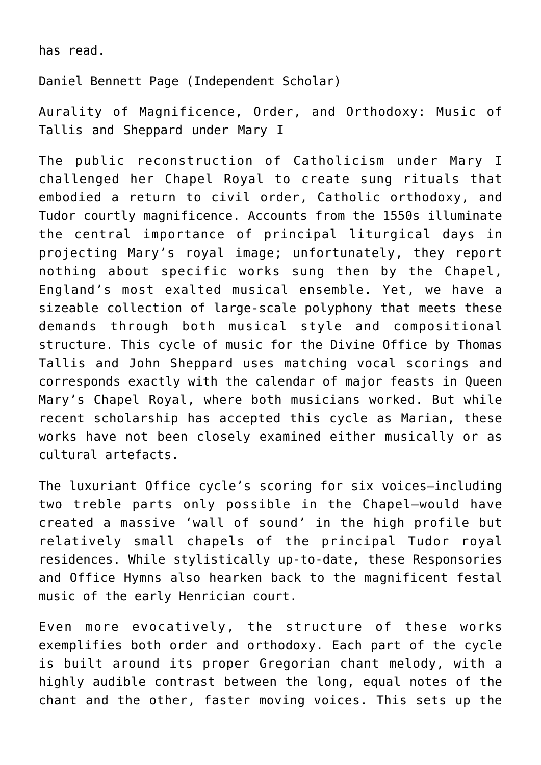has read.

Daniel Bennett Page (Independent Scholar)

Aurality of Magnificence, Order, and Orthodoxy: Music of Tallis and Sheppard under Mary I

The public reconstruction of Catholicism under Mary I challenged her Chapel Royal to create sung rituals that embodied a return to civil order, Catholic orthodoxy, and Tudor courtly magnificence. Accounts from the 1550s illuminate the central importance of principal liturgical days in projecting Mary's royal image; unfortunately, they report nothing about specific works sung then by the Chapel, England's most exalted musical ensemble. Yet, we have a sizeable collection of large-scale polyphony that meets these demands through both musical style and compositional structure. This cycle of music for the Divine Office by Thomas Tallis and John Sheppard uses matching vocal scorings and corresponds exactly with the calendar of major feasts in Queen Mary's Chapel Royal, where both musicians worked. But while recent scholarship has accepted this cycle as Marian, these works have not been closely examined either musically or as cultural artefacts.

The luxuriant Office cycle's scoring for six voices—including two treble parts only possible in the Chapel—would have created a massive 'wall of sound' in the high profile but relatively small chapels of the principal Tudor royal residences. While stylistically up-to-date, these Responsories and Office Hymns also hearken back to the magnificent festal music of the early Henrician court.

Even more evocatively, the structure of these works exemplifies both order and orthodoxy. Each part of the cycle is built around its proper Gregorian chant melody, with a highly audible contrast between the long, equal notes of the chant and the other, faster moving voices. This sets up the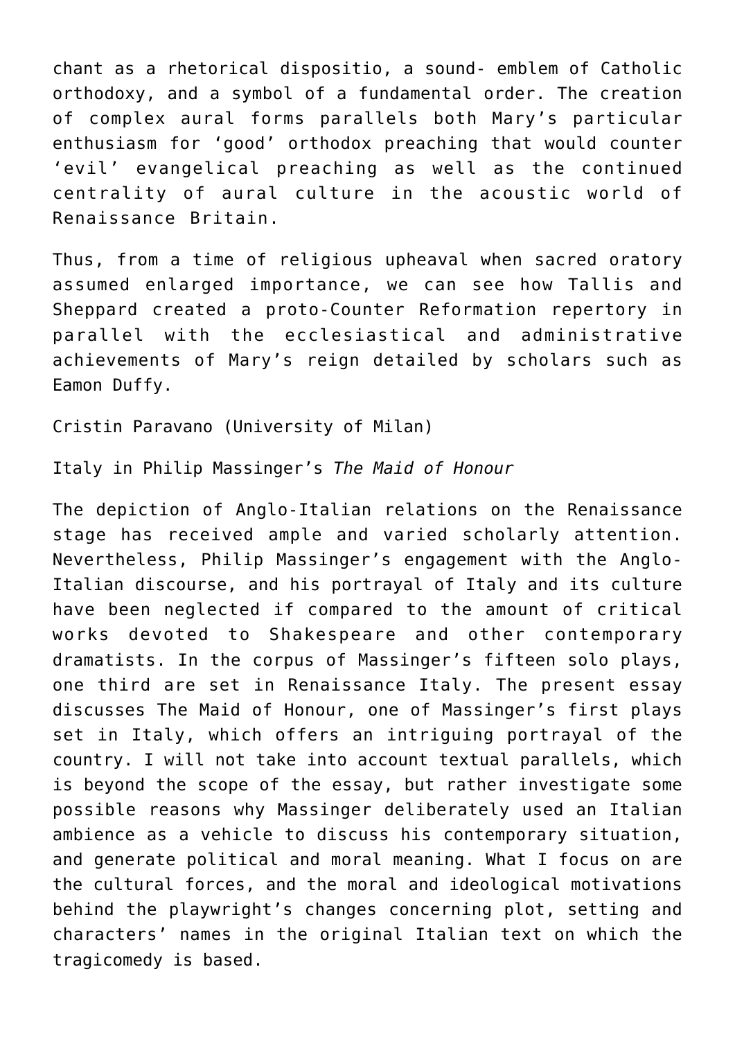chant as a rhetorical dispositio, a sound- emblem of Catholic orthodoxy, and a symbol of a fundamental order. The creation of complex aural forms parallels both Mary's particular enthusiasm for 'good' orthodox preaching that would counter 'evil' evangelical preaching as well as the continued centrality of aural culture in the acoustic world of Renaissance Britain.

Thus, from a time of religious upheaval when sacred oratory assumed enlarged importance, we can see how Tallis and Sheppard created a proto-Counter Reformation repertory in parallel with the ecclesiastical and administrative achievements of Mary's reign detailed by scholars such as Eamon Duffy.

Cristin Paravano (University of Milan)

Italy in Philip Massinger's *The Maid of Honour*

The depiction of Anglo-Italian relations on the Renaissance stage has received ample and varied scholarly attention. Nevertheless, Philip Massinger's engagement with the Anglo-Italian discourse, and his portrayal of Italy and its culture have been neglected if compared to the amount of critical works devoted to Shakespeare and other contemporary dramatists. In the corpus of Massinger's fifteen solo plays, one third are set in Renaissance Italy. The present essay discusses The Maid of Honour, one of Massinger's first plays set in Italy, which offers an intriguing portrayal of the country. I will not take into account textual parallels, which is beyond the scope of the essay, but rather investigate some possible reasons why Massinger deliberately used an Italian ambience as a vehicle to discuss his contemporary situation, and generate political and moral meaning. What I focus on are the cultural forces, and the moral and ideological motivations behind the playwright's changes concerning plot, setting and characters' names in the original Italian text on which the tragicomedy is based.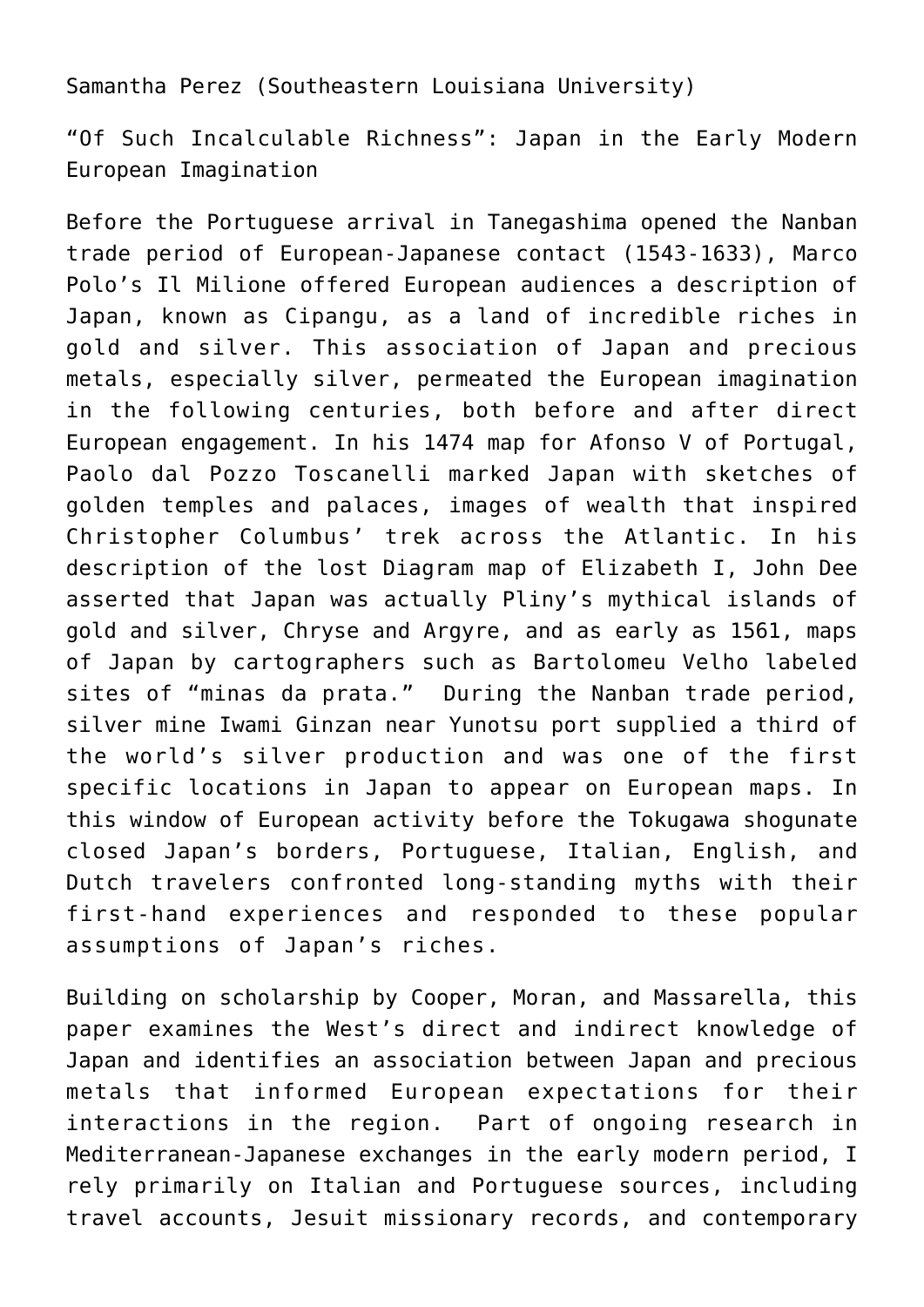Samantha Perez (Southeastern Louisiana University)

“Of Such Incalculable Richness”: Japan in the Early Modern European Imagination

Before the Portuguese arrival in Tanegashima opened the Nanban trade period of European-Japanese contact (1543-1633), Marco Polo’s Il Milione offered European audiences a description of Japan, known as Cipangu, as a land of incredible riches in gold and silver. This association of Japan and precious metals, especially silver, permeated the European imagination in the following centuries, both before and after direct European engagement. In his 1474 map for Afonso V of Portugal, Paolo dal Pozzo Toscanelli marked Japan with sketches of golden temples and palaces, images of wealth that inspired Christopher Columbus’ trek across the Atlantic. In his description of the lost Diagram map of Elizabeth I, John Dee asserted that Japan was actually Pliny’s mythical islands of gold and silver, Chryse and Argyre, and as early as 1561, maps of Japan by cartographers such as Bartolomeu Velho labeled sites of “minas da prata.” During the Nanban trade period, silver mine Iwami Ginzan near Yunotsu port supplied a third of the world’s silver production and was one of the first specific locations in Japan to appear on European maps. In this window of European activity before the Tokugawa shogunate closed Japan’s borders, Portuguese, Italian, English, and Dutch travelers confronted long-standing myths with their first-hand experiences and responded to these popular assumptions of Japan’s riches.

Building on scholarship by Cooper, Moran, and Massarella, this paper examines the West’s direct and indirect knowledge of Japan and identifies an association between Japan and precious metals that informed European expectations for their interactions in the region. Part of ongoing research in Mediterranean-Japanese exchanges in the early modern period, I rely primarily on Italian and Portuguese sources, including travel accounts, Jesuit missionary records, and contemporary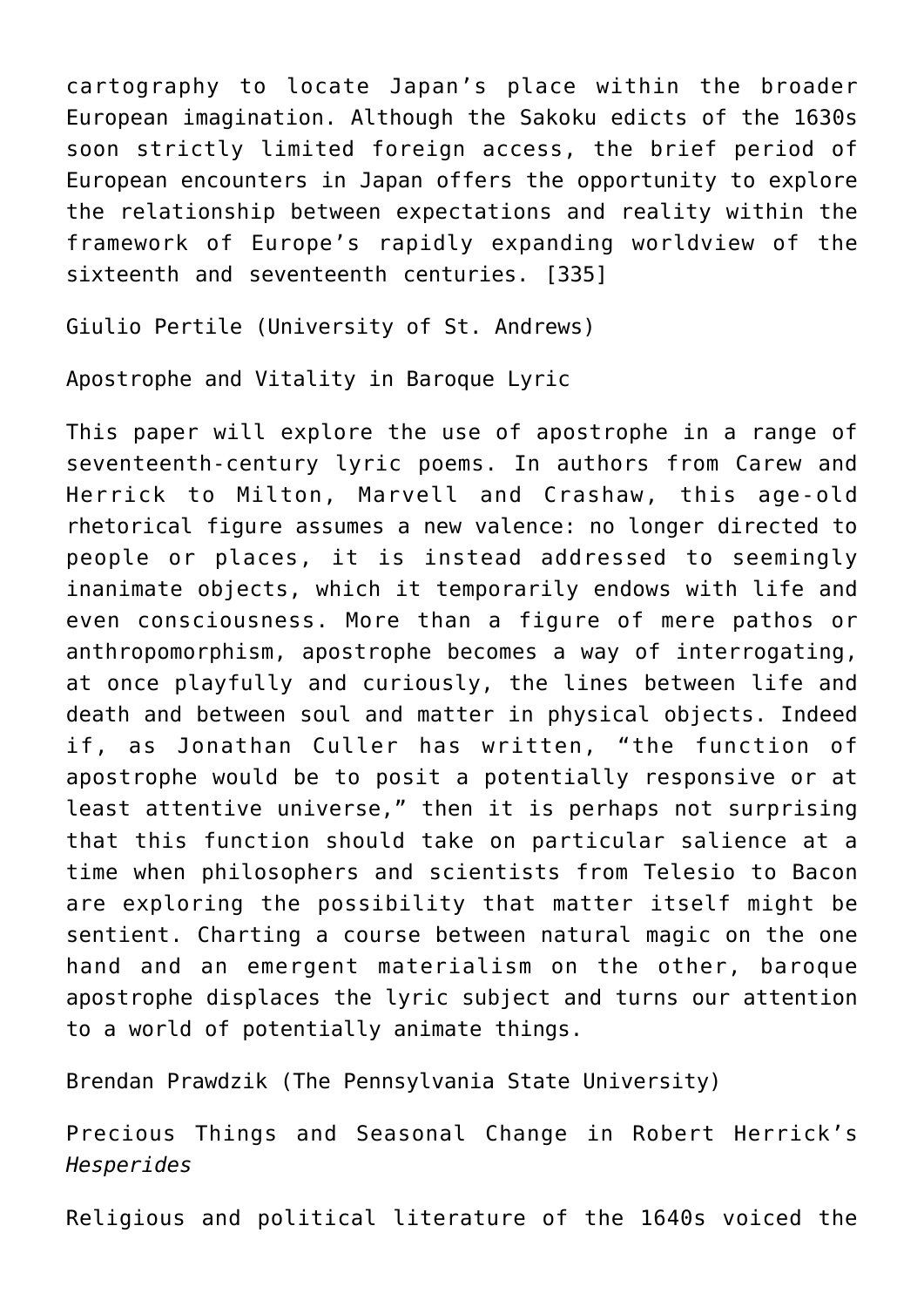cartography to locate Japan's place within the broader European imagination. Although the Sakoku edicts of the 1630s soon strictly limited foreign access, the brief period of European encounters in Japan offers the opportunity to explore the relationship between expectations and reality within the framework of Europe's rapidly expanding worldview of the sixteenth and seventeenth centuries. [335]

Giulio Pertile (University of St. Andrews)

Apostrophe and Vitality in Baroque Lyric

This paper will explore the use of apostrophe in a range of seventeenth-century lyric poems. In authors from Carew and Herrick to Milton, Marvell and Crashaw, this age-old rhetorical figure assumes a new valence: no longer directed to people or places, it is instead addressed to seemingly inanimate objects, which it temporarily endows with life and even consciousness. More than a figure of mere pathos or anthropomorphism, apostrophe becomes a way of interrogating, at once playfully and curiously, the lines between life and death and between soul and matter in physical objects. Indeed if, as Jonathan Culler has written, "the function of apostrophe would be to posit a potentially responsive or at least attentive universe," then it is perhaps not surprising that this function should take on particular salience at a time when philosophers and scientists from Telesio to Bacon are exploring the possibility that matter itself might be sentient. Charting a course between natural magic on the one hand and an emergent materialism on the other, baroque apostrophe displaces the lyric subject and turns our attention to a world of potentially animate things.

Brendan Prawdzik (The Pennsylvania State University)

Precious Things and Seasonal Change in Robert Herrick's *Hesperides*

Religious and political literature of the 1640s voiced the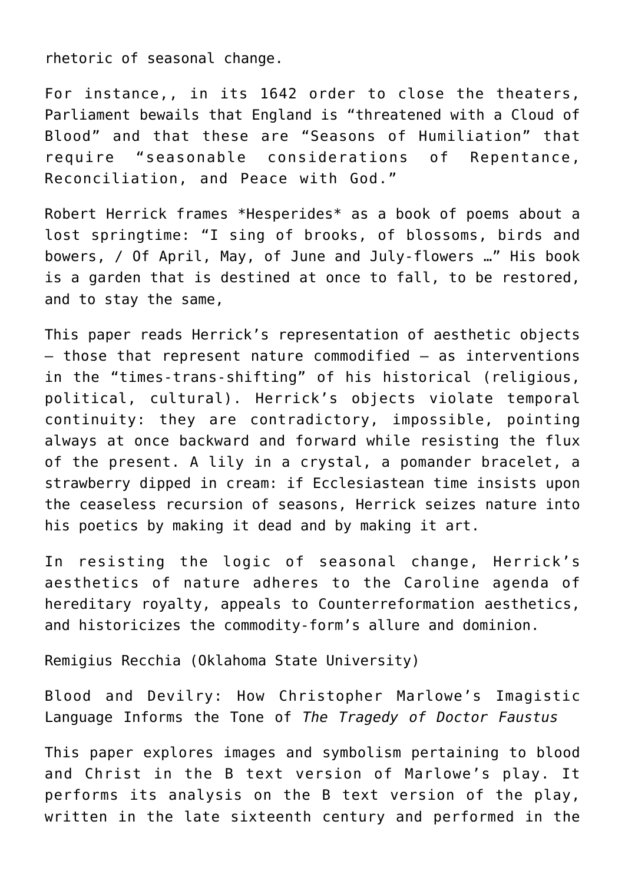rhetoric of seasonal change.

For instance,, in its 1642 order to close the theaters, Parliament bewails that England is "threatened with a Cloud of Blood" and that these are "Seasons of Humiliation" that require "seasonable considerations of Repentance, Reconciliation, and Peace with God."

Robert Herrick frames *Hesperides* as a book of poems about a lost springtime: "I sing of brooks, of blossoms, birds and bowers, / Of April, May, of June and July-flowers …" His book is a garden that is destined at once to fall, to be restored, and to stay the same,

This paper reads Herrick's representation of aesthetic objects – those that represent nature commodified – as interventions in the "times-trans-shifting" of his historical (religious, political, cultural). Herrick's objects violate temporal continuity: they are contradictory, impossible, pointing always at once backward and forward while resisting the flux of the present. A lily in a crystal, a pomander bracelet, a strawberry dipped in cream: if Ecclesiastean time insists upon the ceaseless recursion of seasons, Herrick seizes nature into his poetics by making it dead and by making it art.

In resisting the logic of seasonal change, Herrick's aesthetics of nature adheres to the Caroline agenda of hereditary royalty, appeals to Counterreformation aesthetics, and historicizes the commodity-form's allure and dominion.

Remigius Recchia (Oklahoma State University)

Blood and Devilry: How Christopher Marlowe's Imagistic Language Informs the Tone of *The Tragedy of Doctor Faustus*

This paper explores images and symbolism pertaining to blood and Christ in the B text version of Marlowe's play. It performs its analysis on the B text version of the play, written in the late sixteenth century and performed in the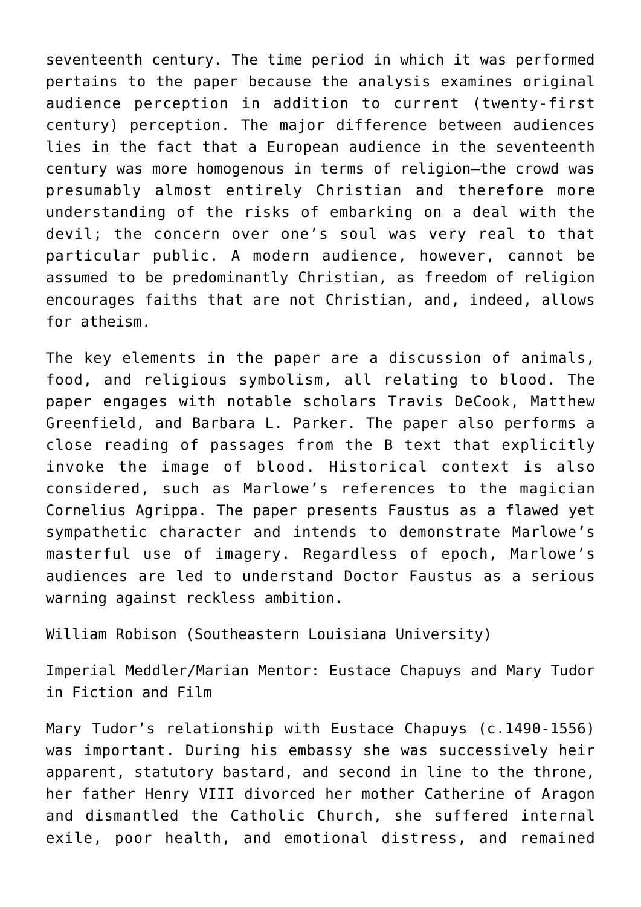seventeenth century. The time period in which it was performed pertains to the paper because the analysis examines original audience perception in addition to current (twenty-first century) perception. The major difference between audiences lies in the fact that a European audience in the seventeenth century was more homogenous in terms of religion—the crowd was presumably almost entirely Christian and therefore more understanding of the risks of embarking on a deal with the devil; the concern over one's soul was very real to that particular public. A modern audience, however, cannot be assumed to be predominantly Christian, as freedom of religion encourages faiths that are not Christian, and, indeed, allows for atheism.

The key elements in the paper are a discussion of animals, food, and religious symbolism, all relating to blood. The paper engages with notable scholars Travis DeCook, Matthew Greenfield, and Barbara L. Parker. The paper also performs a close reading of passages from the B text that explicitly invoke the image of blood. Historical context is also considered, such as Marlowe's references to the magician Cornelius Agrippa. The paper presents Faustus as a flawed yet sympathetic character and intends to demonstrate Marlowe's masterful use of imagery. Regardless of epoch, Marlowe's audiences are led to understand Doctor Faustus as a serious warning against reckless ambition.

William Robison (Southeastern Louisiana University)

Imperial Meddler/Marian Mentor: Eustace Chapuys and Mary Tudor in Fiction and Film

Mary Tudor's relationship with Eustace Chapuys (c.1490-1556) was important. During his embassy she was successively heir apparent, statutory bastard, and second in line to the throne, her father Henry VIII divorced her mother Catherine of Aragon and dismantled the Catholic Church, she suffered internal exile, poor health, and emotional distress, and remained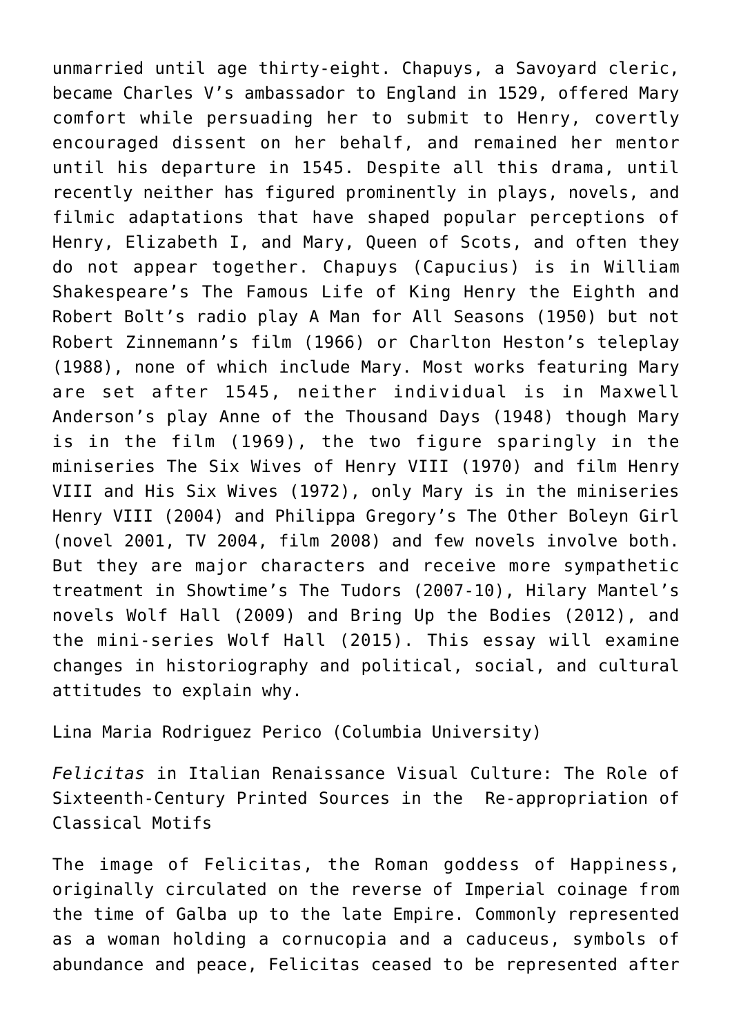unmarried until age thirty-eight. Chapuys, a Savoyard cleric, became Charles V's ambassador to England in 1529, offered Mary comfort while persuading her to submit to Henry, covertly encouraged dissent on her behalf, and remained her mentor until his departure in 1545. Despite all this drama, until recently neither has figured prominently in plays, novels, and filmic adaptations that have shaped popular perceptions of Henry, Elizabeth I, and Mary, Queen of Scots, and often they do not appear together. Chapuys (Capucius) is in William Shakespeare's The Famous Life of King Henry the Eighth and Robert Bolt's radio play A Man for All Seasons (1950) but not Robert Zinnemann's film (1966) or Charlton Heston's teleplay (1988), none of which include Mary. Most works featuring Mary are set after 1545, neither individual is in Maxwell Anderson's play Anne of the Thousand Days (1948) though Mary is in the film (1969), the two figure sparingly in the miniseries The Six Wives of Henry VIII (1970) and film Henry VIII and His Six Wives (1972), only Mary is in the miniseries Henry VIII (2004) and Philippa Gregory's The Other Boleyn Girl (novel 2001, TV 2004, film 2008) and few novels involve both. But they are major characters and receive more sympathetic treatment in Showtime's The Tudors (2007-10), Hilary Mantel's novels Wolf Hall (2009) and Bring Up the Bodies (2012), and the mini-series Wolf Hall (2015). This essay will examine changes in historiography and political, social, and cultural attitudes to explain why.

Lina Maria Rodriguez Perico (Columbia University)

*Felicitas* in Italian Renaissance Visual Culture: The Role of Sixteenth-Century Printed Sources in the Re-appropriation of Classical Motifs

The image of Felicitas, the Roman goddess of Happiness, originally circulated on the reverse of Imperial coinage from the time of Galba up to the late Empire. Commonly represented as a woman holding a cornucopia and a caduceus, symbols of abundance and peace, Felicitas ceased to be represented after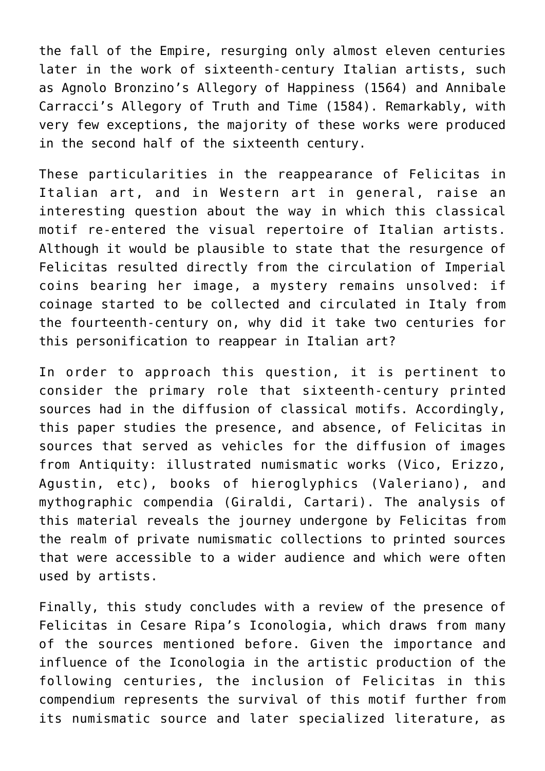the fall of the Empire, resurging only almost eleven centuries later in the work of sixteenth-century Italian artists, such as Agnolo Bronzino's Allegory of Happiness (1564) and Annibale Carracci's Allegory of Truth and Time (1584). Remarkably, with very few exceptions, the majority of these works were produced in the second half of the sixteenth century.

These particularities in the reappearance of Felicitas in Italian art, and in Western art in general, raise an interesting question about the way in which this classical motif re-entered the visual repertoire of Italian artists. Although it would be plausible to state that the resurgence of Felicitas resulted directly from the circulation of Imperial coins bearing her image, a mystery remains unsolved: if coinage started to be collected and circulated in Italy from the fourteenth-century on, why did it take two centuries for this personification to reappear in Italian art?

In order to approach this question, it is pertinent to consider the primary role that sixteenth-century printed sources had in the diffusion of classical motifs. Accordingly, this paper studies the presence, and absence, of Felicitas in sources that served as vehicles for the diffusion of images from Antiquity: illustrated numismatic works (Vico, Erizzo, Agustin, etc), books of hieroglyphics (Valeriano), and mythographic compendia (Giraldi, Cartari). The analysis of this material reveals the journey undergone by Felicitas from the realm of private numismatic collections to printed sources that were accessible to a wider audience and which were often used by artists.

Finally, this study concludes with a review of the presence of Felicitas in Cesare Ripa's Iconologia, which draws from many of the sources mentioned before. Given the importance and influence of the Iconologia in the artistic production of the following centuries, the inclusion of Felicitas in this compendium represents the survival of this motif further from its numismatic source and later specialized literature, as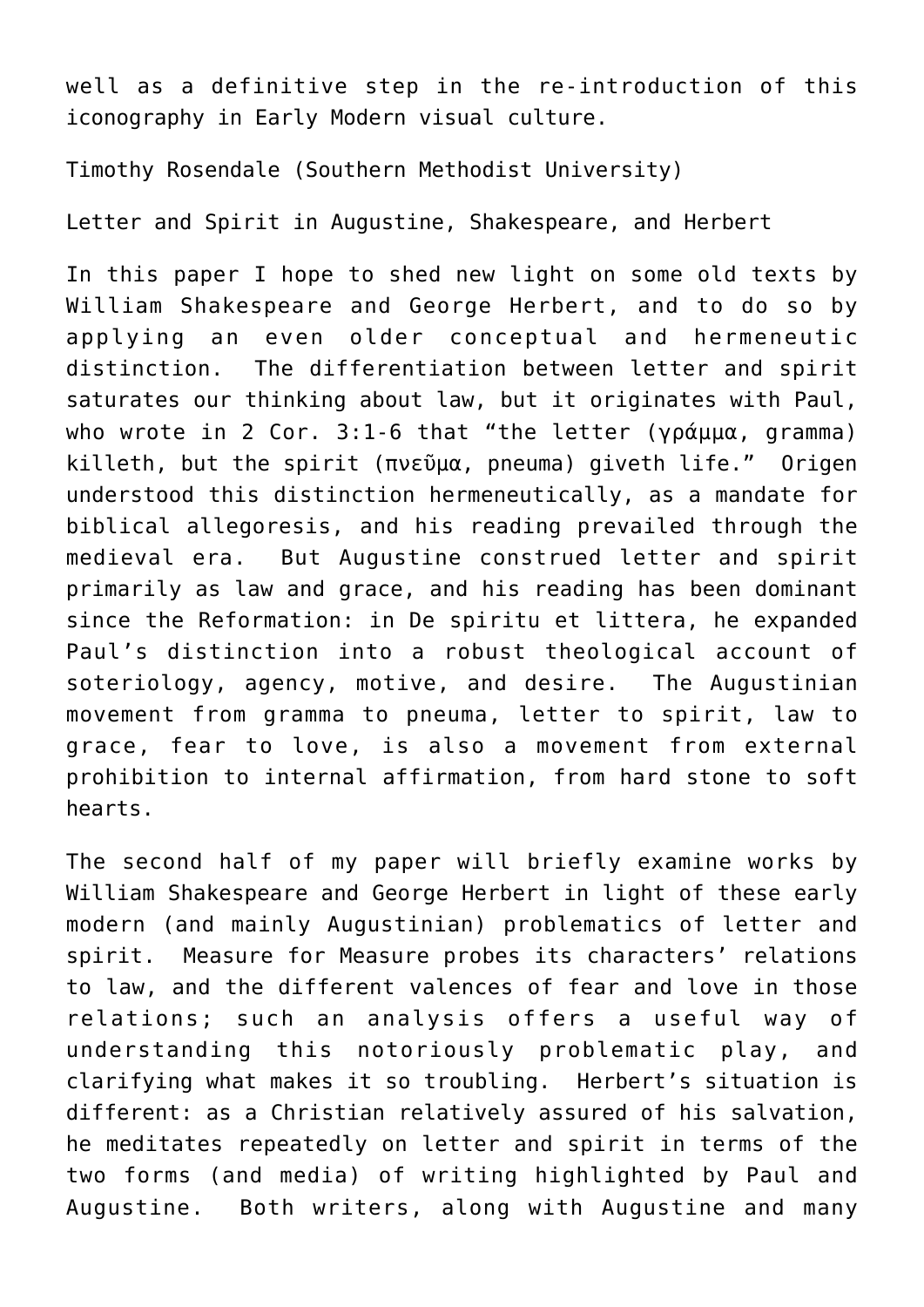well as a definitive step in the re-introduction of this iconography in Early Modern visual culture.

Timothy Rosendale (Southern Methodist University)

Letter and Spirit in Augustine, Shakespeare, and Herbert

In this paper I hope to shed new light on some old texts by William Shakespeare and George Herbert, and to do so by applying an even older conceptual and hermeneutic distinction. The differentiation between letter and spirit saturates our thinking about law, but it originates with Paul, who wrote in 2 Cor. 3:1-6 that "the letter (γράμμα, gramma) killeth, but the spirit (πνεῦμα, pneuma) giveth life." Origen understood this distinction hermeneutically, as a mandate for biblical allegoresis, and his reading prevailed through the medieval era. But Augustine construed letter and spirit primarily as law and grace, and his reading has been dominant since the Reformation: in De spiritu et littera, he expanded Paul's distinction into a robust theological account of soteriology, agency, motive, and desire. The Augustinian movement from gramma to pneuma, letter to spirit, law to grace, fear to love, is also a movement from external prohibition to internal affirmation, from hard stone to soft hearts.

The second half of my paper will briefly examine works by William Shakespeare and George Herbert in light of these early modern (and mainly Augustinian) problematics of letter and spirit. Measure for Measure probes its characters' relations to law, and the different valences of fear and love in those relations; such an analysis offers a useful way of understanding this notoriously problematic play, and clarifying what makes it so troubling. Herbert's situation is different: as a Christian relatively assured of his salvation, he meditates repeatedly on letter and spirit in terms of the two forms (and media) of writing highlighted by Paul and Augustine. Both writers, along with Augustine and many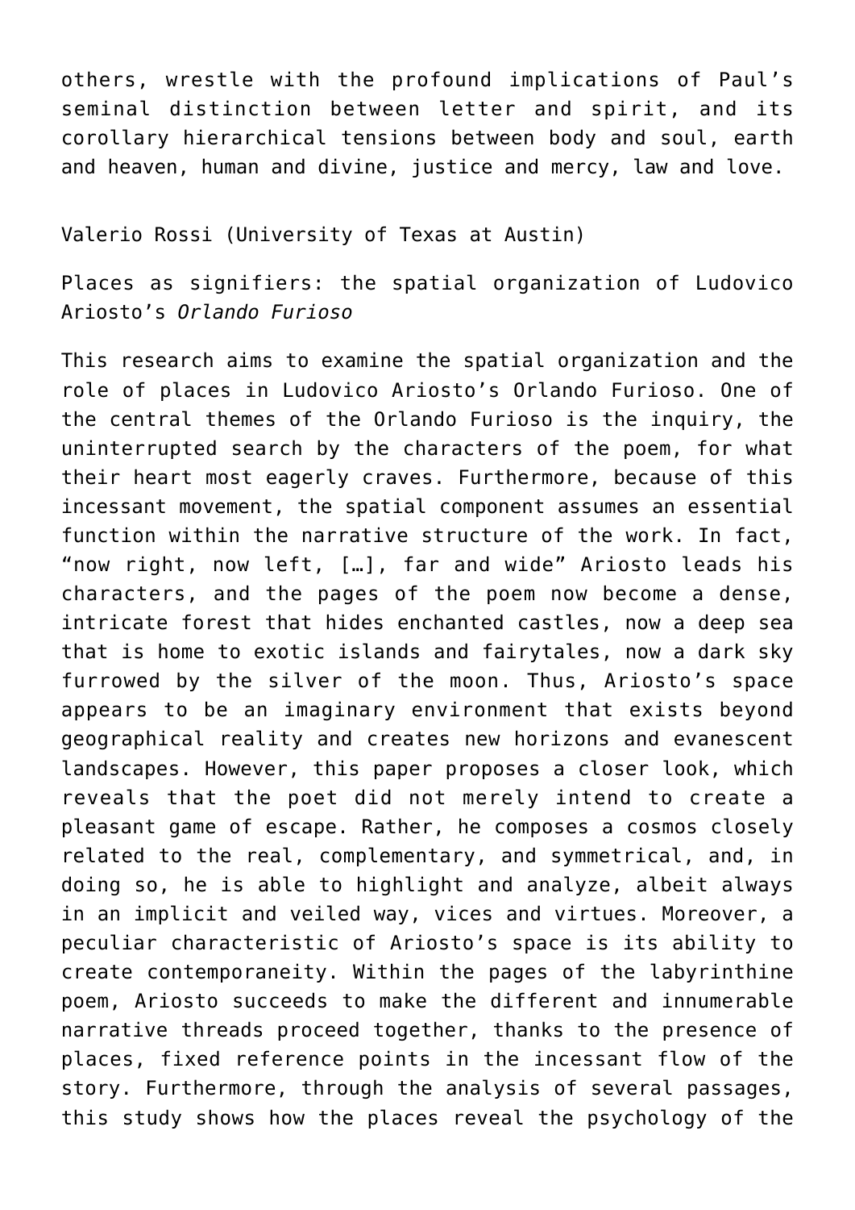others, wrestle with the profound implications of Paul's seminal distinction between letter and spirit, and its corollary hierarchical tensions between body and soul, earth and heaven, human and divine, justice and mercy, law and love.

Valerio Rossi (University of Texas at Austin)

Places as signifiers: the spatial organization of Ludovico Ariosto's *Orlando Furioso*

This research aims to examine the spatial organization and the role of places in Ludovico Ariosto's Orlando Furioso. One of the central themes of the Orlando Furioso is the inquiry, the uninterrupted search by the characters of the poem, for what their heart most eagerly craves. Furthermore, because of this incessant movement, the spatial component assumes an essential function within the narrative structure of the work. In fact, "now right, now left, […], far and wide" Ariosto leads his characters, and the pages of the poem now become a dense, intricate forest that hides enchanted castles, now a deep sea that is home to exotic islands and fairytales, now a dark sky furrowed by the silver of the moon. Thus, Ariosto's space appears to be an imaginary environment that exists beyond geographical reality and creates new horizons and evanescent landscapes. However, this paper proposes a closer look, which reveals that the poet did not merely intend to create a pleasant game of escape. Rather, he composes a cosmos closely related to the real, complementary, and symmetrical, and, in doing so, he is able to highlight and analyze, albeit always in an implicit and veiled way, vices and virtues. Moreover, a peculiar characteristic of Ariosto's space is its ability to create contemporaneity. Within the pages of the labyrinthine poem, Ariosto succeeds to make the different and innumerable narrative threads proceed together, thanks to the presence of places, fixed reference points in the incessant flow of the story. Furthermore, through the analysis of several passages, this study shows how the places reveal the psychology of the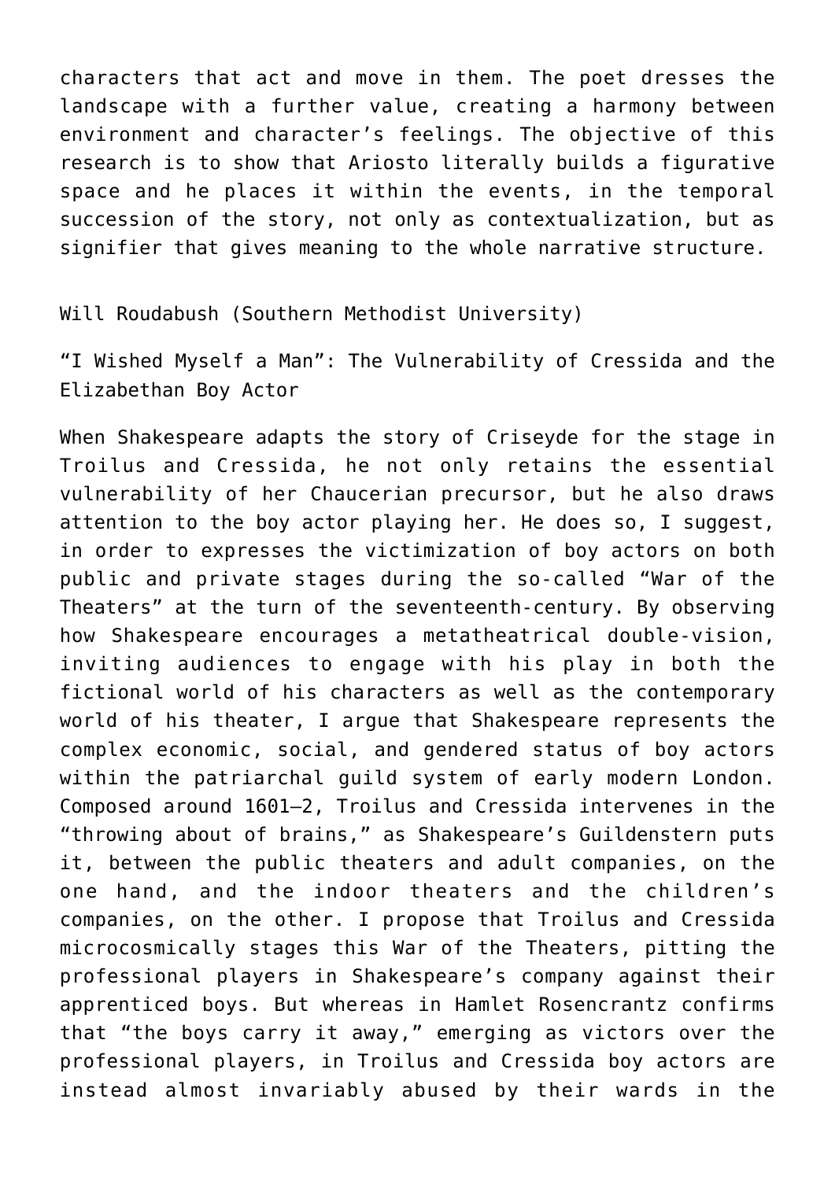characters that act and move in them. The poet dresses the landscape with a further value, creating a harmony between environment and character's feelings. The objective of this research is to show that Ariosto literally builds a figurative space and he places it within the events, in the temporal succession of the story, not only as contextualization, but as signifier that gives meaning to the whole narrative structure.

Will Roudabush (Southern Methodist University)

"I Wished Myself a Man": The Vulnerability of Cressida and the Elizabethan Boy Actor

When Shakespeare adapts the story of Criseyde for the stage in Troilus and Cressida, he not only retains the essential vulnerability of her Chaucerian precursor, but he also draws attention to the boy actor playing her. He does so, I suggest, in order to expresses the victimization of boy actors on both public and private stages during the so-called "War of the Theaters" at the turn of the seventeenth-century. By observing how Shakespeare encourages a metatheatrical double-vision, inviting audiences to engage with his play in both the fictional world of his characters as well as the contemporary world of his theater, I argue that Shakespeare represents the complex economic, social, and gendered status of boy actors within the patriarchal guild system of early modern London. Composed around 1601–2, Troilus and Cressida intervenes in the "throwing about of brains," as Shakespeare's Guildenstern puts it, between the public theaters and adult companies, on the one hand, and the indoor theaters and the children's companies, on the other. I propose that Troilus and Cressida microcosmically stages this War of the Theaters, pitting the professional players in Shakespeare's company against their apprenticed boys. But whereas in Hamlet Rosencrantz confirms that "the boys carry it away," emerging as victors over the professional players, in Troilus and Cressida boy actors are instead almost invariably abused by their wards in the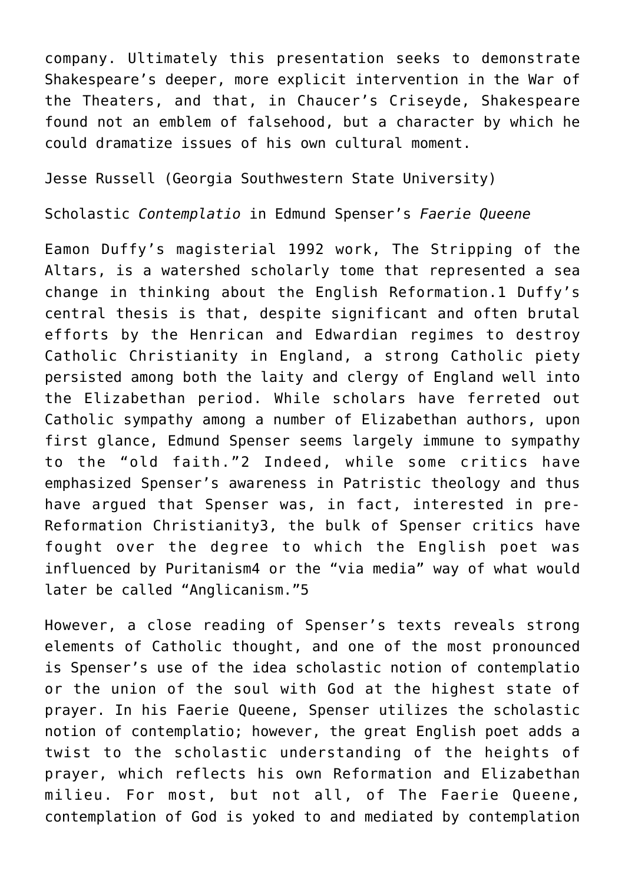company. Ultimately this presentation seeks to demonstrate Shakespeare's deeper, more explicit intervention in the War of the Theaters, and that, in Chaucer's Criseyde, Shakespeare found not an emblem of falsehood, but a character by which he could dramatize issues of his own cultural moment.

Jesse Russell (Georgia Southwestern State University)

Scholastic *Contemplatio* in Edmund Spenser's *Faerie Queene*

Eamon Duffy's magisterial 1992 work, The Stripping of the Altars, is a watershed scholarly tome that represented a sea change in thinking about the English Reformation.[1] Duffy's central thesis is that, despite significant and often brutal efforts by the Henrican and Edwardian regimes to destroy Catholic Christianity in England, a strong Catholic piety persisted among both the laity and clergy of England well into the Elizabethan period. While scholars have ferreted out Catholic sympathy among a number of Elizabethan authors, upon first glance, Edmund Spenser seems largely immune to sympathy to the "old faith."[2] Indeed, while some critics have emphasized Spenser's awareness in Patristic theology and thus have argued that Spenser was, in fact, interested in pre-Reformation Christianity[3], the bulk of Spenser critics have fought over the degree to which the English poet was influenced by Puritanism[4] or the "via media" way of what would later be called "Anglicanism."[5]

However, a close reading of Spenser's texts reveals strong elements of Catholic thought, and one of the most pronounced is Spenser's use of the idea scholastic notion of contemplatio or the union of the soul with God at the highest state of prayer. In his Faerie Queene, Spenser utilizes the scholastic notion of contemplatio; however, the great English poet adds a twist to the scholastic understanding of the heights of prayer, which reflects his own Reformation and Elizabethan milieu. For most, but not all, of The Faerie Queene, contemplation of God is yoked to and mediated by contemplation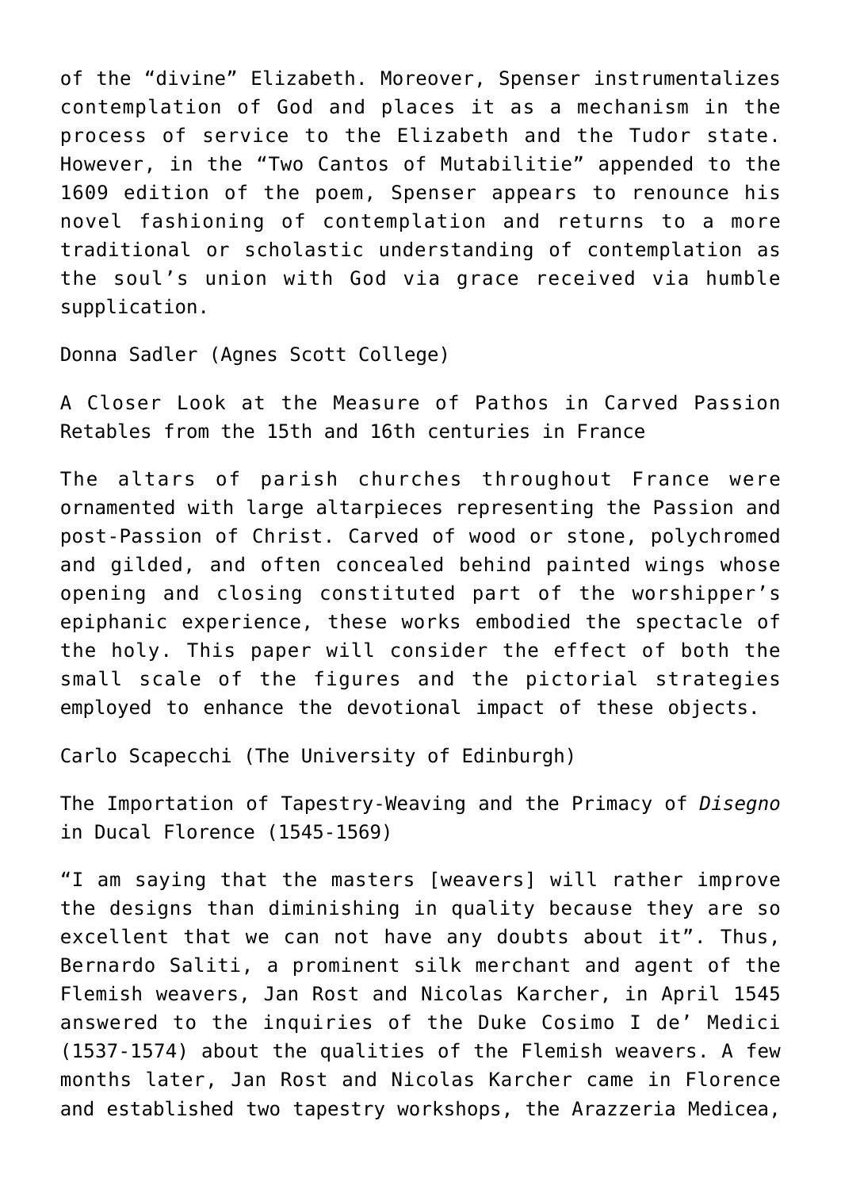of the “divine” Elizabeth. Moreover, Spenser instrumentalizes contemplation of God and places it as a mechanism in the process of service to the Elizabeth and the Tudor state. However, in the “Two Cantos of Mutabilitie” appended to the 1609 edition of the poem, Spenser appears to renounce his novel fashioning of contemplation and returns to a more traditional or scholastic understanding of contemplation as the soul’s union with God via grace received via humble supplication.

Donna Sadler (Agnes Scott College)

A Closer Look at the Measure of Pathos in Carved Passion Retables from the 15th and 16th centuries in France

The altars of parish churches throughout France were ornamented with large altarpieces representing the Passion and post-Passion of Christ. Carved of wood or stone, polychromed and gilded, and often concealed behind painted wings whose opening and closing constituted part of the worshipper’s epiphanic experience, these works embodied the spectacle of the holy. This paper will consider the effect of both the small scale of the figures and the pictorial strategies employed to enhance the devotional impact of these objects.

Carlo Scapecchi (The University of Edinburgh)

The Importation of Tapestry-Weaving and the Primacy of *Disegno* in Ducal Florence (1545-1569)

“I am saying that the masters [weavers] will rather improve the designs than diminishing in quality because they are so excellent that we can not have any doubts about it”. Thus, Bernardo Saliti, a prominent silk merchant and agent of the Flemish weavers, Jan Rost and Nicolas Karcher, in April 1545 answered to the inquiries of the Duke Cosimo I de’ Medici (1537-1574) about the qualities of the Flemish weavers. A few months later, Jan Rost and Nicolas Karcher came in Florence and established two tapestry workshops, the Arazzeria Medicea,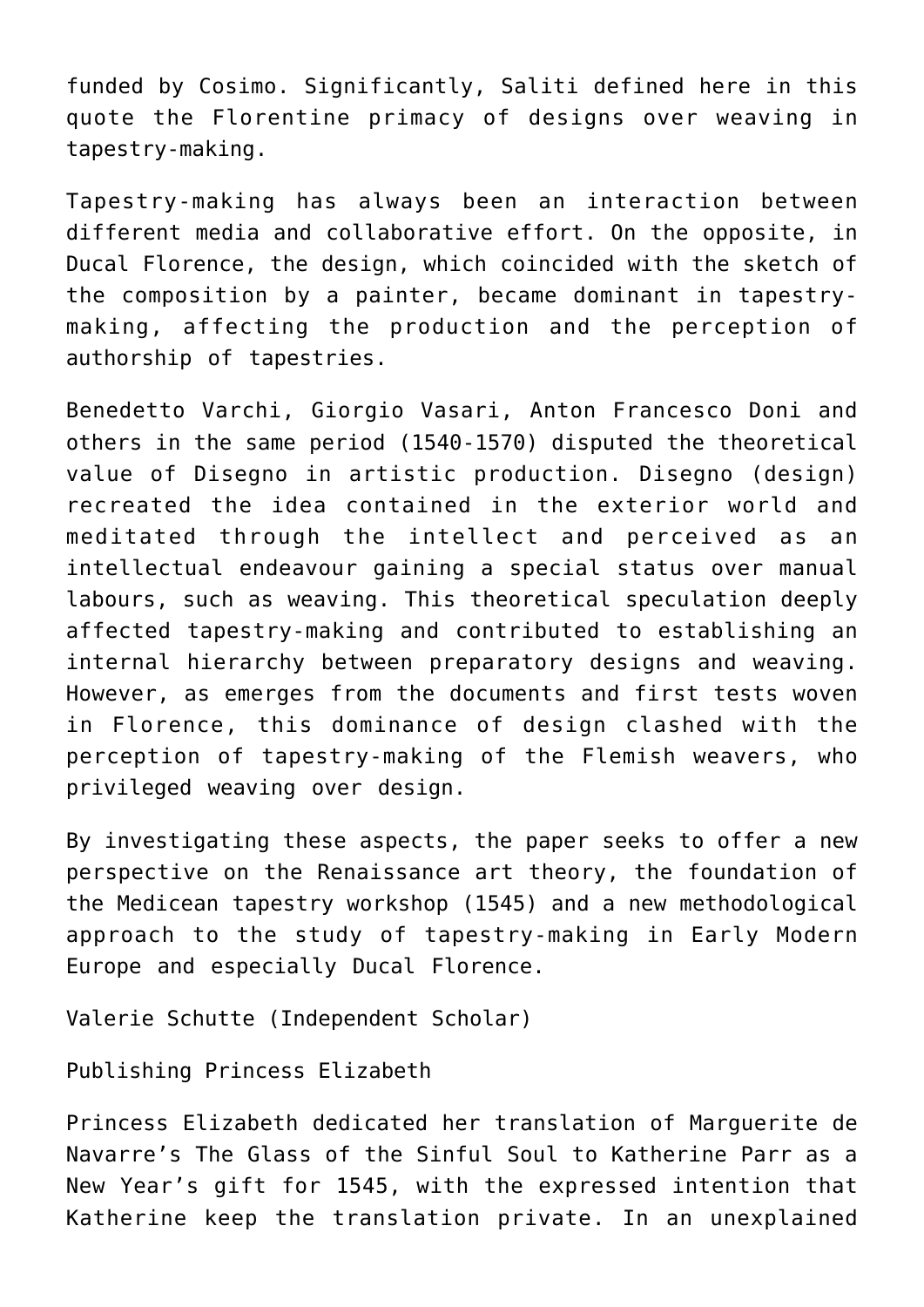funded by Cosimo. Significantly, Saliti defined here in this quote the Florentine primacy of designs over weaving in tapestry-making.

Tapestry-making has always been an interaction between different media and collaborative effort. On the opposite, in Ducal Florence, the design, which coincided with the sketch of the composition by a painter, became dominant in tapestry-making, affecting the production and the perception of authorship of tapestries.

Benedetto Varchi, Giorgio Vasari, Anton Francesco Doni and others in the same period (1540-1570) disputed the theoretical value of Disegno in artistic production. Disegno (design) recreated the idea contained in the exterior world and meditated through the intellect and perceived as an intellectual endeavour gaining a special status over manual labours, such as weaving. This theoretical speculation deeply affected tapestry-making and contributed to establishing an internal hierarchy between preparatory designs and weaving. However, as emerges from the documents and first tests woven in Florence, this dominance of design clashed with the perception of tapestry-making of the Flemish weavers, who privileged weaving over design.

By investigating these aspects, the paper seeks to offer a new perspective on the Renaissance art theory, the foundation of the Medicean tapestry workshop (1545) and a new methodological approach to the study of tapestry-making in Early Modern Europe and especially Ducal Florence.

Valerie Schutte (Independent Scholar)

Publishing Princess Elizabeth

Princess Elizabeth dedicated her translation of Marguerite de Navarre's The Glass of the Sinful Soul to Katherine Parr as a New Year's gift for 1545, with the expressed intention that Katherine keep the translation private. In an unexplained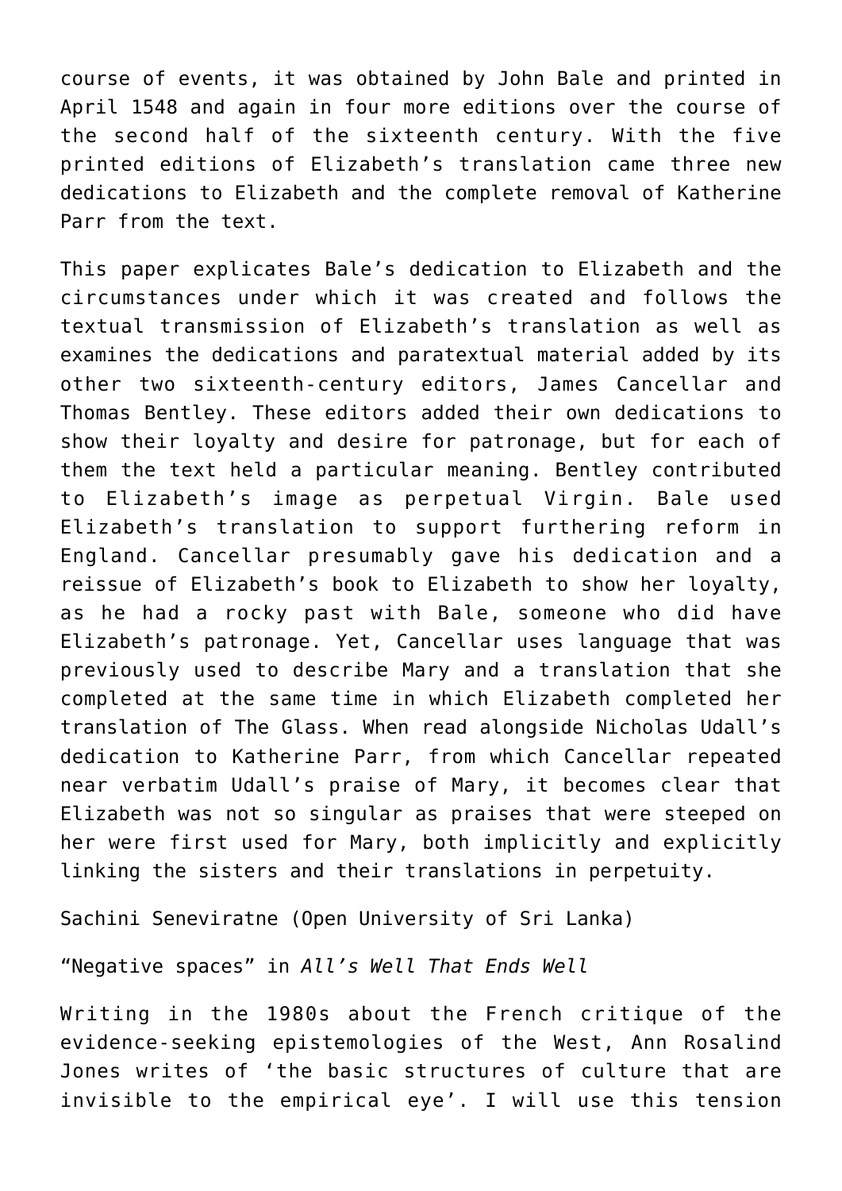course of events, it was obtained by John Bale and printed in April 1548 and again in four more editions over the course of the second half of the sixteenth century. With the five printed editions of Elizabeth's translation came three new dedications to Elizabeth and the complete removal of Katherine Parr from the text.

This paper explicates Bale's dedication to Elizabeth and the circumstances under which it was created and follows the textual transmission of Elizabeth's translation as well as examines the dedications and paratextual material added by its other two sixteenth-century editors, James Cancellar and Thomas Bentley. These editors added their own dedications to show their loyalty and desire for patronage, but for each of them the text held a particular meaning. Bentley contributed to Elizabeth's image as perpetual Virgin. Bale used Elizabeth's translation to support furthering reform in England. Cancellar presumably gave his dedication and a reissue of Elizabeth's book to Elizabeth to show her loyalty, as he had a rocky past with Bale, someone who did have Elizabeth's patronage. Yet, Cancellar uses language that was previously used to describe Mary and a translation that she completed at the same time in which Elizabeth completed her translation of The Glass. When read alongside Nicholas Udall's dedication to Katherine Parr, from which Cancellar repeated near verbatim Udall's praise of Mary, it becomes clear that Elizabeth was not so singular as praises that were steeped on her were first used for Mary, both implicitly and explicitly linking the sisters and their translations in perpetuity.

Sachini Seneviratne (Open University of Sri Lanka)

"Negative spaces" in *All's Well That Ends Well*

Writing in the 1980s about the French critique of the evidence-seeking epistemologies of the West, Ann Rosalind Jones writes of 'the basic structures of culture that are invisible to the empirical eye'. I will use this tension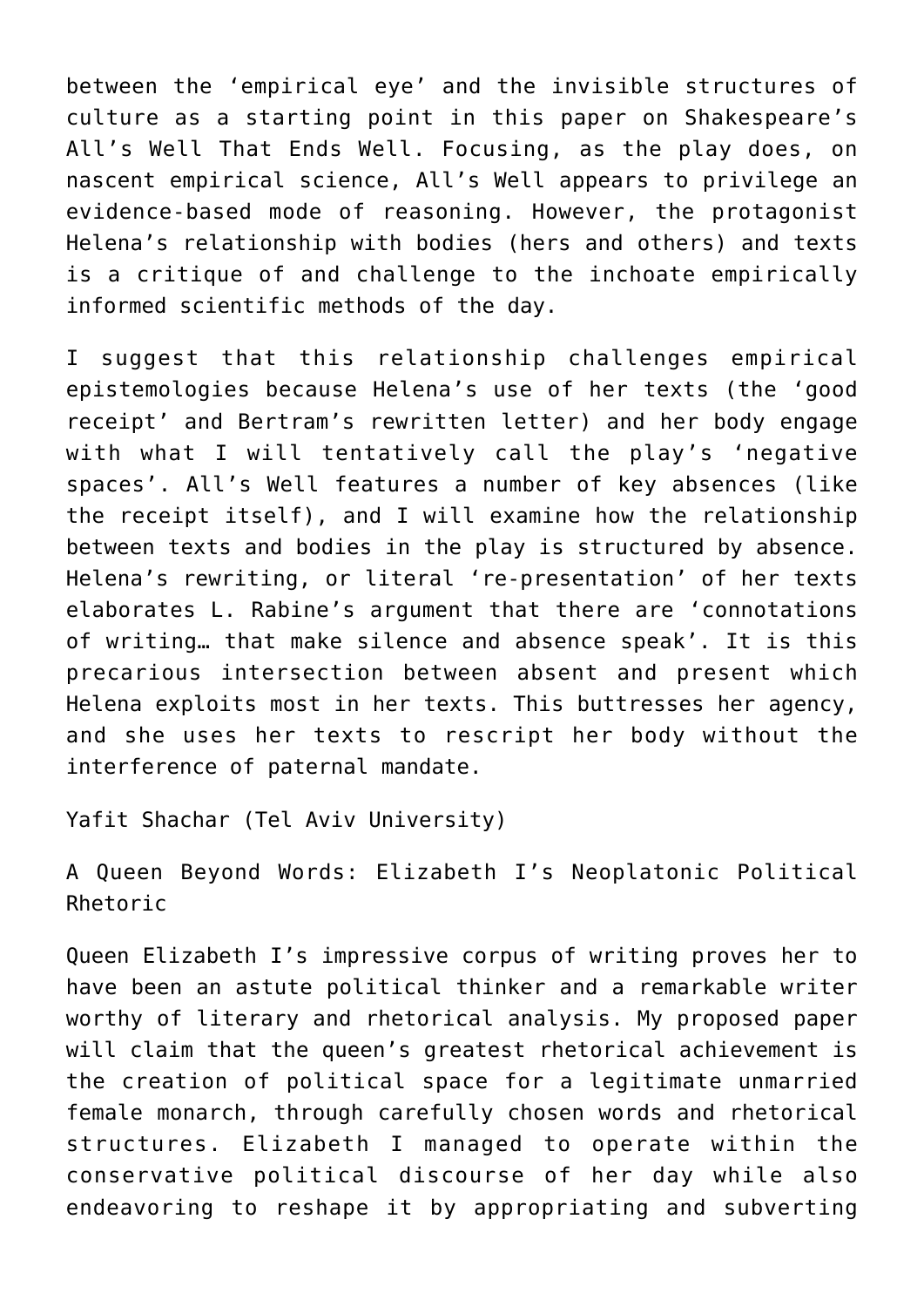between the 'empirical eye' and the invisible structures of culture as a starting point in this paper on Shakespeare's All's Well That Ends Well. Focusing, as the play does, on nascent empirical science, All's Well appears to privilege an evidence-based mode of reasoning. However, the protagonist Helena's relationship with bodies (hers and others) and texts is a critique of and challenge to the inchoate empirically informed scientific methods of the day.

I suggest that this relationship challenges empirical epistemologies because Helena's use of her texts (the 'good receipt' and Bertram's rewritten letter) and her body engage with what I will tentatively call the play's 'negative spaces'. All's Well features a number of key absences (like the receipt itself), and I will examine how the relationship between texts and bodies in the play is structured by absence. Helena's rewriting, or literal 're-presentation' of her texts elaborates L. Rabine's argument that there are 'connotations of writing… that make silence and absence speak'. It is this precarious intersection between absent and present which Helena exploits most in her texts. This buttresses her agency, and she uses her texts to rescript her body without the interference of paternal mandate.

Yafit Shachar (Tel Aviv University)

A Queen Beyond Words: Elizabeth I's Neoplatonic Political Rhetoric

Queen Elizabeth I's impressive corpus of writing proves her to have been an astute political thinker and a remarkable writer worthy of literary and rhetorical analysis. My proposed paper will claim that the queen's greatest rhetorical achievement is the creation of political space for a legitimate unmarried female monarch, through carefully chosen words and rhetorical structures. Elizabeth I managed to operate within the conservative political discourse of her day while also endeavoring to reshape it by appropriating and subverting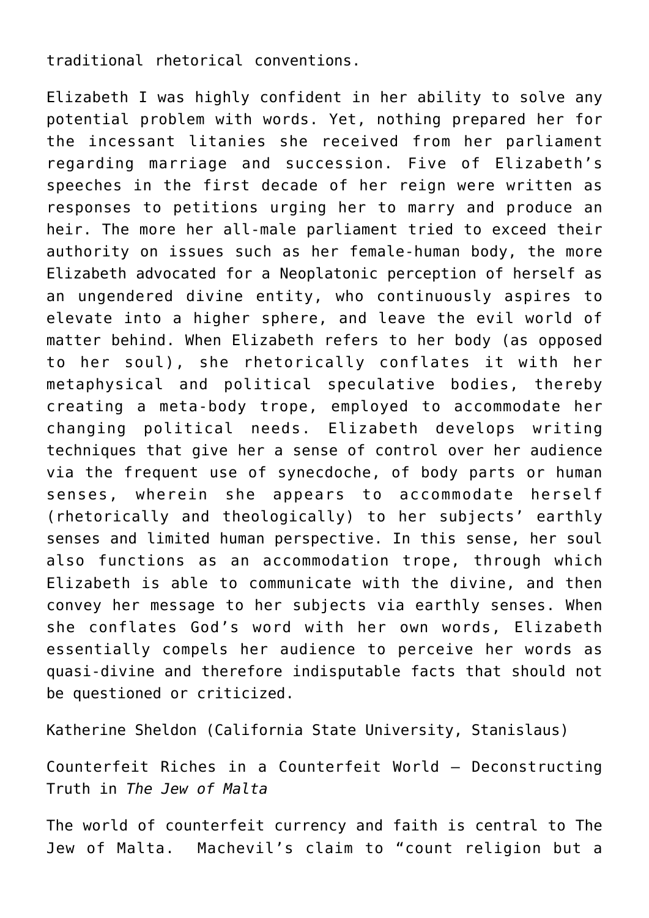traditional rhetorical conventions.

Elizabeth I was highly confident in her ability to solve any potential problem with words. Yet, nothing prepared her for the incessant litanies she received from her parliament regarding marriage and succession. Five of Elizabeth's speeches in the first decade of her reign were written as responses to petitions urging her to marry and produce an heir. The more her all-male parliament tried to exceed their authority on issues such as her female-human body, the more Elizabeth advocated for a Neoplatonic perception of herself as an ungendered divine entity, who continuously aspires to elevate into a higher sphere, and leave the evil world of matter behind. When Elizabeth refers to her body (as opposed to her soul), she rhetorically conflates it with her metaphysical and political speculative bodies, thereby creating a meta-body trope, employed to accommodate her changing political needs. Elizabeth develops writing techniques that give her a sense of control over her audience via the frequent use of synecdoche, of body parts or human senses, wherein she appears to accommodate herself (rhetorically and theologically) to her subjects' earthly senses and limited human perspective. In this sense, her soul also functions as an accommodation trope, through which Elizabeth is able to communicate with the divine, and then convey her message to her subjects via earthly senses. When she conflates God's word with her own words, Elizabeth essentially compels her audience to perceive her words as quasi-divine and therefore indisputable facts that should not be questioned or criticized.

Katherine Sheldon (California State University, Stanislaus)

Counterfeit Riches in a Counterfeit World – Deconstructing Truth in *The Jew of Malta*

The world of counterfeit currency and faith is central to The Jew of Malta. Machevil's claim to "count religion but a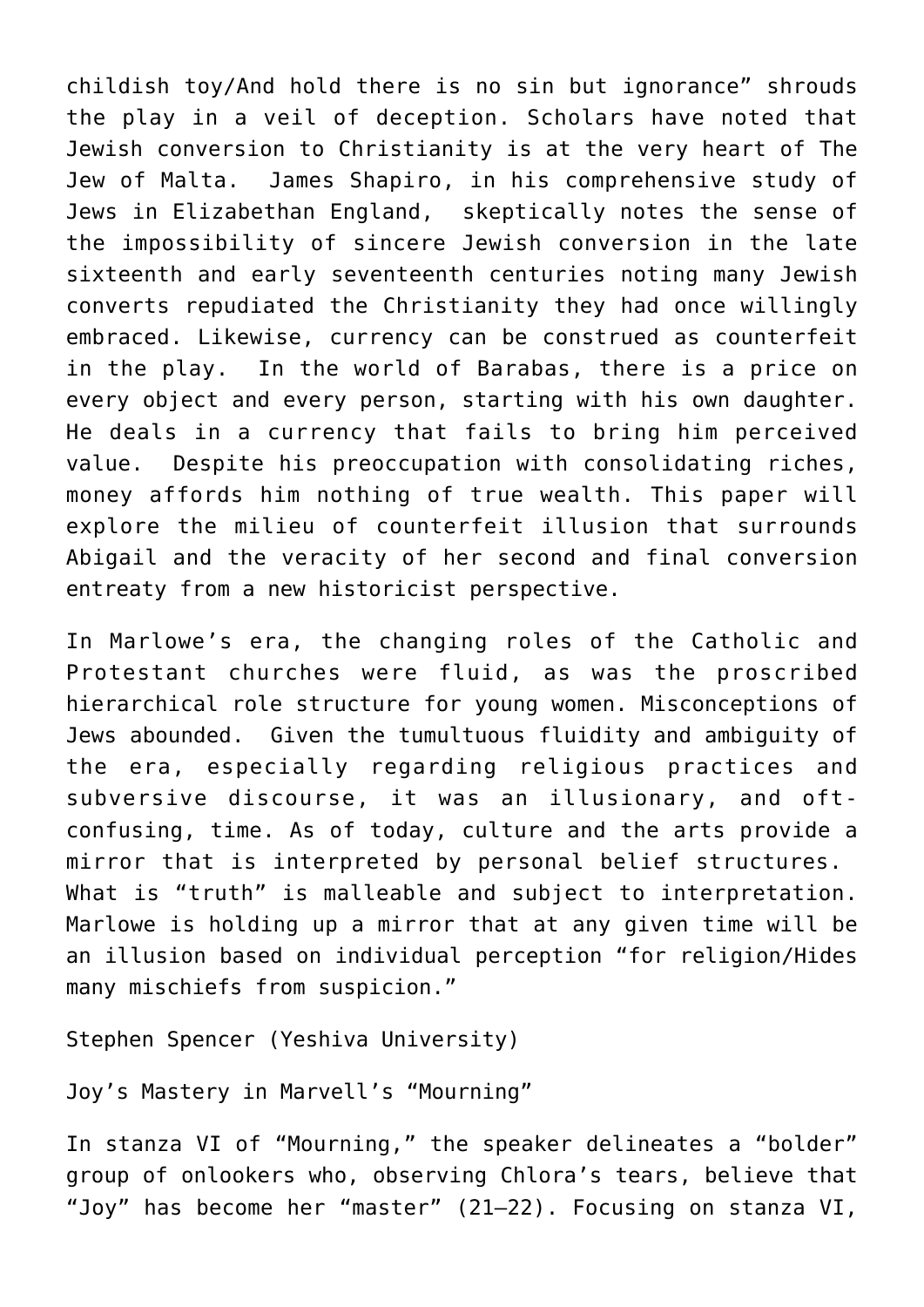childish toy/And hold there is no sin but ignorance" shrouds the play in a veil of deception. Scholars have noted that Jewish conversion to Christianity is at the very heart of The Jew of Malta. James Shapiro, in his comprehensive study of Jews in Elizabethan England, skeptically notes the sense of the impossibility of sincere Jewish conversion in the late sixteenth and early seventeenth centuries noting many Jewish converts repudiated the Christianity they had once willingly embraced. Likewise, currency can be construed as counterfeit in the play. In the world of Barabas, there is a price on every object and every person, starting with his own daughter. He deals in a currency that fails to bring him perceived value. Despite his preoccupation with consolidating riches, money affords him nothing of true wealth. This paper will explore the milieu of counterfeit illusion that surrounds Abigail and the veracity of her second and final conversion entreaty from a new historicist perspective.

In Marlowe's era, the changing roles of the Catholic and Protestant churches were fluid, as was the proscribed hierarchical role structure for young women. Misconceptions of Jews abounded. Given the tumultuous fluidity and ambiguity of the era, especially regarding religious practices and subversive discourse, it was an illusionary, and oft-confusing, time. As of today, culture and the arts provide a mirror that is interpreted by personal belief structures. What is "truth" is malleable and subject to interpretation. Marlowe is holding up a mirror that at any given time will be an illusion based on individual perception "for religion/Hides many mischiefs from suspicion."

Stephen Spencer (Yeshiva University)

Joy's Mastery in Marvell's "Mourning"

In stanza VI of "Mourning," the speaker delineates a "bolder" group of onlookers who, observing Chlora's tears, believe that "Joy" has become her "master" (21–22). Focusing on stanza VI,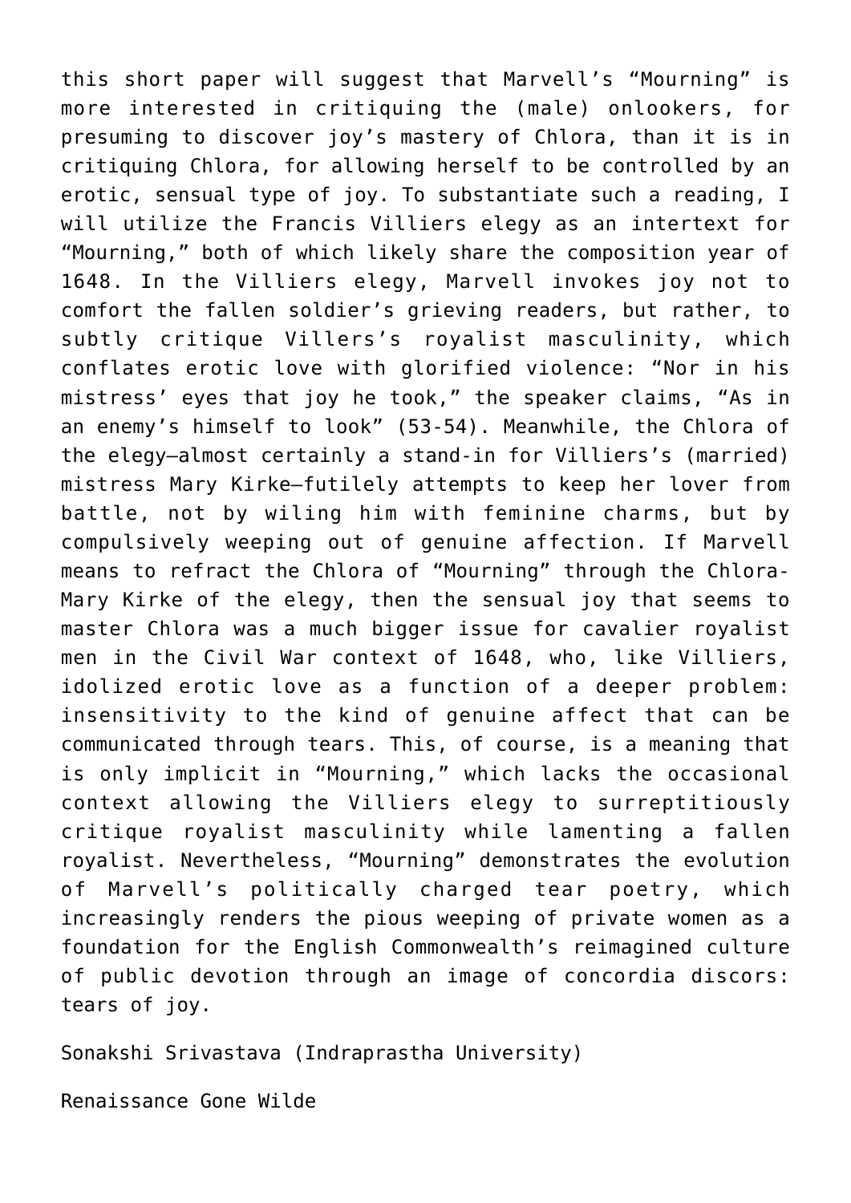this short paper will suggest that Marvell's "Mourning" is more interested in critiquing the (male) onlookers, for presuming to discover joy's mastery of Chlora, than it is in critiquing Chlora, for allowing herself to be controlled by an erotic, sensual type of joy. To substantiate such a reading, I will utilize the Francis Villiers elegy as an intertext for "Mourning," both of which likely share the composition year of 1648. In the Villiers elegy, Marvell invokes joy not to comfort the fallen soldier's grieving readers, but rather, to subtly critique Villers's royalist masculinity, which conflates erotic love with glorified violence: "Nor in his mistress' eyes that joy he took," the speaker claims, "As in an enemy's himself to look" (53-54). Meanwhile, the Chlora of the elegy—almost certainly a stand-in for Villiers's (married) mistress Mary Kirke—futilely attempts to keep her lover from battle, not by wiling him with feminine charms, but by compulsively weeping out of genuine affection. If Marvell means to refract the Chlora of "Mourning" through the Chlora-Mary Kirke of the elegy, then the sensual joy that seems to master Chlora was a much bigger issue for cavalier royalist men in the Civil War context of 1648, who, like Villiers, idolized erotic love as a function of a deeper problem: insensitivity to the kind of genuine affect that can be communicated through tears. This, of course, is a meaning that is only implicit in "Mourning," which lacks the occasional context allowing the Villiers elegy to surreptitiously critique royalist masculinity while lamenting a fallen royalist. Nevertheless, "Mourning" demonstrates the evolution of Marvell's politically charged tear poetry, which increasingly renders the pious weeping of private women as a foundation for the English Commonwealth's reimagined culture of public devotion through an image of concordia discors: tears of joy.

Sonakshi Srivastava (Indraprastha University)

Renaissance Gone Wilde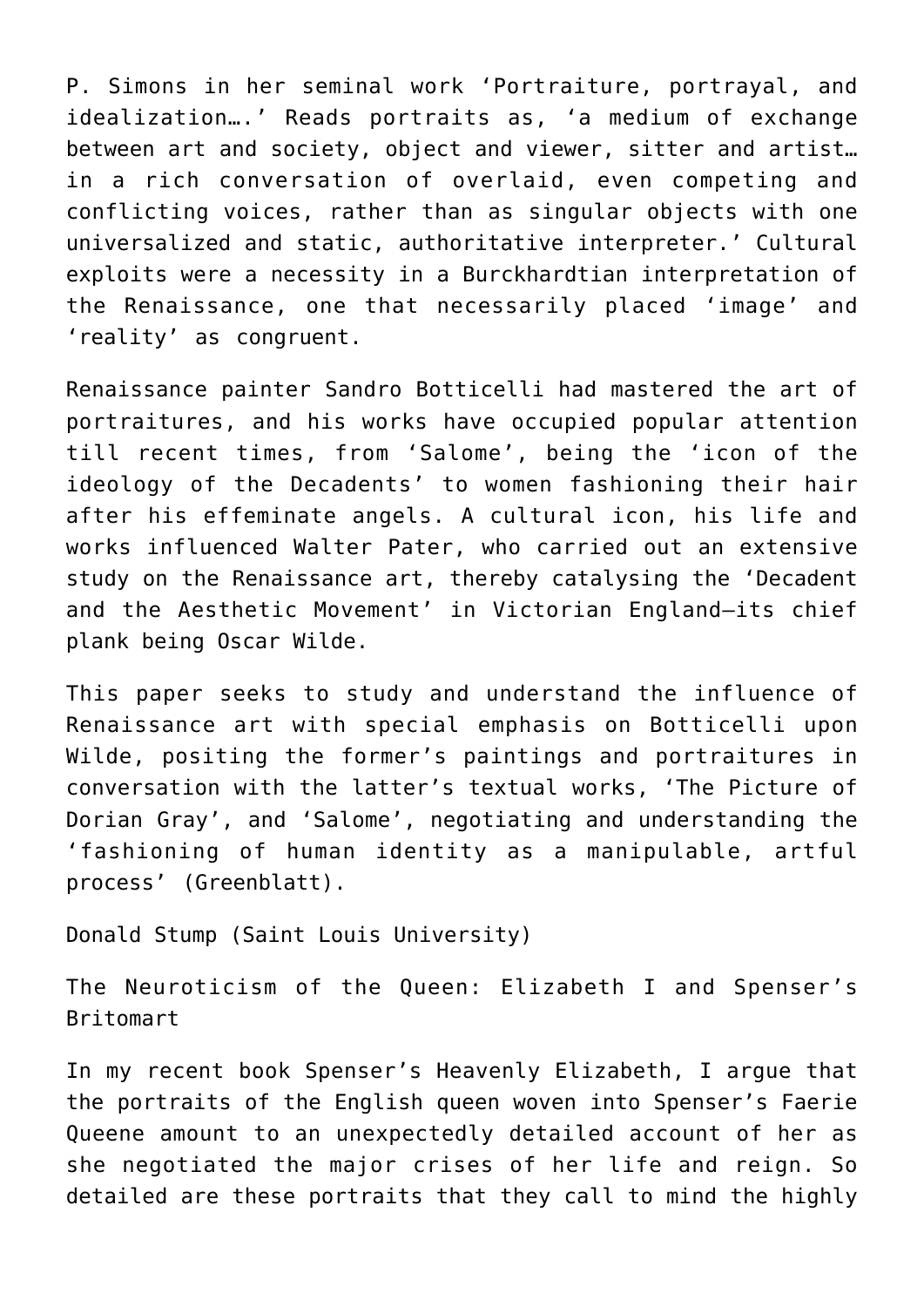P. Simons in her seminal work ‘Portraiture, portrayal, and idealization….’ Reads portraits as, ‘a medium of exchange between art and society, object and viewer, sitter and artist… in a rich conversation of overlaid, even competing and conflicting voices, rather than as singular objects with one universalized and static, authoritative interpreter.’ Cultural exploits were a necessity in a Burckhardtian interpretation of the Renaissance, one that necessarily placed ‘image’ and ‘reality’ as congruent.

Renaissance painter Sandro Botticelli had mastered the art of portraitures, and his works have occupied popular attention till recent times, from ‘Salome’, being the ‘icon of the ideology of the Decadents’ to women fashioning their hair after his effeminate angels. A cultural icon, his life and works influenced Walter Pater, who carried out an extensive study on the Renaissance art, thereby catalysing the ‘Decadent and the Aesthetic Movement’ in Victorian England—its chief plank being Oscar Wilde.

This paper seeks to study and understand the influence of Renaissance art with special emphasis on Botticelli upon Wilde, positing the former’s paintings and portraitures in conversation with the latter’s textual works, ‘The Picture of Dorian Gray’, and ‘Salome’, negotiating and understanding the ‘fashioning of human identity as a manipulable, artful process’ (Greenblatt).

Donald Stump (Saint Louis University)

The Neuroticism of the Queen: Elizabeth I and Spenser’s Britomart

In my recent book Spenser’s Heavenly Elizabeth, I argue that the portraits of the English queen woven into Spenser’s Faerie Queene amount to an unexpectedly detailed account of her as she negotiated the major crises of her life and reign. So detailed are these portraits that they call to mind the highly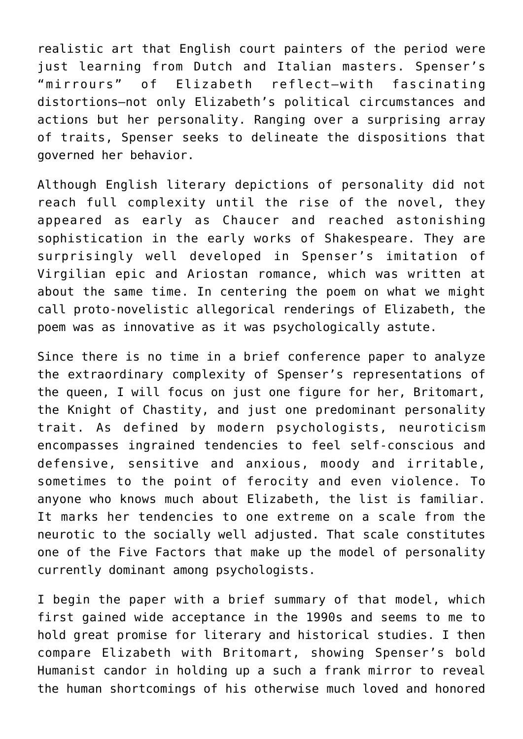realistic art that English court painters of the period were just learning from Dutch and Italian masters. Spenser's "mirrours" of Elizabeth reflect—with fascinating distortions—not only Elizabeth's political circumstances and actions but her personality. Ranging over a surprising array of traits, Spenser seeks to delineate the dispositions that governed her behavior.

Although English literary depictions of personality did not reach full complexity until the rise of the novel, they appeared as early as Chaucer and reached astonishing sophistication in the early works of Shakespeare. They are surprisingly well developed in Spenser's imitation of Virgilian epic and Ariostan romance, which was written at about the same time. In centering the poem on what we might call proto-novelistic allegorical renderings of Elizabeth, the poem was as innovative as it was psychologically astute.

Since there is no time in a brief conference paper to analyze the extraordinary complexity of Spenser's representations of the queen, I will focus on just one figure for her, Britomart, the Knight of Chastity, and just one predominant personality trait. As defined by modern psychologists, neuroticism encompasses ingrained tendencies to feel self-conscious and defensive, sensitive and anxious, moody and irritable, sometimes to the point of ferocity and even violence. To anyone who knows much about Elizabeth, the list is familiar. It marks her tendencies to one extreme on a scale from the neurotic to the socially well adjusted. That scale constitutes one of the Five Factors that make up the model of personality currently dominant among psychologists.

I begin the paper with a brief summary of that model, which first gained wide acceptance in the 1990s and seems to me to hold great promise for literary and historical studies. I then compare Elizabeth with Britomart, showing Spenser's bold Humanist candor in holding up a such a frank mirror to reveal the human shortcomings of his otherwise much loved and honored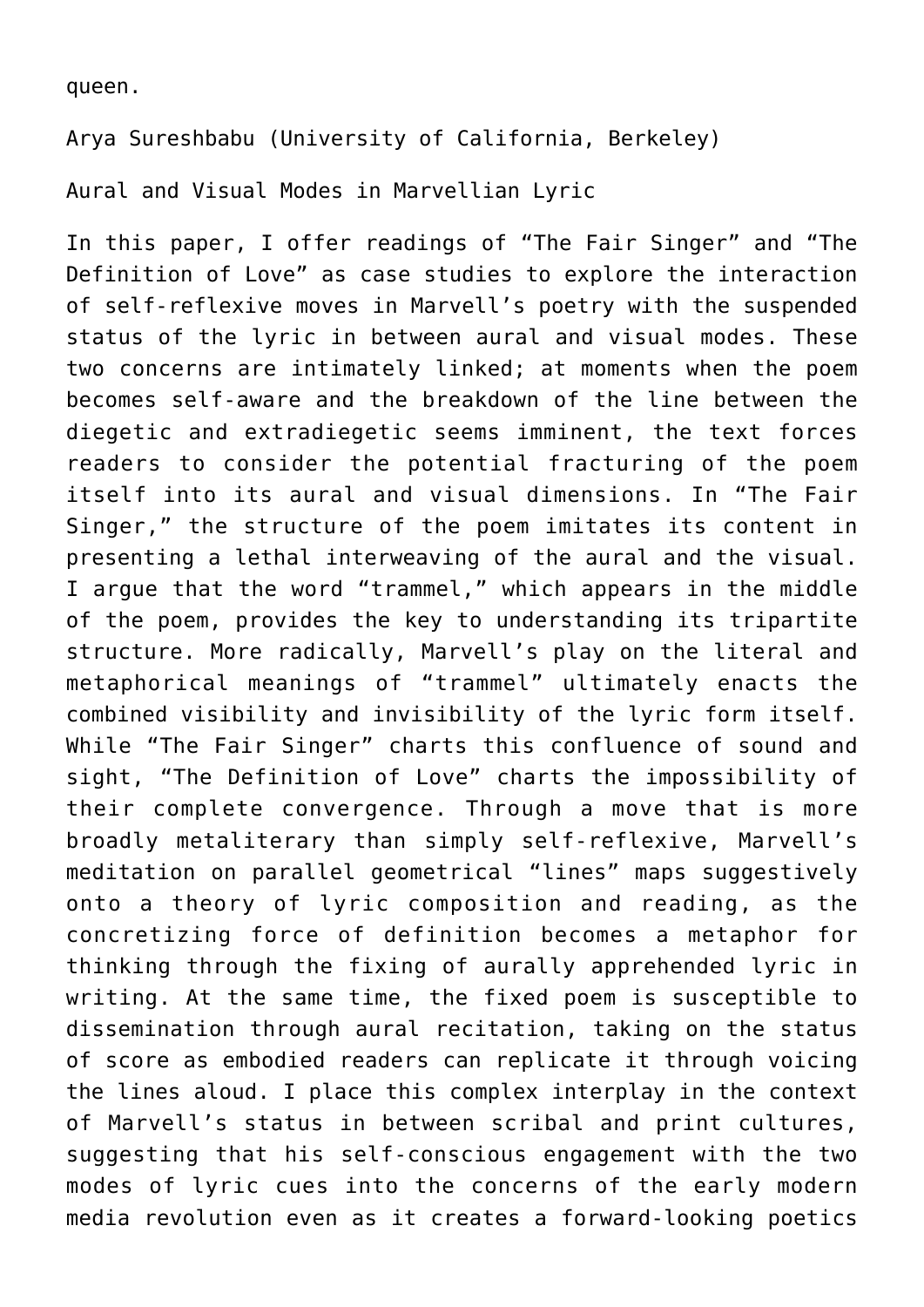queen.

Arya Sureshbabu (University of California, Berkeley)

Aural and Visual Modes in Marvellian Lyric

In this paper, I offer readings of “The Fair Singer” and “The Definition of Love” as case studies to explore the interaction of self-reflexive moves in Marvell’s poetry with the suspended status of the lyric in between aural and visual modes. These two concerns are intimately linked; at moments when the poem becomes self-aware and the breakdown of the line between the diegetic and extradiegetic seems imminent, the text forces readers to consider the potential fracturing of the poem itself into its aural and visual dimensions. In “The Fair Singer,” the structure of the poem imitates its content in presenting a lethal interweaving of the aural and the visual. I argue that the word “trammel,” which appears in the middle of the poem, provides the key to understanding its tripartite structure. More radically, Marvell’s play on the literal and metaphorical meanings of “trammel” ultimately enacts the combined visibility and invisibility of the lyric form itself. While “The Fair Singer” charts this confluence of sound and sight, “The Definition of Love” charts the impossibility of their complete convergence. Through a move that is more broadly metaliterary than simply self-reflexive, Marvell’s meditation on parallel geometrical “lines” maps suggestively onto a theory of lyric composition and reading, as the concretizing force of definition becomes a metaphor for thinking through the fixing of aurally apprehended lyric in writing. At the same time, the fixed poem is susceptible to dissemination through aural recitation, taking on the status of score as embodied readers can replicate it through voicing the lines aloud. I place this complex interplay in the context of Marvell’s status in between scribal and print cultures, suggesting that his self-conscious engagement with the two modes of lyric cues into the concerns of the early modern media revolution even as it creates a forward-looking poetics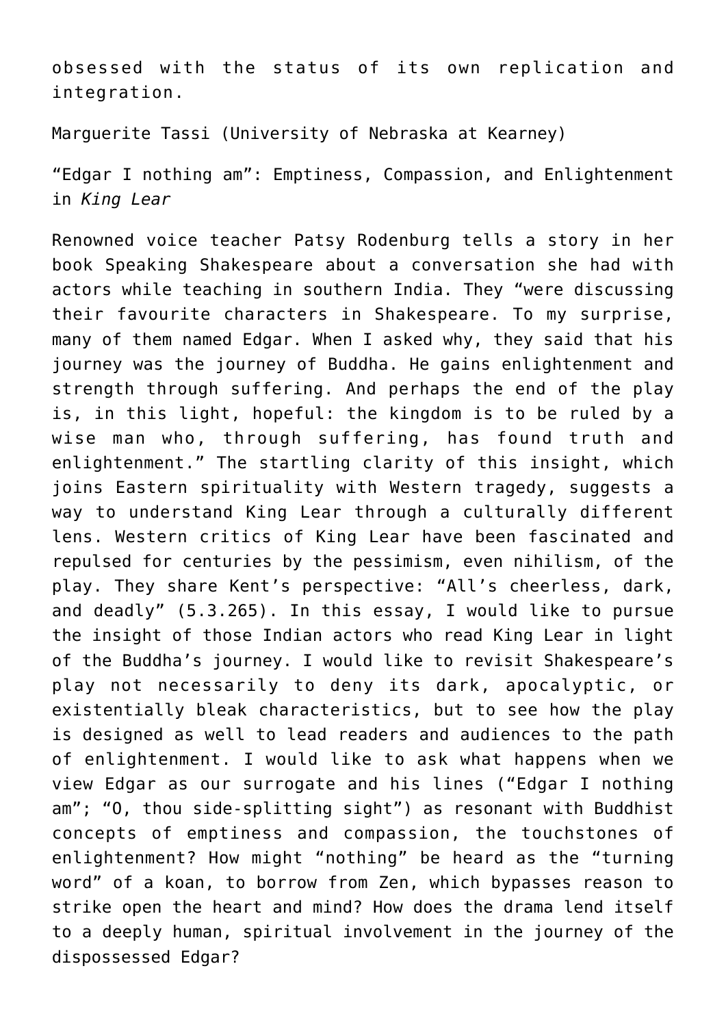obsessed with the status of its own replication and integration.

Marguerite Tassi (University of Nebraska at Kearney)

“Edgar I nothing am”: Emptiness, Compassion, and Enlightenment in *King Lear*

Renowned voice teacher Patsy Rodenburg tells a story in her book Speaking Shakespeare about a conversation she had with actors while teaching in southern India. They “were discussing their favourite characters in Shakespeare. To my surprise, many of them named Edgar. When I asked why, they said that his journey was the journey of Buddha. He gains enlightenment and strength through suffering. And perhaps the end of the play is, in this light, hopeful: the kingdom is to be ruled by a wise man who, through suffering, has found truth and enlightenment.” The startling clarity of this insight, which joins Eastern spirituality with Western tragedy, suggests a way to understand King Lear through a culturally different lens. Western critics of King Lear have been fascinated and repulsed for centuries by the pessimism, even nihilism, of the play. They share Kent’s perspective: “All’s cheerless, dark, and deadly” (5.3.265). In this essay, I would like to pursue the insight of those Indian actors who read King Lear in light of the Buddha’s journey. I would like to revisit Shakespeare’s play not necessarily to deny its dark, apocalyptic, or existentially bleak characteristics, but to see how the play is designed as well to lead readers and audiences to the path of enlightenment. I would like to ask what happens when we view Edgar as our surrogate and his lines (“Edgar I nothing am”; “O, thou side-splitting sight”) as resonant with Buddhist concepts of emptiness and compassion, the touchstones of enlightenment? How might “nothing” be heard as the “turning word” of a koan, to borrow from Zen, which bypasses reason to strike open the heart and mind? How does the drama lend itself to a deeply human, spiritual involvement in the journey of the dispossessed Edgar?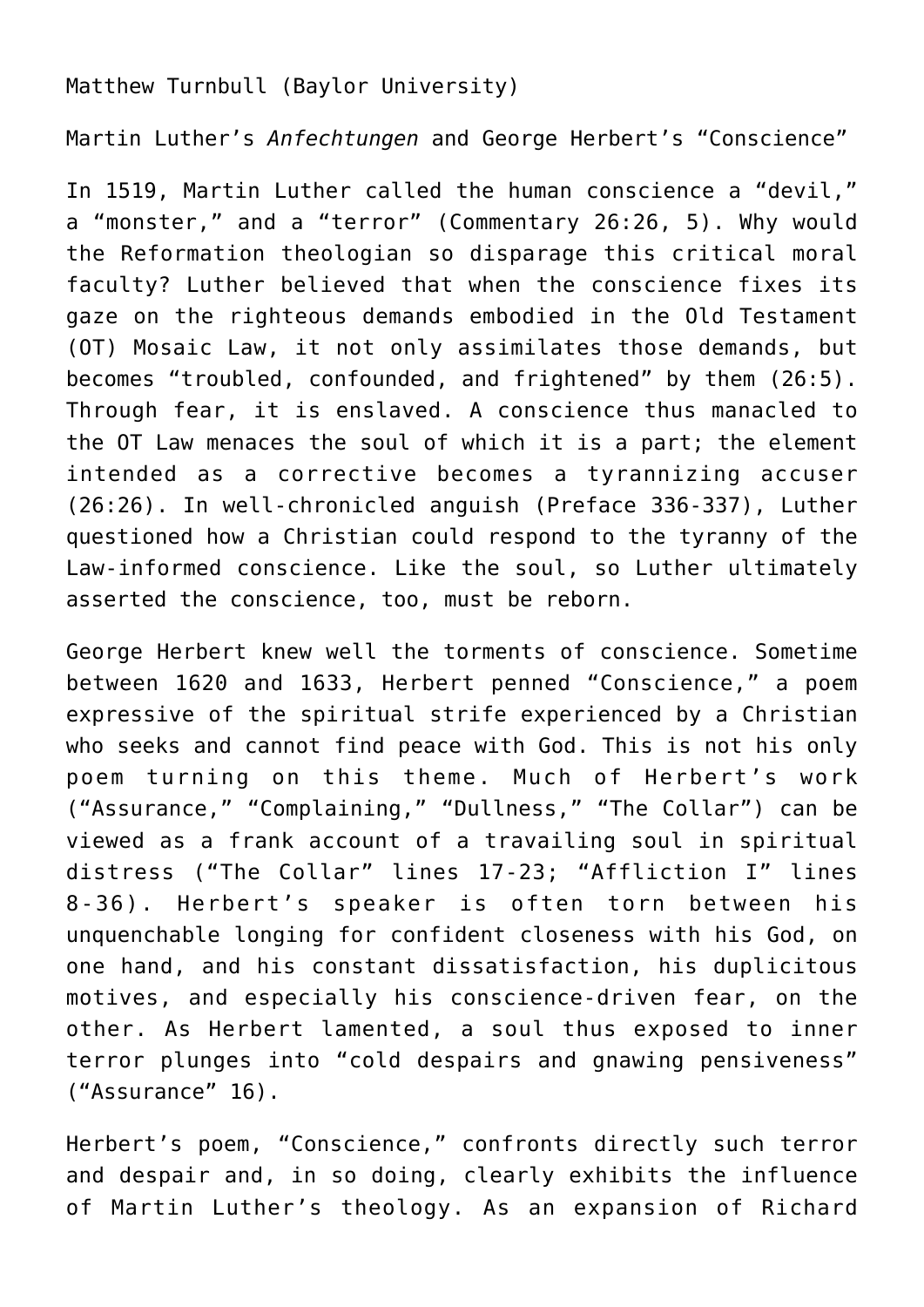Matthew Turnbull (Baylor University)

Martin Luther's *Anfechtungen* and George Herbert's "Conscience"

In 1519, Martin Luther called the human conscience a "devil," a "monster," and a "terror" (Commentary 26:26, 5). Why would the Reformation theologian so disparage this critical moral faculty? Luther believed that when the conscience fixes its gaze on the righteous demands embodied in the Old Testament (OT) Mosaic Law, it not only assimilates those demands, but becomes "troubled, confounded, and frightened" by them (26:5). Through fear, it is enslaved. A conscience thus manacled to the OT Law menaces the soul of which it is a part; the element intended as a corrective becomes a tyrannizing accuser (26:26). In well-chronicled anguish (Preface 336-337), Luther questioned how a Christian could respond to the tyranny of the Law-informed conscience. Like the soul, so Luther ultimately asserted the conscience, too, must be reborn.

George Herbert knew well the torments of conscience. Sometime between 1620 and 1633, Herbert penned "Conscience," a poem expressive of the spiritual strife experienced by a Christian who seeks and cannot find peace with God. This is not his only poem turning on this theme. Much of Herbert's work ("Assurance," "Complaining," "Dullness," "The Collar") can be viewed as a frank account of a travailing soul in spiritual distress ("The Collar" lines 17-23; "Affliction I" lines 8-36). Herbert's speaker is often torn between his unquenchable longing for confident closeness with his God, on one hand, and his constant dissatisfaction, his duplicitous motives, and especially his conscience-driven fear, on the other. As Herbert lamented, a soul thus exposed to inner terror plunges into "cold despairs and gnawing pensiveness" ("Assurance" 16).

Herbert's poem, "Conscience," confronts directly such terror and despair and, in so doing, clearly exhibits the influence of Martin Luther's theology. As an expansion of Richard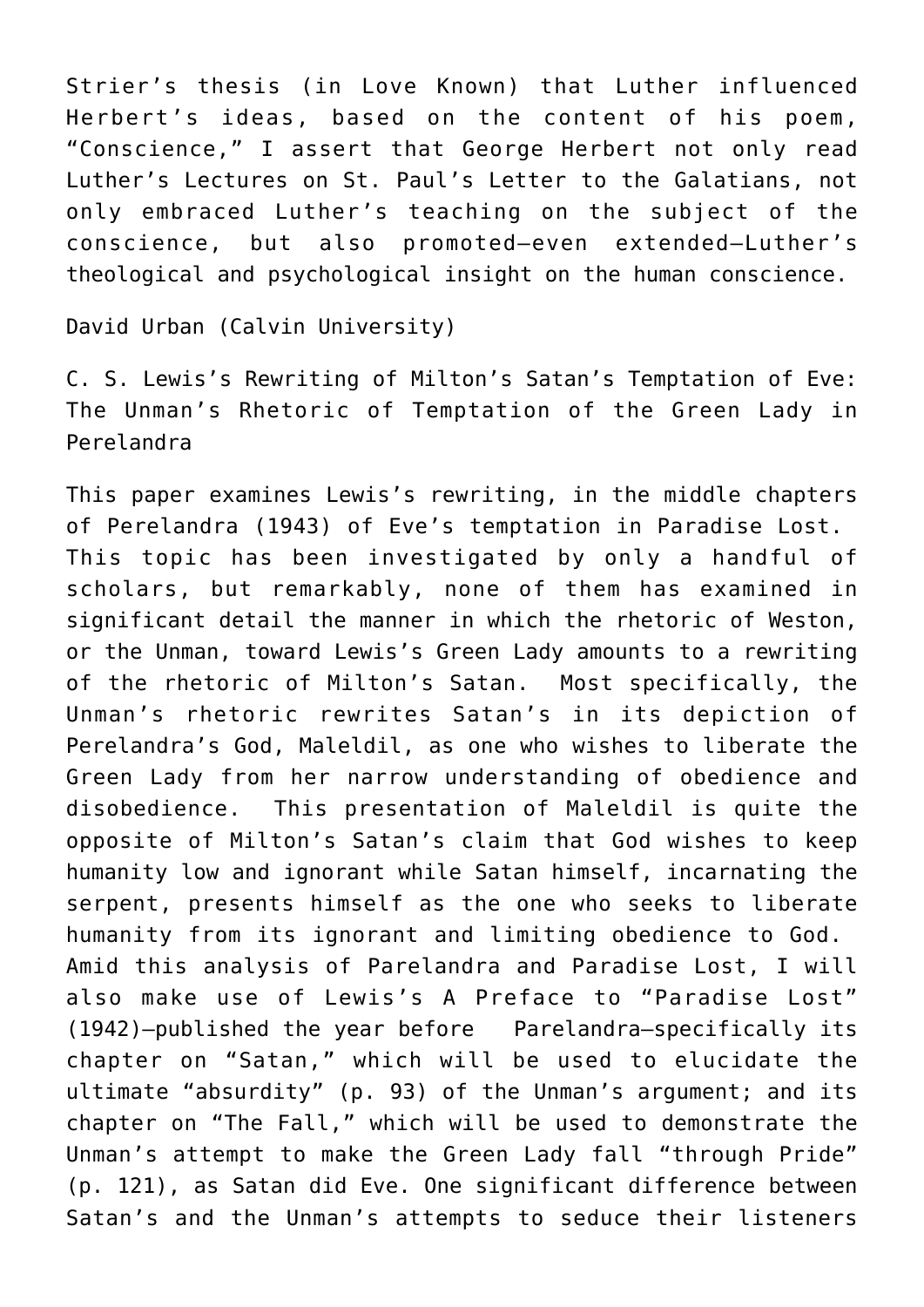Strier's thesis (in Love Known) that Luther influenced Herbert's ideas, based on the content of his poem, "Conscience," I assert that George Herbert not only read Luther's Lectures on St. Paul's Letter to the Galatians, not only embraced Luther's teaching on the subject of the conscience, but also promoted—even extended—Luther's theological and psychological insight on the human conscience.

David Urban (Calvin University)

C. S. Lewis's Rewriting of Milton's Satan's Temptation of Eve: The Unman's Rhetoric of Temptation of the Green Lady in Perelandra

This paper examines Lewis's rewriting, in the middle chapters of Perelandra (1943) of Eve's temptation in Paradise Lost. This topic has been investigated by only a handful of scholars, but remarkably, none of them has examined in significant detail the manner in which the rhetoric of Weston, or the Unman, toward Lewis's Green Lady amounts to a rewriting of the rhetoric of Milton's Satan. Most specifically, the Unman's rhetoric rewrites Satan's in its depiction of Perelandra's God, Maleldil, as one who wishes to liberate the Green Lady from her narrow understanding of obedience and disobedience. This presentation of Maleldil is quite the opposite of Milton's Satan's claim that God wishes to keep humanity low and ignorant while Satan himself, incarnating the serpent, presents himself as the one who seeks to liberate humanity from its ignorant and limiting obedience to God. Amid this analysis of Parelandra and Paradise Lost, I will also make use of Lewis's A Preface to "Paradise Lost" (1942)—published the year before Parelandra—specifically its chapter on "Satan," which will be used to elucidate the ultimate "absurdity" (p. 93) of the Unman's argument; and its chapter on "The Fall," which will be used to demonstrate the Unman's attempt to make the Green Lady fall "through Pride" (p. 121), as Satan did Eve. One significant difference between Satan's and the Unman's attempts to seduce their listeners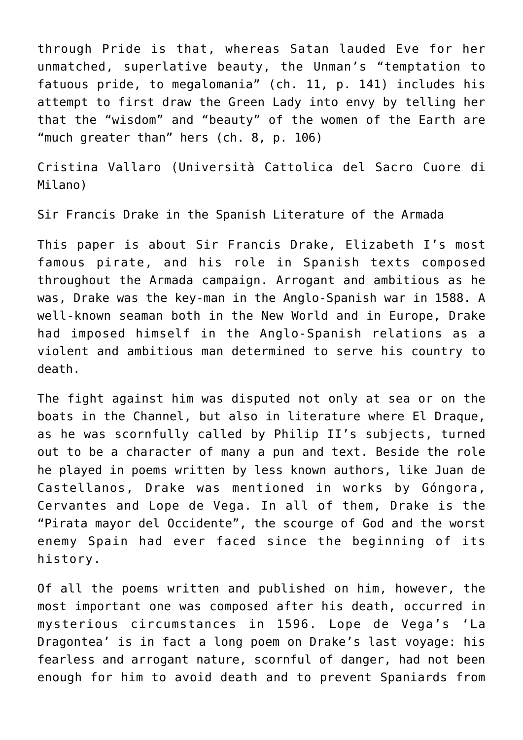through Pride is that, whereas Satan lauded Eve for her unmatched, superlative beauty, the Unman's "temptation to fatuous pride, to megalomania" (ch. 11, p. 141) includes his attempt to first draw the Green Lady into envy by telling her that the "wisdom" and "beauty" of the women of the Earth are "much greater than" hers (ch. 8, p. 106)

Cristina Vallaro (Università Cattolica del Sacro Cuore di Milano)

Sir Francis Drake in the Spanish Literature of the Armada

This paper is about Sir Francis Drake, Elizabeth I's most famous pirate, and his role in Spanish texts composed throughout the Armada campaign. Arrogant and ambitious as he was, Drake was the key-man in the Anglo-Spanish war in 1588. A well-known seaman both in the New World and in Europe, Drake had imposed himself in the Anglo-Spanish relations as a violent and ambitious man determined to serve his country to death.

The fight against him was disputed not only at sea or on the boats in the Channel, but also in literature where El Draque, as he was scornfully called by Philip II's subjects, turned out to be a character of many a pun and text. Beside the role he played in poems written by less known authors, like Juan de Castellanos, Drake was mentioned in works by Góngora, Cervantes and Lope de Vega. In all of them, Drake is the "Pirata mayor del Occidente", the scourge of God and the worst enemy Spain had ever faced since the beginning of its history.

Of all the poems written and published on him, however, the most important one was composed after his death, occurred in mysterious circumstances in 1596. Lope de Vega's 'La Dragontea' is in fact a long poem on Drake's last voyage: his fearless and arrogant nature, scornful of danger, had not been enough for him to avoid death and to prevent Spaniards from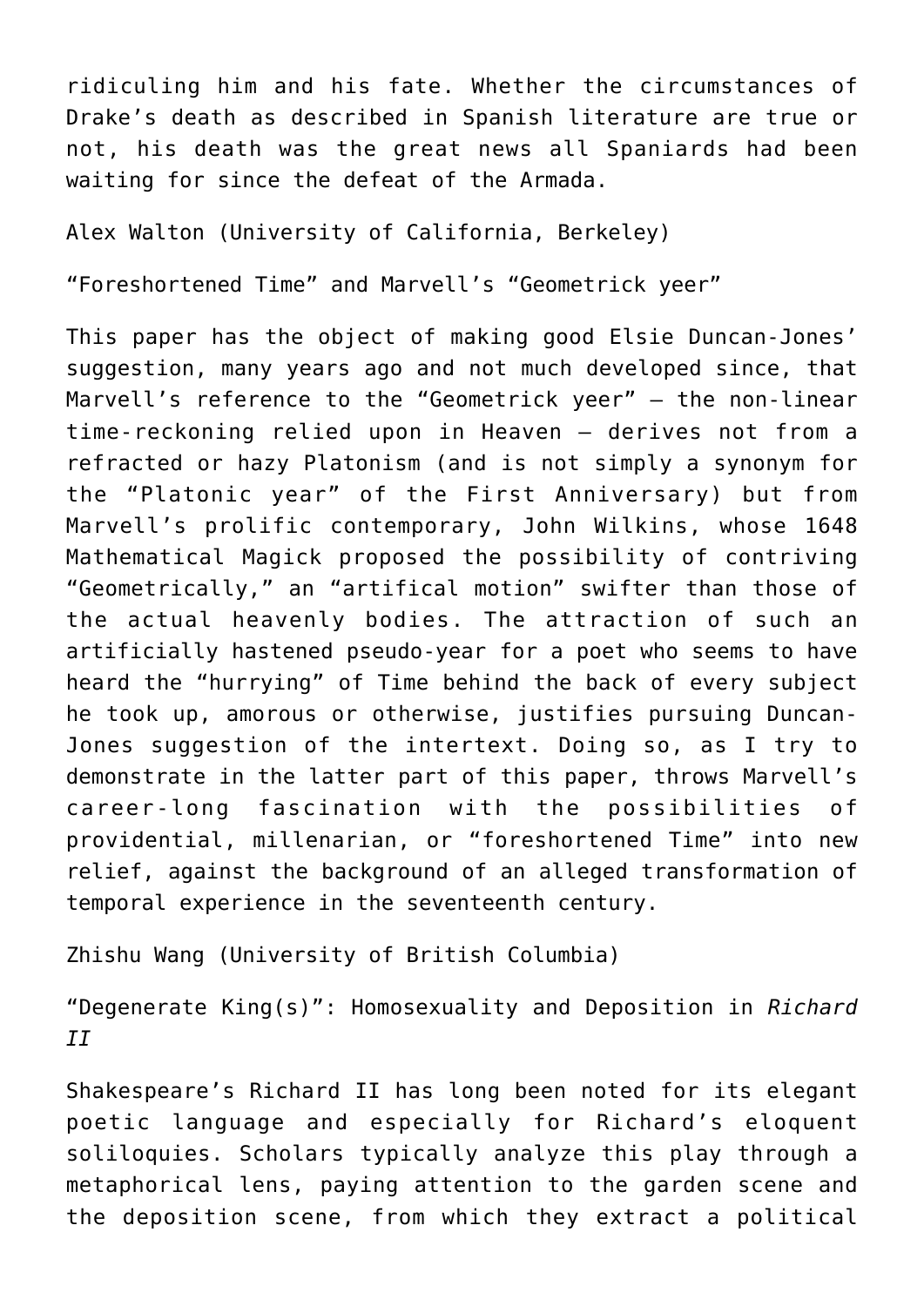ridiculing him and his fate. Whether the circumstances of Drake's death as described in Spanish literature are true or not, his death was the great news all Spaniards had been waiting for since the defeat of the Armada.

Alex Walton (University of California, Berkeley)

"Foreshortened Time" and Marvell's "Geometrick yeer"

This paper has the object of making good Elsie Duncan-Jones' suggestion, many years ago and not much developed since, that Marvell's reference to the "Geometrick yeer" – the non-linear time-reckoning relied upon in Heaven – derives not from a refracted or hazy Platonism (and is not simply a synonym for the "Platonic year" of the First Anniversary) but from Marvell's prolific contemporary, John Wilkins, whose 1648 Mathematical Magick proposed the possibility of contriving "Geometrically," an "artifical motion" swifter than those of the actual heavenly bodies. The attraction of such an artificially hastened pseudo-year for a poet who seems to have heard the "hurrying" of Time behind the back of every subject he took up, amorous or otherwise, justifies pursuing Duncan-Jones suggestion of the intertext. Doing so, as I try to demonstrate in the latter part of this paper, throws Marvell's career-long fascination with the possibilities of providential, millenarian, or "foreshortened Time" into new relief, against the background of an alleged transformation of temporal experience in the seventeenth century.

Zhishu Wang (University of British Columbia)

"Degenerate King(s)": Homosexuality and Deposition in *Richard II*

Shakespeare's Richard II has long been noted for its elegant poetic language and especially for Richard's eloquent soliloquies. Scholars typically analyze this play through a metaphorical lens, paying attention to the garden scene and the deposition scene, from which they extract a political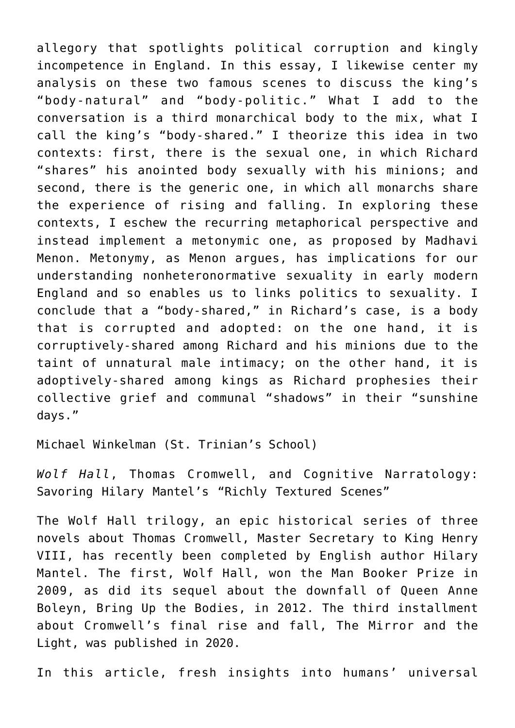allegory that spotlights political corruption and kingly incompetence in England. In this essay, I likewise center my analysis on these two famous scenes to discuss the king's "body-natural" and "body-politic." What I add to the conversation is a third monarchical body to the mix, what I call the king's "body-shared." I theorize this idea in two contexts: first, there is the sexual one, in which Richard "shares" his anointed body sexually with his minions; and second, there is the generic one, in which all monarchs share the experience of rising and falling. In exploring these contexts, I eschew the recurring metaphorical perspective and instead implement a metonymic one, as proposed by Madhavi Menon. Metonymy, as Menon argues, has implications for our understanding nonheteronormative sexuality in early modern England and so enables us to links politics to sexuality. I conclude that a "body-shared," in Richard's case, is a body that is corrupted and adopted: on the one hand, it is corruptively-shared among Richard and his minions due to the taint of unnatural male intimacy; on the other hand, it is adoptively-shared among kings as Richard prophesies their collective grief and communal "shadows" in their "sunshine days."

Michael Winkelman (St. Trinian's School)

*Wolf Hall*, Thomas Cromwell, and Cognitive Narratology: Savoring Hilary Mantel's "Richly Textured Scenes"

The Wolf Hall trilogy, an epic historical series of three novels about Thomas Cromwell, Master Secretary to King Henry VIII, has recently been completed by English author Hilary Mantel. The first, Wolf Hall, won the Man Booker Prize in 2009, as did its sequel about the downfall of Queen Anne Boleyn, Bring Up the Bodies, in 2012. The third installment about Cromwell's final rise and fall, The Mirror and the Light, was published in 2020.

In this article, fresh insights into humans' universal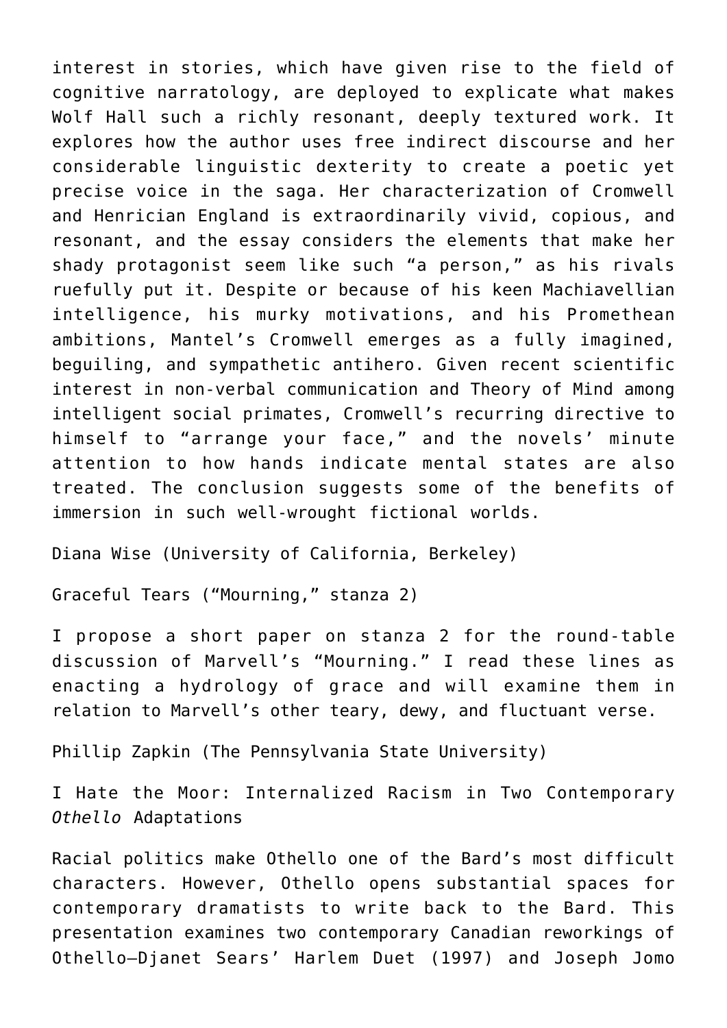interest in stories, which have given rise to the field of cognitive narratology, are deployed to explicate what makes Wolf Hall such a richly resonant, deeply textured work. It explores how the author uses free indirect discourse and her considerable linguistic dexterity to create a poetic yet precise voice in the saga. Her characterization of Cromwell and Henrician England is extraordinarily vivid, copious, and resonant, and the essay considers the elements that make her shady protagonist seem like such "a person," as his rivals ruefully put it. Despite or because of his keen Machiavellian intelligence, his murky motivations, and his Promethean ambitions, Mantel's Cromwell emerges as a fully imagined, beguiling, and sympathetic antihero. Given recent scientific interest in non-verbal communication and Theory of Mind among intelligent social primates, Cromwell's recurring directive to himself to "arrange your face," and the novels' minute attention to how hands indicate mental states are also treated. The conclusion suggests some of the benefits of immersion in such well-wrought fictional worlds.

Diana Wise (University of California, Berkeley)

Graceful Tears ("Mourning," stanza 2)

I propose a short paper on stanza 2 for the round-table discussion of Marvell's "Mourning." I read these lines as enacting a hydrology of grace and will examine them in relation to Marvell's other teary, dewy, and fluctuant verse.

Phillip Zapkin (The Pennsylvania State University)

I Hate the Moor: Internalized Racism in Two Contemporary *Othello* Adaptations

Racial politics make Othello one of the Bard's most difficult characters. However, Othello opens substantial spaces for contemporary dramatists to write back to the Bard. This presentation examines two contemporary Canadian reworkings of Othello—Djanet Sears' Harlem Duet (1997) and Joseph Jomo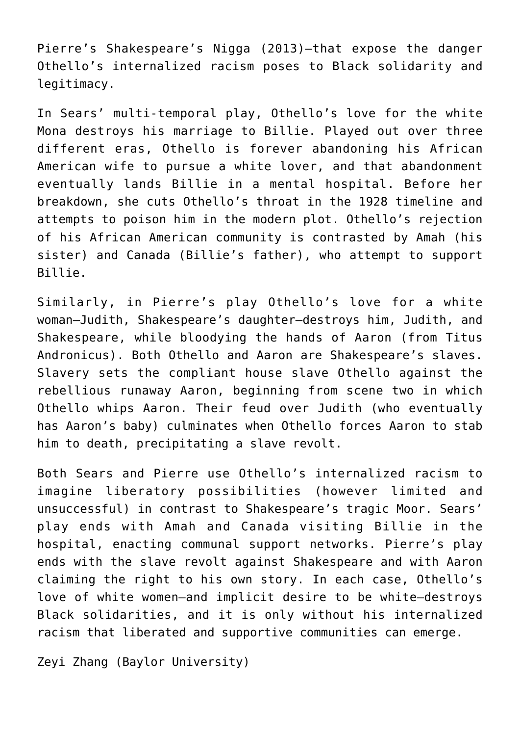Pierre's Shakespeare's Nigga (2013)—that expose the danger Othello's internalized racism poses to Black solidarity and legitimacy.

In Sears' multi-temporal play, Othello's love for the white Mona destroys his marriage to Billie. Played out over three different eras, Othello is forever abandoning his African American wife to pursue a white lover, and that abandonment eventually lands Billie in a mental hospital. Before her breakdown, she cuts Othello's throat in the 1928 timeline and attempts to poison him in the modern plot. Othello's rejection of his African American community is contrasted by Amah (his sister) and Canada (Billie's father), who attempt to support Billie.

Similarly, in Pierre's play Othello's love for a white woman—Judith, Shakespeare's daughter—destroys him, Judith, and Shakespeare, while bloodying the hands of Aaron (from Titus Andronicus). Both Othello and Aaron are Shakespeare's slaves. Slavery sets the compliant house slave Othello against the rebellious runaway Aaron, beginning from scene two in which Othello whips Aaron. Their feud over Judith (who eventually has Aaron's baby) culminates when Othello forces Aaron to stab him to death, precipitating a slave revolt.

Both Sears and Pierre use Othello's internalized racism to imagine liberatory possibilities (however limited and unsuccessful) in contrast to Shakespeare's tragic Moor. Sears' play ends with Amah and Canada visiting Billie in the hospital, enacting communal support networks. Pierre's play ends with the slave revolt against Shakespeare and with Aaron claiming the right to his own story. In each case, Othello's love of white women—and implicit desire to be white—destroys Black solidarities, and it is only without his internalized racism that liberated and supportive communities can emerge.

Zeyi Zhang (Baylor University)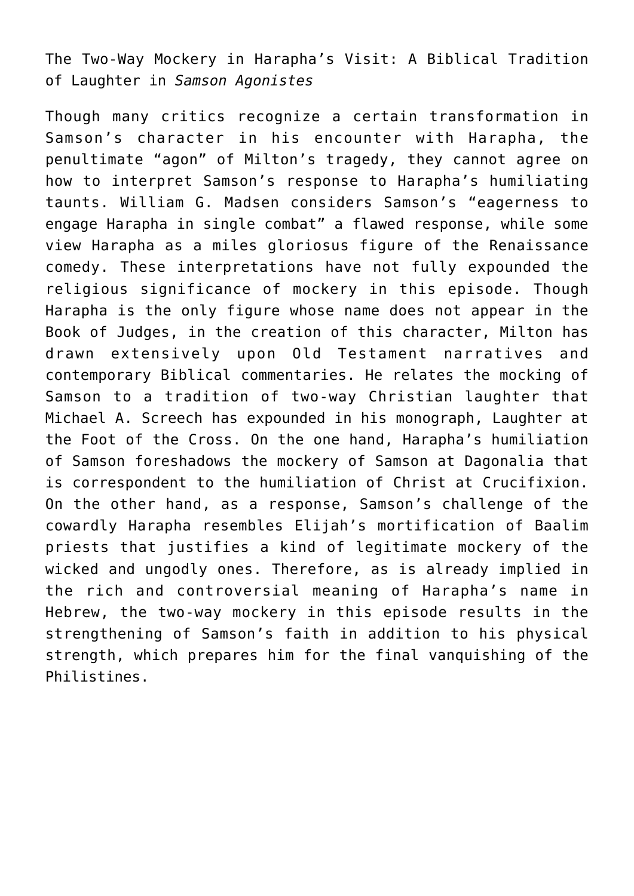# The Two-Way Mockery in Harapha's Visit: A Biblical Tradition of Laughter in *Samson Agonistes*

Though many critics recognize a certain transformation in Samson's character in his encounter with Harapha, the penultimate "agon" of Milton's tragedy, they cannot agree on how to interpret Samson's response to Harapha's humiliating taunts. William G. Madsen considers Samson's "eagerness to engage Harapha in single combat" a flawed response, while some view Harapha as a miles gloriosus figure of the Renaissance comedy. These interpretations have not fully expounded the religious significance of mockery in this episode. Though Harapha is the only figure whose name does not appear in the Book of Judges, in the creation of this character, Milton has drawn extensively upon Old Testament narratives and contemporary Biblical commentaries. He relates the mocking of Samson to a tradition of two-way Christian laughter that Michael A. Screech has expounded in his monograph, Laughter at the Foot of the Cross. On the one hand, Harapha's humiliation of Samson foreshadows the mockery of Samson at Dagonalia that is correspondent to the humiliation of Christ at Crucifixion. On the other hand, as a response, Samson's challenge of the cowardly Harapha resembles Elijah's mortification of Baalim priests that justifies a kind of legitimate mockery of the wicked and ungodly ones. Therefore, as is already implied in the rich and controversial meaning of Harapha's name in Hebrew, the two-way mockery in this episode results in the strengthening of Samson's faith in addition to his physical strength, which prepares him for the final vanquishing of the Philistines.